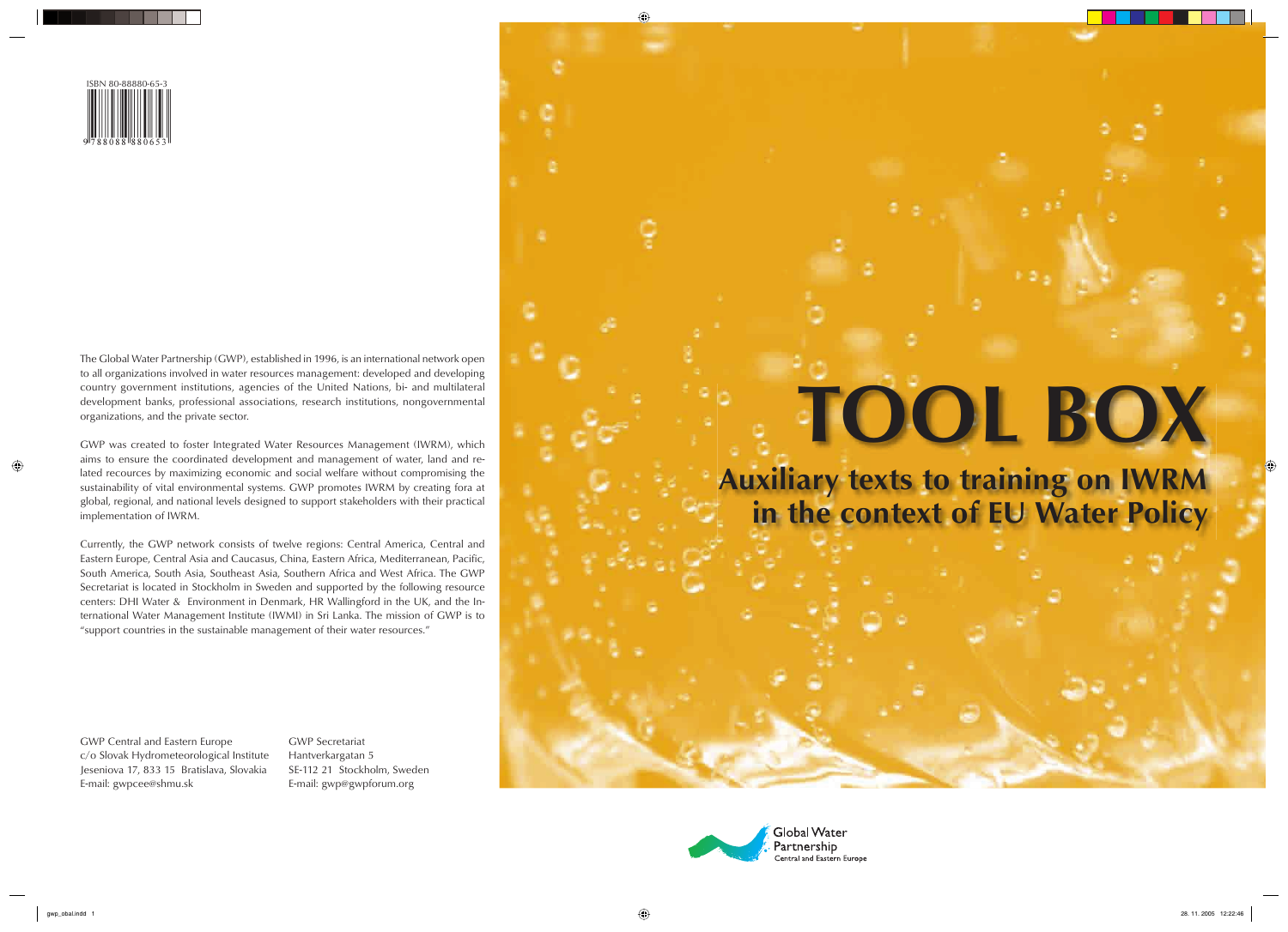ISBN 80-88880-65-3

The Global Water Partnership (GWP), established in 1996, is an international network open to all organizations involved in water resources management: developed and developing country government institutions, agencies of the United Nations, bi- and multilateral development banks, professional associations, research institutions, nongovernmental organizations, and the private sector.

GWP was created to foster Integrated Water Resources Management (IWRM), which aims to ensure the coordinated development and management of water, land and related recources by maximizing economic and social welfare without compromising the sustainability of vital environmental systems. GWP promotes IWRM by creating fora at global, regional, and national levels designed to support stakeholders with their practical implementation of IWRM.

Currently, the GWP network consists of twelve regions: Central America, Central and Eastern Europe, Central Asia and Caucasus, China, Eastern Africa, Mediterranean, Pacific, South America, South Asia, Southeast Asia, Southern Africa and West Africa. The GWP Secretariat is located in Stockholm in Sweden and supported by the following resource centers: DHI Water & Environment in Denmark, HR Wallingford in the UK, and the International Water Management Institute (IWMI) in Sri Lanka. The mission of GWP is to "support countries in the sustainable management of their water resources."

GWP Central and Eastern Europe
c/o Slovak Hydrometeorological Institute
Jeseniova 17, 833 15 Bratislava, Slovakia
E-mail: gwpcee@shmu.sk

GWP Secretariat
Hantverkargatan 5
SE-112 21 Stockholm, Sweden
E-mail: gwp@gwpforum.org

# TOOL BOX

## Auxiliary texts to training on IWRM in the context of EU Water Policy

Global Water Partnership
Central and Eastern Europe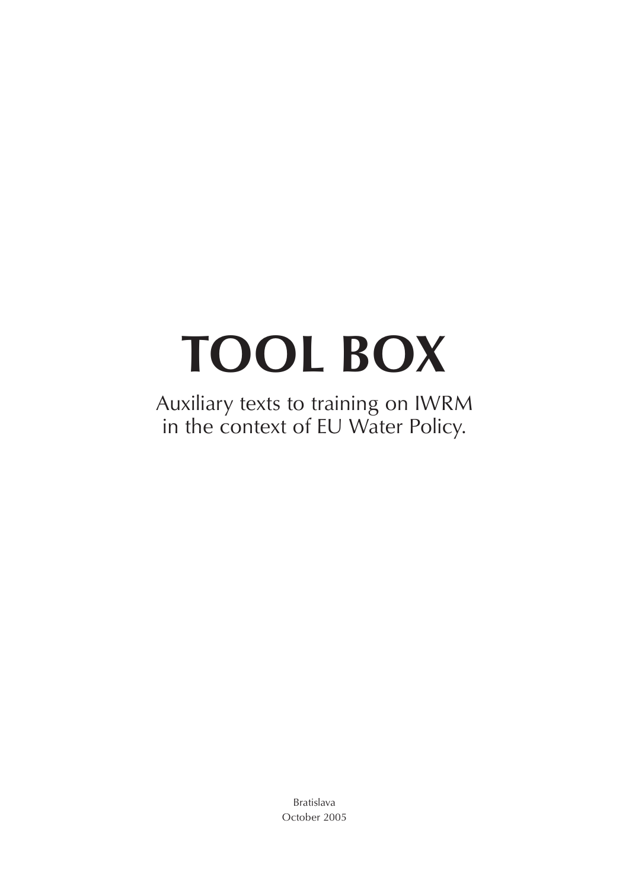# TOOL BOX

Auxiliary texts to training on IWRM in the context of EU Water Policy.

Bratislava
October 2005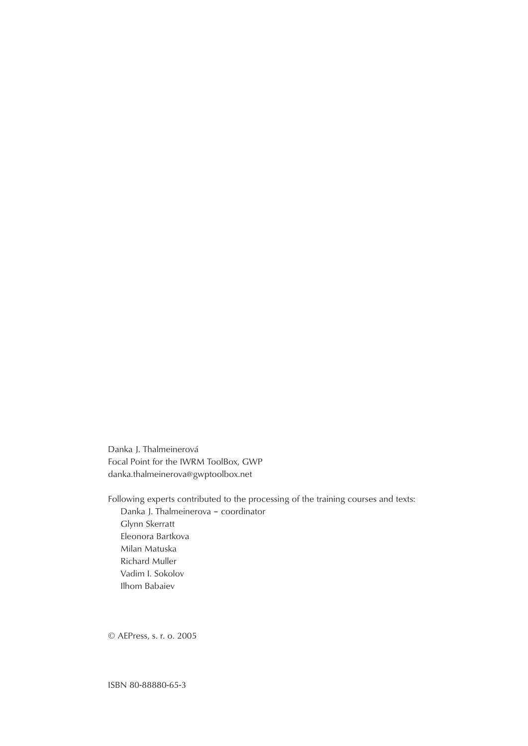Danka J. Thalmeinerová
Focal Point for the IWRM ToolBox, GWP
danka.thalmeinerova@gwptoolbox.net

Following experts contributed to the processing of the training courses and texts:

- Danka J. Thalmeinerova – coordinator
- Glynn Skerratt
- Eleonora Bartkova
- Milan Matuska
- Richard Muller
- Vadim I. Sokolov
- Ilhom Babaiev

© AEPress, s. r. o. 2005

ISBN 80-88880-65-3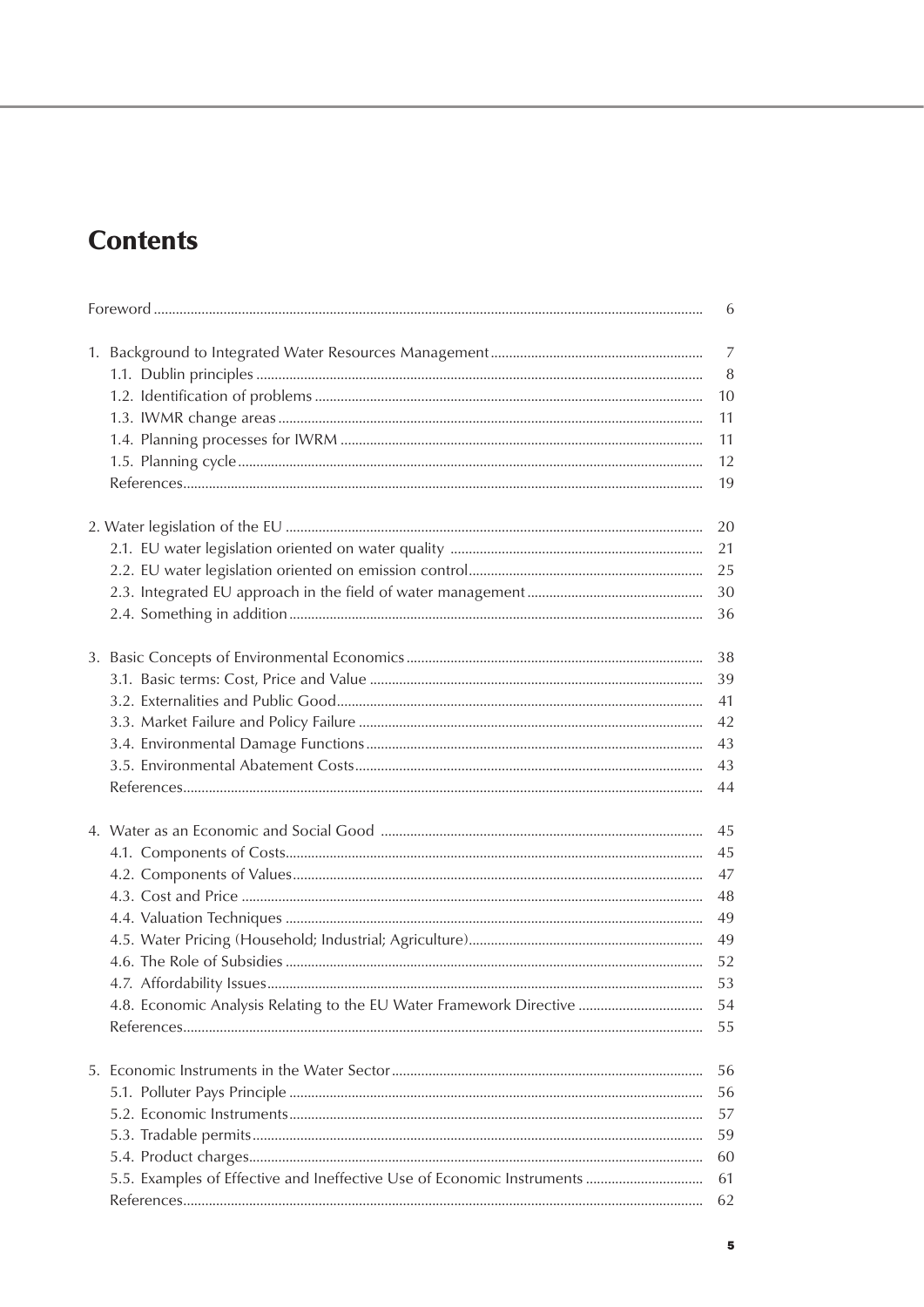# Contents

Foreword ........................................................................ 6

1. Background to Integrated Water Resources Management ........................ 7
   - 1.1. Dublin principles ........................................................ 8
   - 1.2. Identification of problems ............................................. 10
   - 1.3. IWMR change areas ....................................................... 11
   - 1.4. Planning processes for IWRM ............................................. 11
   - 1.5. Planning cycle ........................................................... 12
   - References ................................................................... 19

2. Water legislation of the EU ................................................... 20
   - 2.1. EU water legislation oriented on water quality .......................... 21
   - 2.2. EU water legislation oriented on emission control ....................... 25
   - 2.3. Integrated EU approach in the field of water management ................. 30
   - 2.4. Something in addition ................................................... 36

3. Basic Concepts of Environmental Economics .................................... 38
   - 3.1. Basic terms: Cost, Price and Value ...................................... 39
   - 3.2. Externalities and Public Good ........................................... 41
   - 3.3. Market Failure and Policy Failure ....................................... 42
   - 3.4. Environmental Damage Functions .......................................... 43
   - 3.5. Environmental Abatement Costs ........................................... 43
   - References ................................................................... 44

4. Water as an Economic and Social Good ......................................... 45
   - 4.1. Components of Costs ..................................................... 45
   - 4.2. Components of Values .................................................... 47
   - 4.3. Cost and Price ........................................................... 48
   - 4.4. Valuation Techniques .................................................... 49
   - 4.5. Water Pricing (Household; Industrial; Agriculture) ...................... 49
   - 4.6. The Role of Subsidies ................................................... 52
   - 4.7. Affordability Issues .................................................... 53
   - 4.8. Economic Analysis Relating to the EU Water Framework Directive ......... 54
   - References ................................................................... 55

5. Economic Instruments in the Water Sector ..................................... 56
   - 5.1. Polluter Pays Principle ................................................. 56
   - 5.2. Economic Instruments .................................................... 57
   - 5.3. Tradable permits ......................................................... 59
   - 5.4. Product charges .......................................................... 60
   - 5.5. Examples of Effective and Ineffective Use of Economic Instruments ...... 61
   - References ................................................................... 62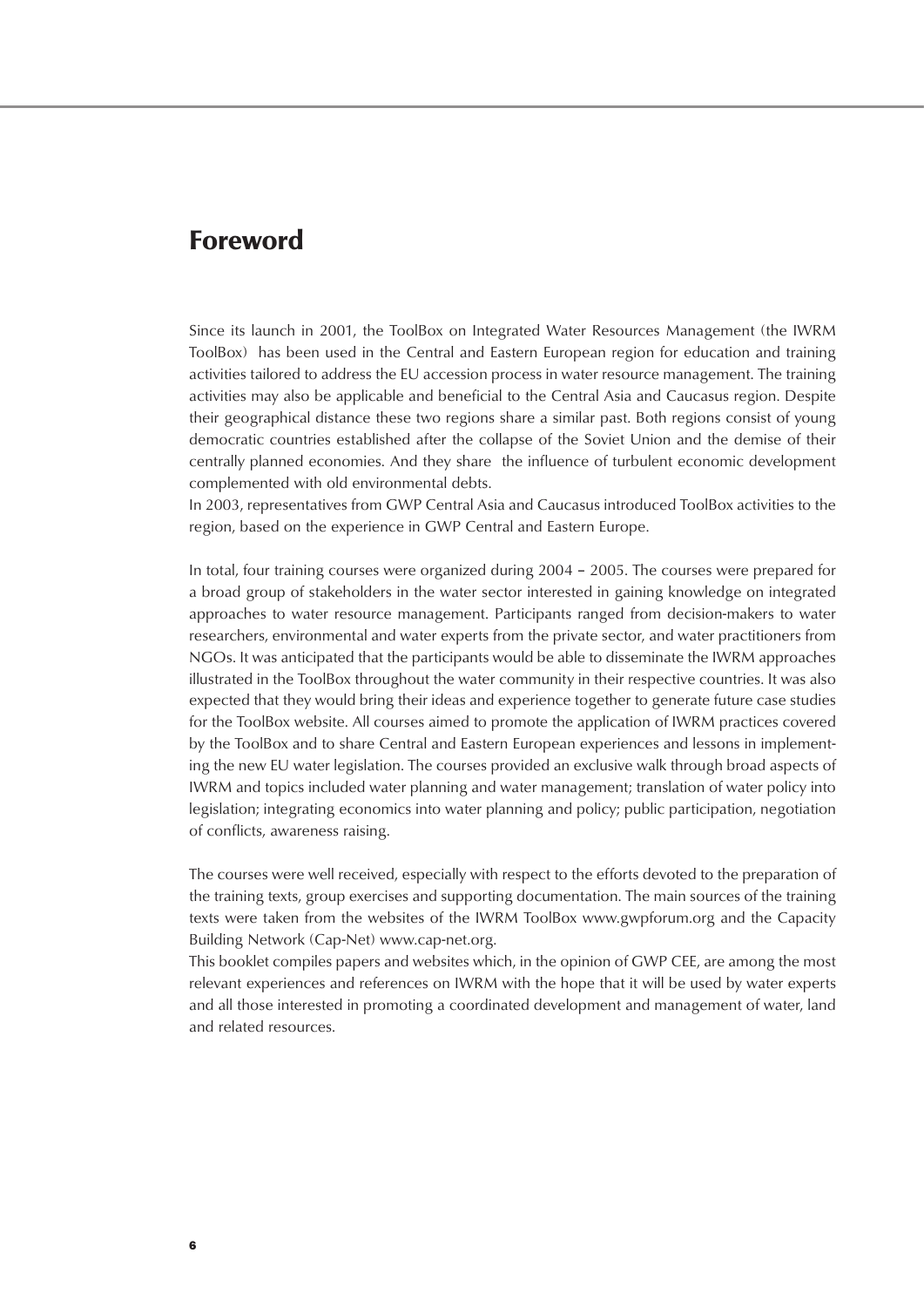# Foreword

Since its launch in 2001, the ToolBox on Integrated Water Resources Management (the IWRM ToolBox) has been used in the Central and Eastern European region for education and training activities tailored to address the EU accession process in water resource management. The training activities may also be applicable and beneficial to the Central Asia and Caucasus region. Despite their geographical distance these two regions share a similar past. Both regions consist of young democratic countries established after the collapse of the Soviet Union and the demise of their centrally planned economies. And they share the influence of turbulent economic development complemented with old environmental debts.
In 2003, representatives from GWP Central Asia and Caucasus introduced ToolBox activities to the region, based on the experience in GWP Central and Eastern Europe.

In total, four training courses were organized during 2004 – 2005. The courses were prepared for a broad group of stakeholders in the water sector interested in gaining knowledge on integrated approaches to water resource management. Participants ranged from decision-makers to water researchers, environmental and water experts from the private sector, and water practitioners from NGOs. It was anticipated that the participants would be able to disseminate the IWRM approaches illustrated in the ToolBox throughout the water community in their respective countries. It was also expected that they would bring their ideas and experience together to generate future case studies for the ToolBox website. All courses aimed to promote the application of IWRM practices covered by the ToolBox and to share Central and Eastern European experiences and lessons in implementing the new EU water legislation. The courses provided an exclusive walk through broad aspects of IWRM and topics included water planning and water management; translation of water policy into legislation; integrating economics into water planning and policy; public participation, negotiation of conflicts, awareness raising.

The courses were well received, especially with respect to the efforts devoted to the preparation of the training texts, group exercises and supporting documentation. The main sources of the training texts were taken from the websites of the IWRM ToolBox www.gwpforum.org and the Capacity Building Network (Cap-Net) www.cap-net.org.
This booklet compiles papers and websites which, in the opinion of GWP CEE, are among the most relevant experiences and references on IWRM with the hope that it will be used by water experts and all those interested in promoting a coordinated development and management of water, land and related resources.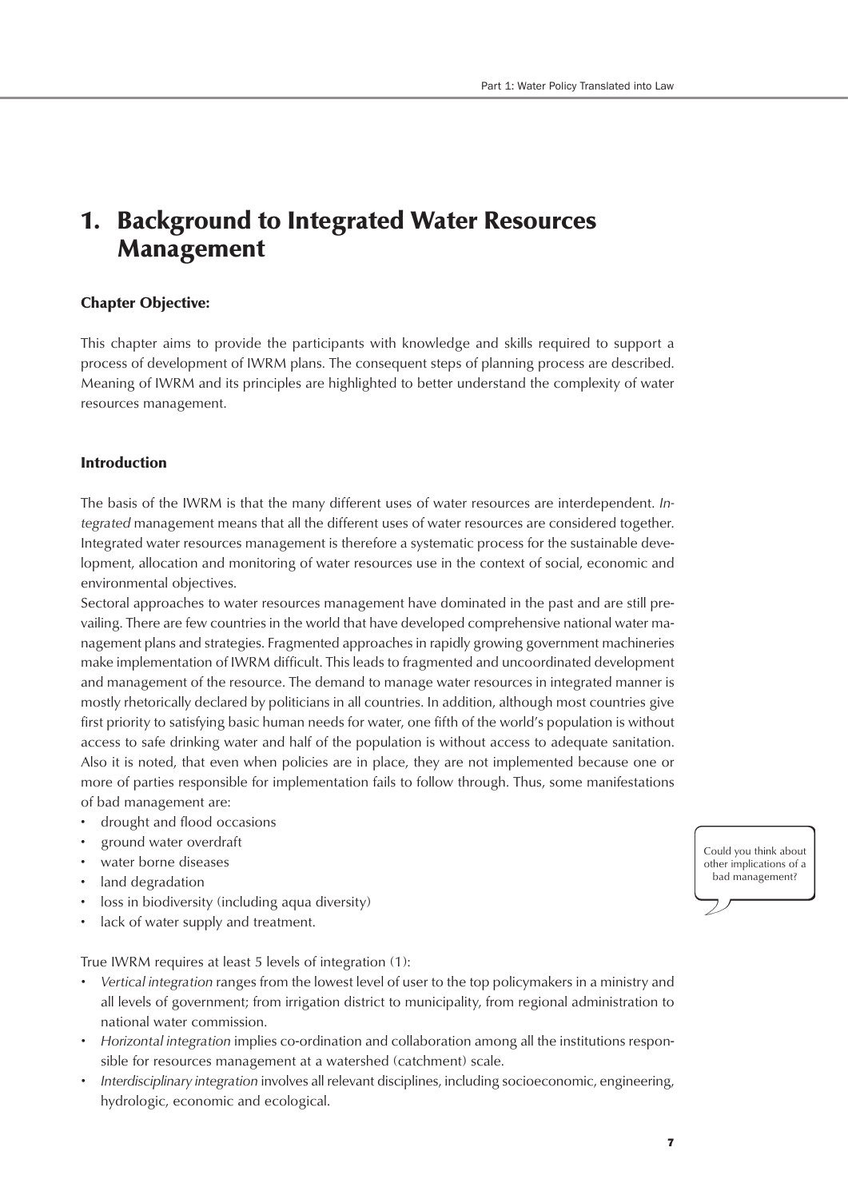# 1. Background to Integrated Water Resources Management

### Chapter Objective:

This chapter aims to provide the participants with knowledge and skills required to support a process of development of IWRM plans. The consequent steps of planning process are described. Meaning of IWRM and its principles are highlighted to better understand the complexity of water resources management.

### Introduction

The basis of the IWRM is that the many different uses of water resources are interdependent. *Integrated* management means that all the different uses of water resources are considered together. Integrated water resources management is therefore a systematic process for the sustainable development, allocation and monitoring of water resources use in the context of social, economic and environmental objectives.

Sectoral approaches to water resources management have dominated in the past and are still prevailing. There are few countries in the world that have developed comprehensive national water management plans and strategies. Fragmented approaches in rapidly growing government machineries make implementation of IWRM difficult. This leads to fragmented and uncoordinated development and management of the resource. The demand to manage water resources in integrated manner is mostly rhetorically declared by politicians in all countries. In addition, although most countries give first priority to satisfying basic human needs for water, one fifth of the world's population is without access to safe drinking water and half of the population is without access to adequate sanitation. Also it is noted, that even when policies are in place, they are not implemented because one or more of parties responsible for implementation fails to follow through. Thus, some manifestations of bad management are:

- drought and flood occasions
- ground water overdraft
- water borne diseases
- land degradation
- loss in biodiversity (including aqua diversity)
- lack of water supply and treatment.

Could you think about other implications of a bad management?

True IWRM requires at least 5 levels of integration (1):

- *Vertical integration* ranges from the lowest level of user to the top policymakers in a ministry and all levels of government; from irrigation district to municipality, from regional administration to national water commission.
- *Horizontal integration* implies co-ordination and collaboration among all the institutions responsible for resources management at a watershed (catchment) scale.
- *Interdisciplinary integration* involves all relevant disciplines, including socioeconomic, engineering, hydrologic, economic and ecological.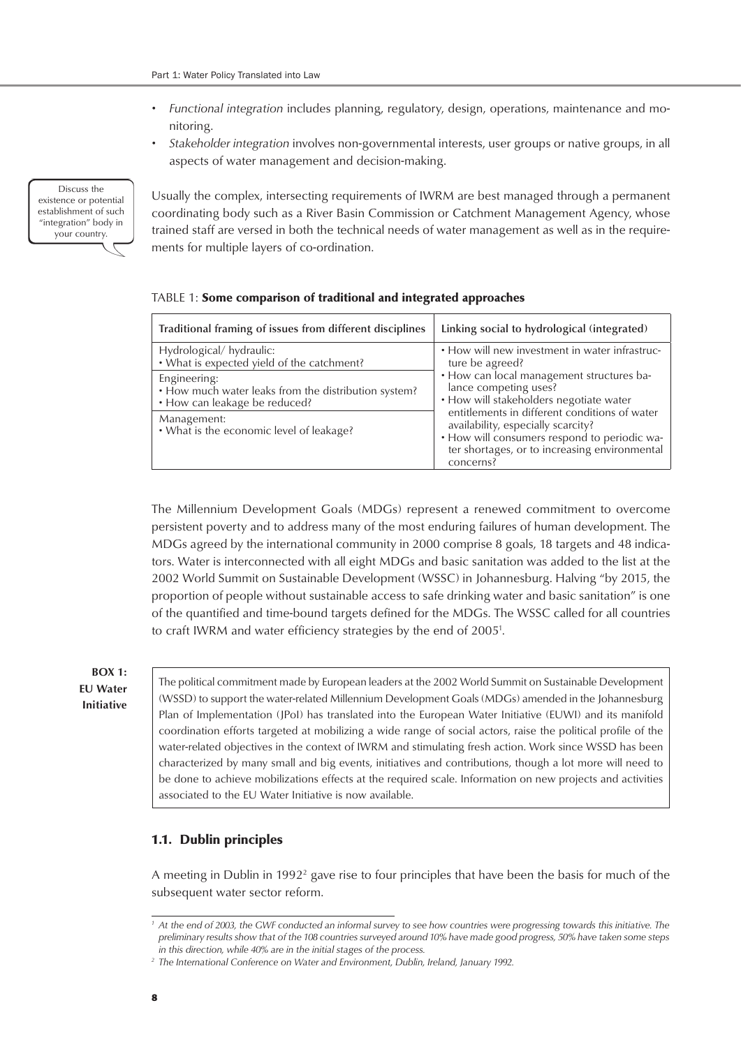- *Functional integration* includes planning, regulatory, design, operations, maintenance and monitoring.
- *Stakeholder integration* involves non-governmental interests, user groups or native groups, in all aspects of water management and decision-making.

Discuss the existence or potential establishment of such "integration" body in your country.

Usually the complex, intersecting requirements of IWRM are best managed through a permanent coordinating body such as a River Basin Commission or Catchment Management Agency, whose trained staff are versed in both the technical needs of water management as well as in the requirements for multiple layers of co-ordination.

TABLE 1: **Some comparison of traditional and integrated approaches**

| Traditional framing of issues from different disciplines | Linking social to hydrological (integrated) |
|---|---|
| Hydrological/ hydraulic:<br>• What is expected yield of the catchment? | • How will new investment in water infrastructure be agreed?<br>• How can local management structures balance competing uses?<br>• How will stakeholders negotiate water entitlements in different conditions of water availability, especially scarcity?<br>• How will consumers respond to periodic water shortages, or to increasing environmental concerns? |
| Engineering:<br>• How much water leaks from the distribution system?<br>• How can leakage be reduced? | |
| Management:<br>• What is the economic level of leakage? | |

The Millennium Development Goals (MDGs) represent a renewed commitment to overcome persistent poverty and to address many of the most enduring failures of human development. The MDGs agreed by the international community in 2000 comprise 8 goals, 18 targets and 48 indicators. Water is interconnected with all eight MDGs and basic sanitation was added to the list at the 2002 World Summit on Sustainable Development (WSSC) in Johannesburg. Halving "by 2015, the proportion of people without sustainable access to safe drinking water and basic sanitation" is one of the quantified and time-bound targets defined for the MDGs. The WSSC called for all countries to craft IWRM and water efficiency strategies by the end of 2005[1].

**BOX 1: EU Water Initiative**

The political commitment made by European leaders at the 2002 World Summit on Sustainable Development (WSSD) to support the water-related Millennium Development Goals (MDGs) amended in the Johannesburg Plan of Implementation (JPoI) has translated into the European Water Initiative (EUWI) and its manifold coordination efforts targeted at mobilizing a wide range of social actors, raise the political profile of the water-related objectives in the context of IWRM and stimulating fresh action. Work since WSSD has been characterized by many small and big events, initiatives and contributions, though a lot more will need to be done to achieve mobilizations effects at the required scale. Information on new projects and activities associated to the EU Water Initiative is now available.

## 1.1. Dublin principles

A meeting in Dublin in 1992[2] gave rise to four principles that have been the basis for much of the subsequent water sector reform.

---

[1] *At the end of 2003, the GWF conducted an informal survey to see how countries were progressing towards this initiative. The preliminary results show that of the 108 countries surveyed around 10% have made good progress, 50% have taken some steps in this direction, while 40% are in the initial stages of the process.*

[2] *The International Conference on Water and Environment, Dublin, Ireland, January 1992.*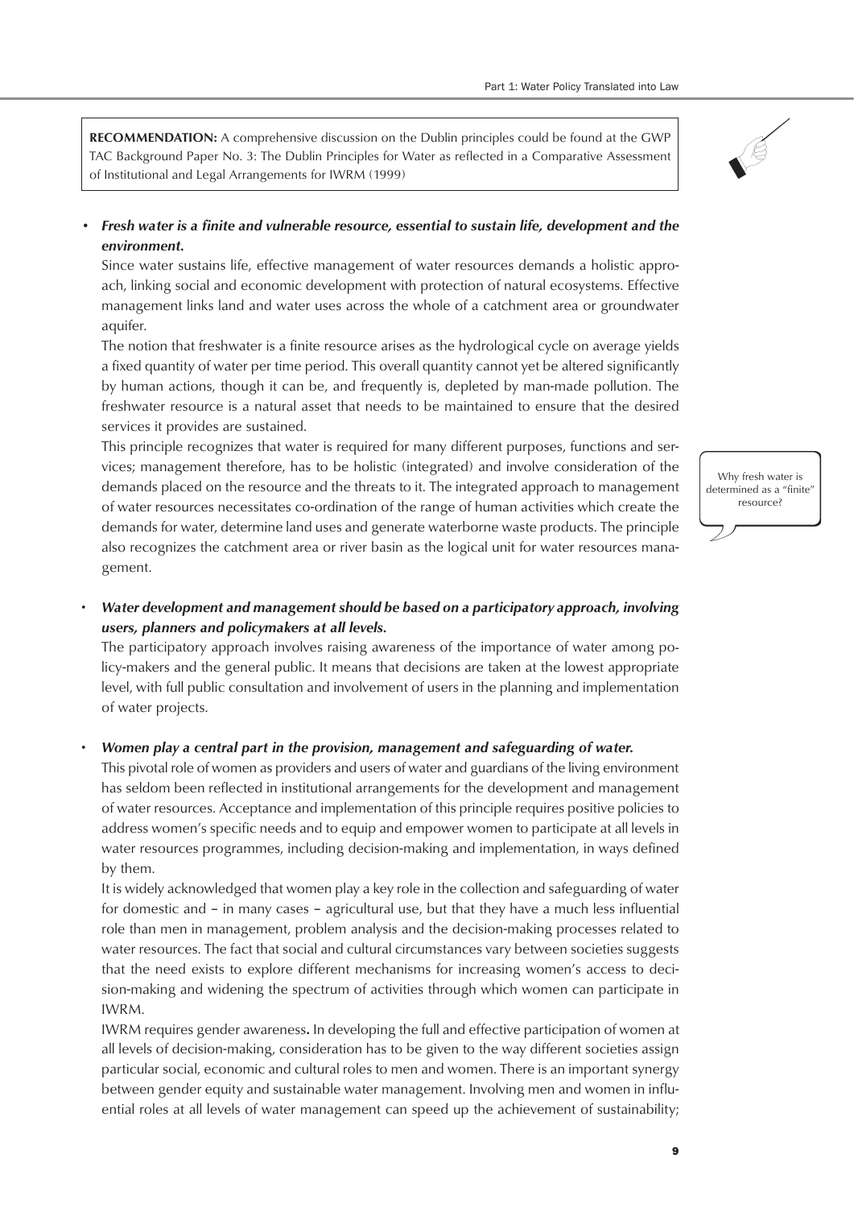**RECOMMENDATION:** A comprehensive discussion on the Dublin principles could be found at the GWP TAC Background Paper No. 3: The Dublin Principles for Water as reflected in a Comparative Assessment of Institutional and Legal Arrangements for IWRM (1999)

- ***Fresh water is a finite and vulnerable resource, essential to sustain life, development and the environment.***

  Since water sustains life, effective management of water resources demands a holistic approach, linking social and economic development with protection of natural ecosystems. Effective management links land and water uses across the whole of a catchment area or groundwater aquifer.

  The notion that freshwater is a finite resource arises as the hydrological cycle on average yields a fixed quantity of water per time period. This overall quantity cannot yet be altered significantly by human actions, though it can be, and frequently is, depleted by man-made pollution. The freshwater resource is a natural asset that needs to be maintained to ensure that the desired services it provides are sustained.

  This principle recognizes that water is required for many different purposes, functions and services; management therefore, has to be holistic (integrated) and involve consideration of the demands placed on the resource and the threats to it. The integrated approach to management of water resources necessitates co-ordination of the range of human activities which create the demands for water, determine land uses and generate waterborne waste products. The principle also recognizes the catchment area or river basin as the logical unit for water resources management.

Why fresh water is determined as a "finite" resource?

- ***Water development and management should be based on a participatory approach, involving users, planners and policymakers at all levels.***

  The participatory approach involves raising awareness of the importance of water among policy-makers and the general public. It means that decisions are taken at the lowest appropriate level, with full public consultation and involvement of users in the planning and implementation of water projects.

- ***Women play a central part in the provision, management and safeguarding of water.***

  This pivotal role of women as providers and users of water and guardians of the living environment has seldom been reflected in institutional arrangements for the development and management of water resources. Acceptance and implementation of this principle requires positive policies to address women's specific needs and to equip and empower women to participate at all levels in water resources programmes, including decision-making and implementation, in ways defined by them.

  It is widely acknowledged that women play a key role in the collection and safeguarding of water for domestic and – in many cases – agricultural use, but that they have a much less influential role than men in management, problem analysis and the decision-making processes related to water resources. The fact that social and cultural circumstances vary between societies suggests that the need exists to explore different mechanisms for increasing women's access to decision-making and widening the spectrum of activities through which women can participate in IWRM.

  IWRM requires gender awareness**.** In developing the full and effective participation of women at all levels of decision-making, consideration has to be given to the way different societies assign particular social, economic and cultural roles to men and women. There is an important synergy between gender equity and sustainable water management. Involving men and women in influential roles at all levels of water management can speed up the achievement of sustainability;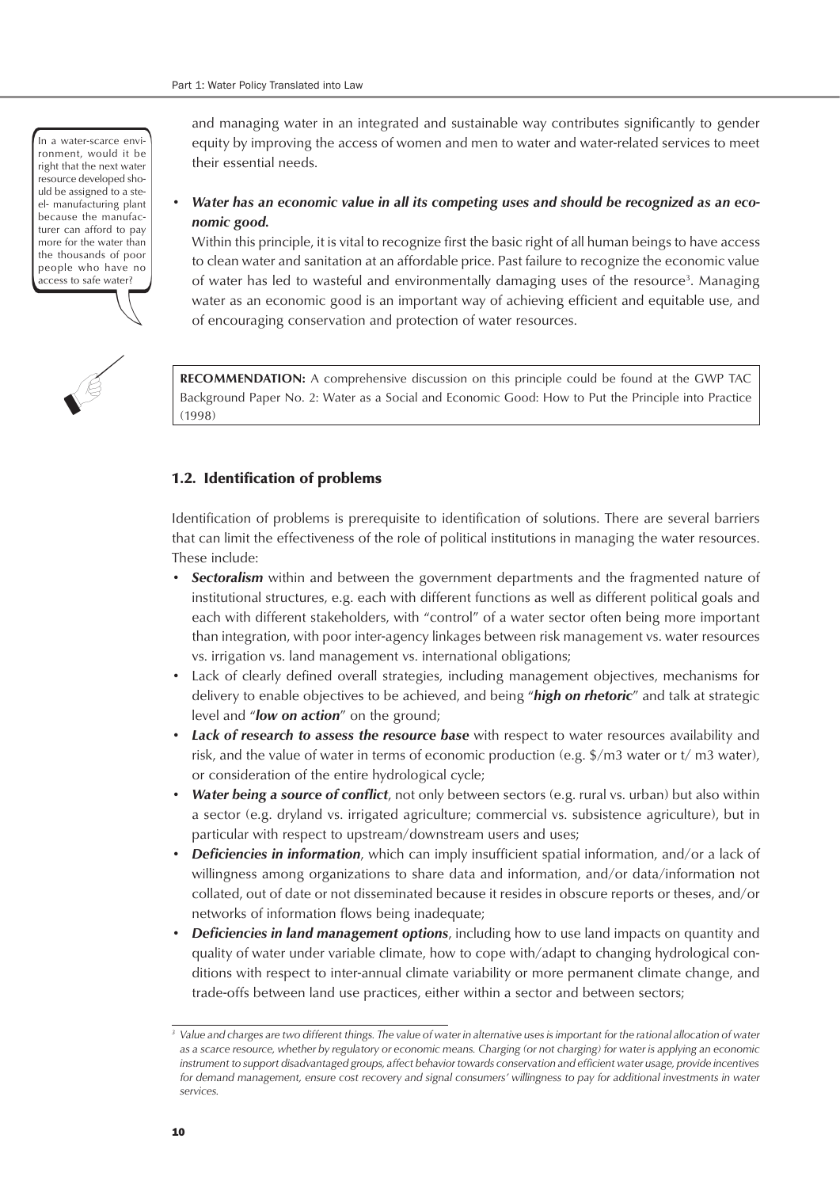In a water-scarce environment, would it be right that the next water resource developed should be assigned to a steel- manufacturing plant because the manufacturer can afford to pay more for the water than the thousands of poor people who have no access to safe water?

and managing water in an integrated and sustainable way contributes significantly to gender equity by improving the access of women and men to water and water-related services to meet their essential needs.

- ***Water has an economic value in all its competing uses and should be recognized as an economic good.***
  Within this principle, it is vital to recognize first the basic right of all human beings to have access to clean water and sanitation at an affordable price. Past failure to recognize the economic value of water has led to wasteful and environmentally damaging uses of the resource[3]. Managing water as an economic good is an important way of achieving efficient and equitable use, and of encouraging conservation and protection of water resources.

**RECOMMENDATION:** A comprehensive discussion on this principle could be found at the GWP TAC Background Paper No. 2: Water as a Social and Economic Good: How to Put the Principle into Practice (1998)

## 1.2. Identification of problems

Identification of problems is prerequisite to identification of solutions. There are several barriers that can limit the effectiveness of the role of political institutions in managing the water resources. These include:

- ***Sectoralism*** within and between the government departments and the fragmented nature of institutional structures, e.g. each with different functions as well as different political goals and each with different stakeholders, with "control" of a water sector often being more important than integration, with poor inter-agency linkages between risk management vs. water resources vs. irrigation vs. land management vs. international obligations;
- Lack of clearly defined overall strategies, including management objectives, mechanisms for delivery to enable objectives to be achieved, and being "***high on rhetoric***" and talk at strategic level and "***low on action***" on the ground;
- ***Lack of research to assess the resource base*** with respect to water resources availability and risk, and the value of water in terms of economic production (e.g. $/m3 water or t/ m3 water), or consideration of the entire hydrological cycle;
- ***Water being a source of conflict***, not only between sectors (e.g. rural vs. urban) but also within a sector (e.g. dryland vs. irrigated agriculture; commercial vs. subsistence agriculture), but in particular with respect to upstream/downstream users and uses;
- ***Deficiencies in information***, which can imply insufficient spatial information, and/or a lack of willingness among organizations to share data and information, and/or data/information not collated, out of date or not disseminated because it resides in obscure reports or theses, and/or networks of information flows being inadequate;
- ***Deficiencies in land management options***, including how to use land impacts on quantity and quality of water under variable climate, how to cope with/adapt to changing hydrological conditions with respect to inter-annual climate variability or more permanent climate change, and trade-offs between land use practices, either within a sector and between sectors;

[3] *Value and charges are two different things. The value of water in alternative uses is important for the rational allocation of water as a scarce resource, whether by regulatory or economic means. Charging (or not charging) for water is applying an economic instrument to support disadvantaged groups, affect behavior towards conservation and efficient water usage, provide incentives for demand management, ensure cost recovery and signal consumers' willingness to pay for additional investments in water services.*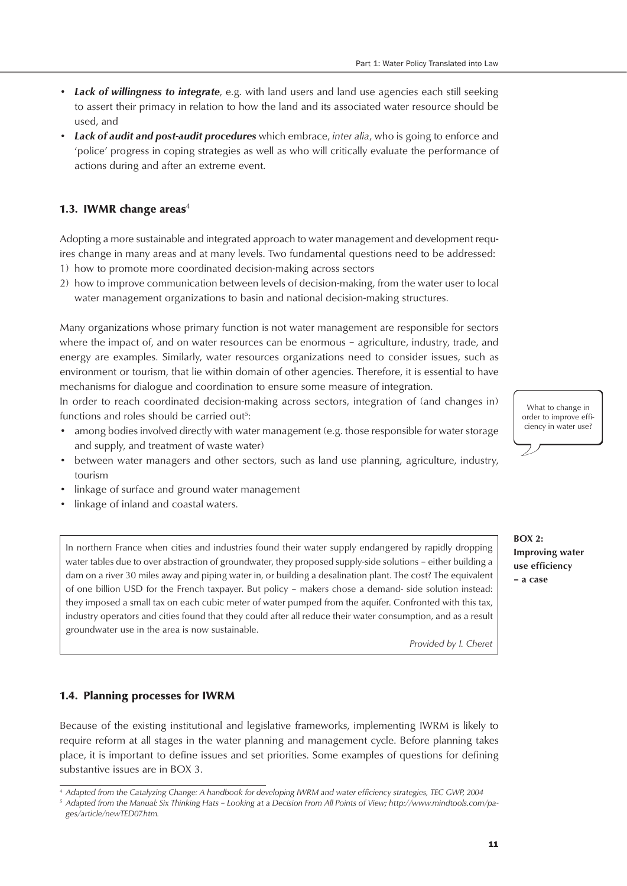- ***Lack of willingness to integrate***, e.g. with land users and land use agencies each still seeking to assert their primacy in relation to how the land and its associated water resource should be used, and
- ***Lack of audit and post-audit procedures*** which embrace, *inter alia*, who is going to enforce and 'police' progress in coping strategies as well as who will critically evaluate the performance of actions during and after an extreme event.

## 1.3. IWMR change areas[4]

Adopting a more sustainable and integrated approach to water management and development requires change in many areas and at many levels. Two fundamental questions need to be addressed:

1) how to promote more coordinated decision-making across sectors
2) how to improve communication between levels of decision-making, from the water user to local water management organizations to basin and national decision-making structures.

Many organizations whose primary function is not water management are responsible for sectors where the impact of, and on water resources can be enormous – agriculture, industry, trade, and energy are examples. Similarly, water resources organizations need to consider issues, such as environment or tourism, that lie within domain of other agencies. Therefore, it is essential to have mechanisms for dialogue and coordination to ensure some measure of integration.

In order to reach coordinated decision-making across sectors, integration of (and changes in) functions and roles should be carried out[5]:

- among bodies involved directly with water management (e.g. those responsible for water storage and supply, and treatment of waste water)
- between water managers and other sectors, such as land use planning, agriculture, industry, tourism
- linkage of surface and ground water management
- linkage of inland and coastal waters.

What to change in order to improve efficiency in water use?

**BOX 2: Improving water use efficiency – a case**

> In northern France when cities and industries found their water supply endangered by rapidly dropping water tables due to over abstraction of groundwater, they proposed supply-side solutions – either building a dam on a river 30 miles away and piping water in, or building a desalination plant. The cost? The equivalent of one billion USD for the French taxpayer. But policy – makers chose a demand- side solution instead: they imposed a small tax on each cubic meter of water pumped from the aquifer. Confronted with this tax, industry operators and cities found that they could after all reduce their water consumption, and as a result groundwater use in the area is now sustainable.
>
> *Provided by I. Cheret*

## 1.4. Planning processes for IWRM

Because of the existing institutional and legislative frameworks, implementing IWRM is likely to require reform at all stages in the water planning and management cycle. Before planning takes place, it is important to define issues and set priorities. Some examples of questions for defining substantive issues are in BOX 3.

---

[4] *Adapted from the Catalyzing Change: A handbook for developing IWRM and water efficiency strategies, TEC GWP, 2004*

[5] *Adapted from the Manual: Six Thinking Hats – Looking at a Decision From All Points of View; http://www.mindtools.com/pages/article/newTED07.htm.*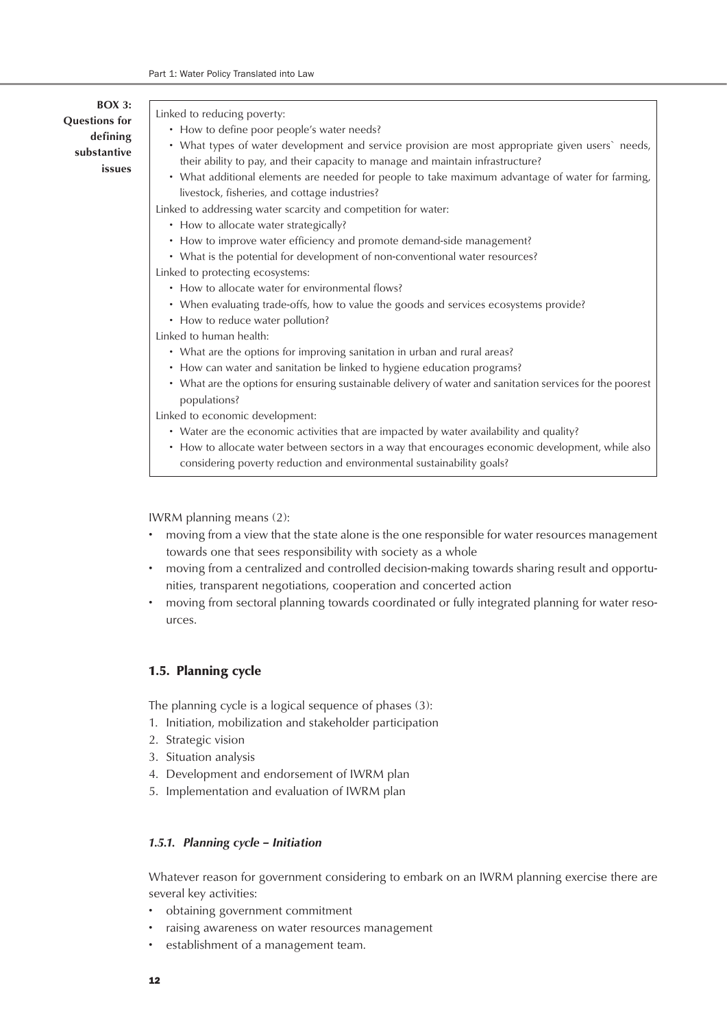**BOX 3: Questions for defining substantive issues**

Linked to reducing poverty:

- How to define poor people's water needs?
- What types of water development and service provision are most appropriate given users` needs, their ability to pay, and their capacity to manage and maintain infrastructure?
- What additional elements are needed for people to take maximum advantage of water for farming, livestock, fisheries, and cottage industries?

Linked to addressing water scarcity and competition for water:

- How to allocate water strategically?
- How to improve water efficiency and promote demand-side management?
- What is the potential for development of non-conventional water resources?

Linked to protecting ecosystems:

- How to allocate water for environmental flows?
- When evaluating trade-offs, how to value the goods and services ecosystems provide?
- How to reduce water pollution?

Linked to human health:

- What are the options for improving sanitation in urban and rural areas?
- How can water and sanitation be linked to hygiene education programs?
- What are the options for ensuring sustainable delivery of water and sanitation services for the poorest populations?

Linked to economic development:

- Water are the economic activities that are impacted by water availability and quality?
- How to allocate water between sectors in a way that encourages economic development, while also considering poverty reduction and environmental sustainability goals?

IWRM planning means (2):

- moving from a view that the state alone is the one responsible for water resources management towards one that sees responsibility with society as a whole
- moving from a centralized and controlled decision-making towards sharing result and opportunities, transparent negotiations, cooperation and concerted action
- moving from sectoral planning towards coordinated or fully integrated planning for water resources.

## 1.5. Planning cycle

The planning cycle is a logical sequence of phases (3):

1. Initiation, mobilization and stakeholder participation
2. Strategic vision
3. Situation analysis
4. Development and endorsement of IWRM plan
5. Implementation and evaluation of IWRM plan

### *1.5.1. Planning cycle – Initiation*

Whatever reason for government considering to embark on an IWRM planning exercise there are several key activities:

- obtaining government commitment
- raising awareness on water resources management
- establishment of a management team.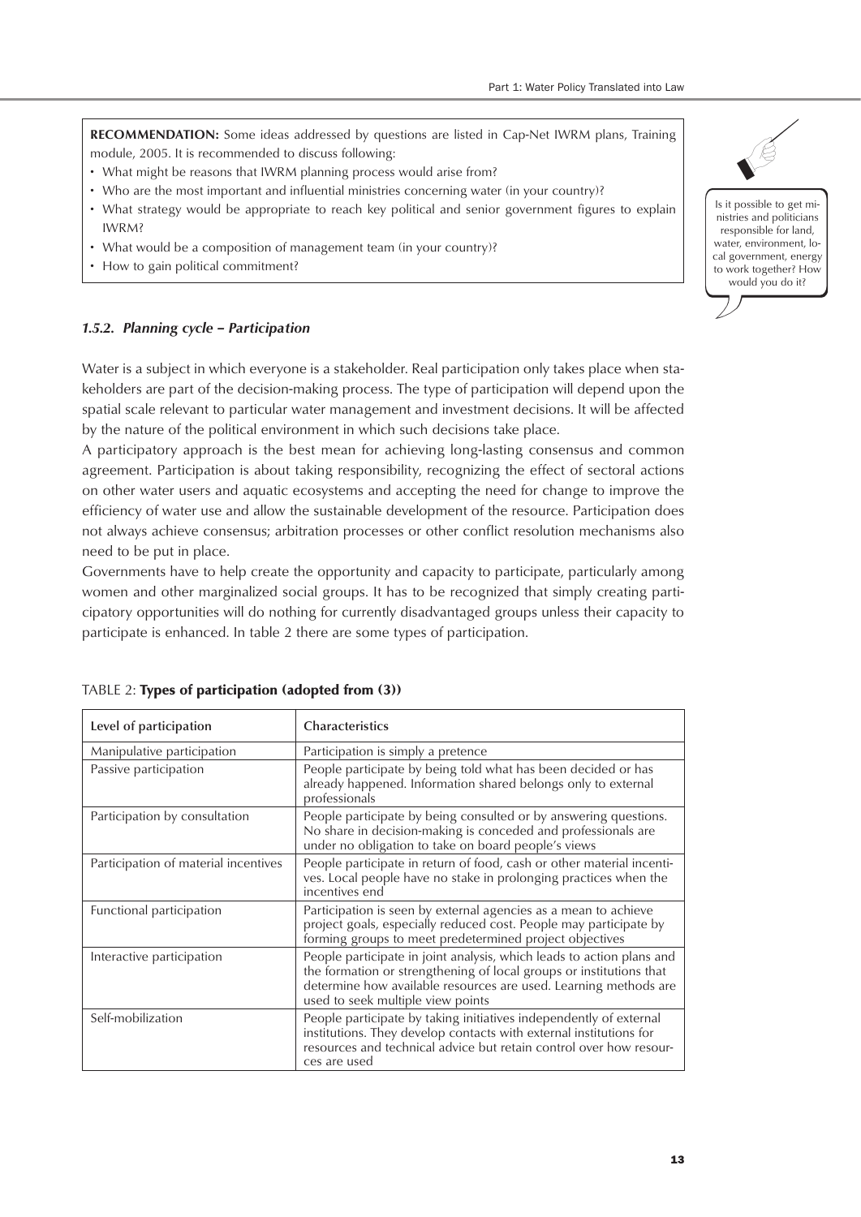**RECOMMENDATION:** Some ideas addressed by questions are listed in Cap-Net IWRM plans, Training module, 2005. It is recommended to discuss following:

- What might be reasons that IWRM planning process would arise from?
- Who are the most important and influential ministries concerning water (in your country)?
- What strategy would be appropriate to reach key political and senior government figures to explain IWRM?
- What would be a composition of management team (in your country)?
- How to gain political commitment?

Is it possible to get ministries and politicians responsible for land, water, environment, local government, energy to work together? How would you do it?

### *1.5.2. Planning cycle – Participation*

Water is a subject in which everyone is a stakeholder. Real participation only takes place when stakeholders are part of the decision-making process. The type of participation will depend upon the spatial scale relevant to particular water management and investment decisions. It will be affected by the nature of the political environment in which such decisions take place.

A participatory approach is the best mean for achieving long-lasting consensus and common agreement. Participation is about taking responsibility, recognizing the effect of sectoral actions on other water users and aquatic ecosystems and accepting the need for change to improve the efficiency of water use and allow the sustainable development of the resource. Participation does not always achieve consensus; arbitration processes or other conflict resolution mechanisms also need to be put in place.

Governments have to help create the opportunity and capacity to participate, particularly among women and other marginalized social groups. It has to be recognized that simply creating participatory opportunities will do nothing for currently disadvantaged groups unless their capacity to participate is enhanced. In table 2 there are some types of participation.

TABLE 2: **Types of participation (adopted from (3))**

| Level of participation | Characteristics |
|---|---|
| Manipulative participation | Participation is simply a pretence |
| Passive participation | People participate by being told what has been decided or has already happened. Information shared belongs only to external professionals |
| Participation by consultation | People participate by being consulted or by answering questions. No share in decision-making is conceded and professionals are under no obligation to take on board people's views |
| Participation of material incentives | People participate in return of food, cash or other material incentives. Local people have no stake in prolonging practices when the incentives end |
| Functional participation | Participation is seen by external agencies as a mean to achieve project goals, especially reduced cost. People may participate by forming groups to meet predetermined project objectives |
| Interactive participation | People participate in joint analysis, which leads to action plans and the formation or strengthening of local groups or institutions that determine how available resources are used. Learning methods are used to seek multiple view points |
| Self-mobilization | People participate by taking initiatives independently of external institutions. They develop contacts with external institutions for resources and technical advice but retain control over how resources are used |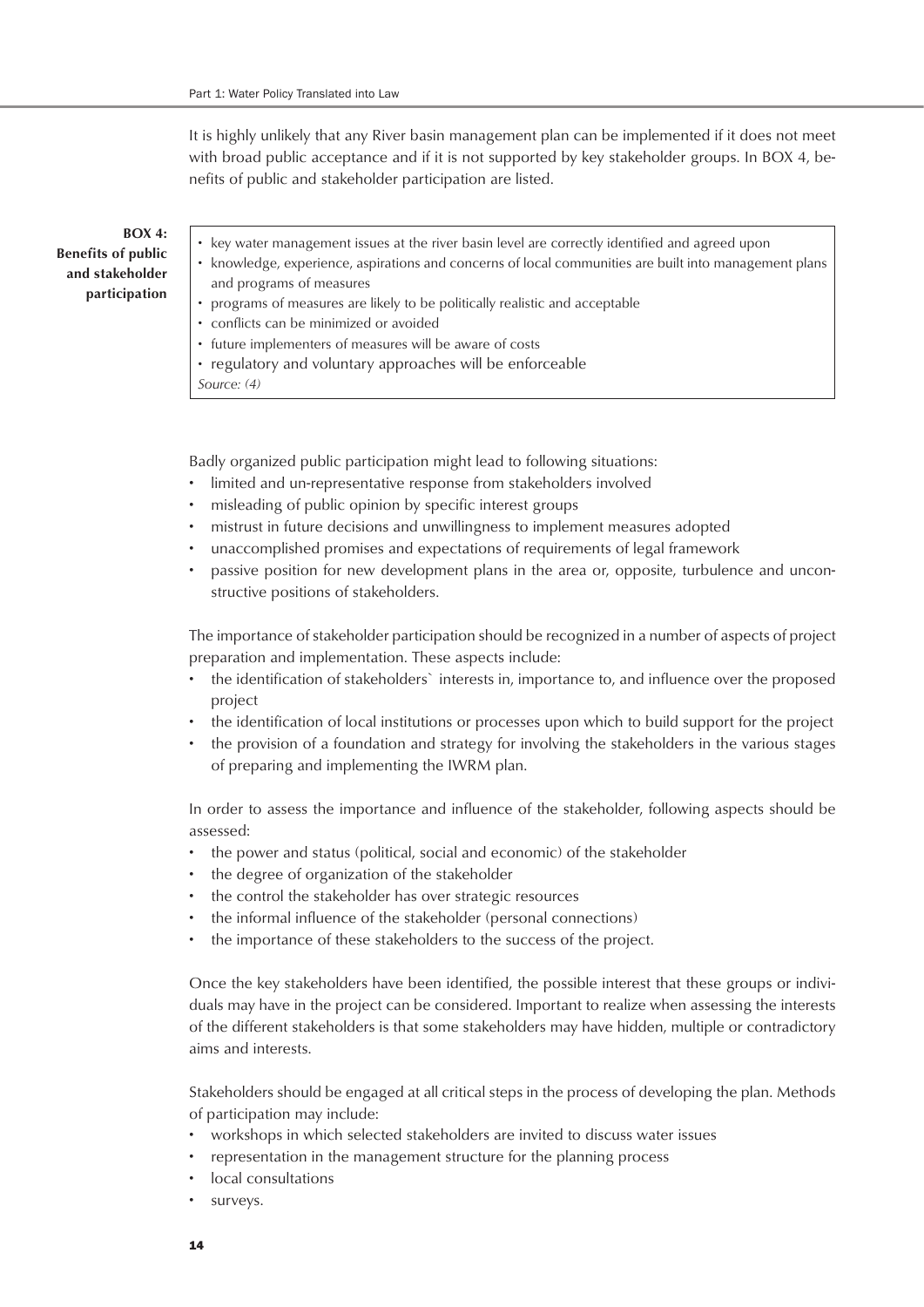It is highly unlikely that any River basin management plan can be implemented if it does not meet with broad public acceptance and if it is not supported by key stakeholder groups. In BOX 4, benefits of public and stakeholder participation are listed.

**BOX 4: Benefits of public and stakeholder participation**

- key water management issues at the river basin level are correctly identified and agreed upon
- knowledge, experience, aspirations and concerns of local communities are built into management plans and programs of measures
- programs of measures are likely to be politically realistic and acceptable
- conflicts can be minimized or avoided
- future implementers of measures will be aware of costs
- regulatory and voluntary approaches will be enforceable

*Source: (4)*

Badly organized public participation might lead to following situations:

- limited and un-representative response from stakeholders involved
- misleading of public opinion by specific interest groups
- mistrust in future decisions and unwillingness to implement measures adopted
- unaccomplished promises and expectations of requirements of legal framework
- passive position for new development plans in the area or, opposite, turbulence and unconstructive positions of stakeholders.

The importance of stakeholder participation should be recognized in a number of aspects of project preparation and implementation. These aspects include:

- the identification of stakeholders` interests in, importance to, and influence over the proposed project
- the identification of local institutions or processes upon which to build support for the project
- the provision of a foundation and strategy for involving the stakeholders in the various stages of preparing and implementing the IWRM plan.

In order to assess the importance and influence of the stakeholder, following aspects should be assessed:

- the power and status (political, social and economic) of the stakeholder
- the degree of organization of the stakeholder
- the control the stakeholder has over strategic resources
- the informal influence of the stakeholder (personal connections)
- the importance of these stakeholders to the success of the project.

Once the key stakeholders have been identified, the possible interest that these groups or individuals may have in the project can be considered. Important to realize when assessing the interests of the different stakeholders is that some stakeholders may have hidden, multiple or contradictory aims and interests.

Stakeholders should be engaged at all critical steps in the process of developing the plan. Methods of participation may include:

- workshops in which selected stakeholders are invited to discuss water issues
- representation in the management structure for the planning process
- local consultations
- surveys.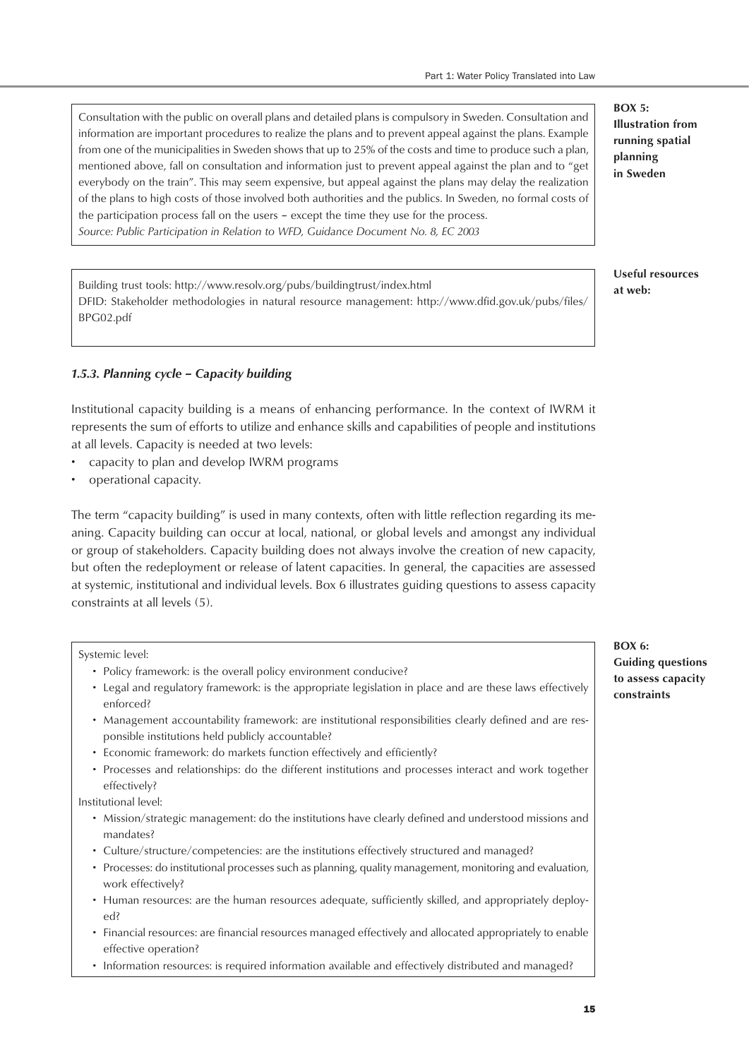**BOX 5: Illustration from running spatial planning in Sweden**

Consultation with the public on overall plans and detailed plans is compulsory in Sweden. Consultation and information are important procedures to realize the plans and to prevent appeal against the plans. Example from one of the municipalities in Sweden shows that up to 25% of the costs and time to produce such a plan, mentioned above, fall on consultation and information just to prevent appeal against the plan and to "get everybody on the train". This may seem expensive, but appeal against the plans may delay the realization of the plans to high costs of those involved both authorities and the publics. In Sweden, no formal costs of the participation process fall on the users – except the time they use for the process.
*Source: Public Participation in Relation to WFD, Guidance Document No. 8, EC 2003*

**Useful resources at web:**

Building trust tools: http://www.resolv.org/pubs/buildingtrust/index.html
DFID: Stakeholder methodologies in natural resource management: http://www.dfid.gov.uk/pubs/files/BPG02.pdf

### *1.5.3. Planning cycle – Capacity building*

Institutional capacity building is a means of enhancing performance. In the context of IWRM it represents the sum of efforts to utilize and enhance skills and capabilities of people and institutions at all levels. Capacity is needed at two levels:

- capacity to plan and develop IWRM programs
- operational capacity.

The term "capacity building" is used in many contexts, often with little reflection regarding its meaning. Capacity building can occur at local, national, or global levels and amongst any individual or group of stakeholders. Capacity building does not always involve the creation of new capacity, but often the redeployment or release of latent capacities. In general, the capacities are assessed at systemic, institutional and individual levels. Box 6 illustrates guiding questions to assess capacity constraints at all levels (5).

**BOX 6: Guiding questions to assess capacity constraints**

Systemic level:

- Policy framework: is the overall policy environment conducive?
- Legal and regulatory framework: is the appropriate legislation in place and are these laws effectively enforced?
- Management accountability framework: are institutional responsibilities clearly defined and are responsible institutions held publicly accountable?
- Economic framework: do markets function effectively and efficiently?
- Processes and relationships: do the different institutions and processes interact and work together effectively?

Institutional level:

- Mission/strategic management: do the institutions have clearly defined and understood missions and mandates?
- Culture/structure/competencies: are the institutions effectively structured and managed?
- Processes: do institutional processes such as planning, quality management, monitoring and evaluation, work effectively?
- Human resources: are the human resources adequate, sufficiently skilled, and appropriately deployed?
- Financial resources: are financial resources managed effectively and allocated appropriately to enable effective operation?
- Information resources: is required information available and effectively distributed and managed?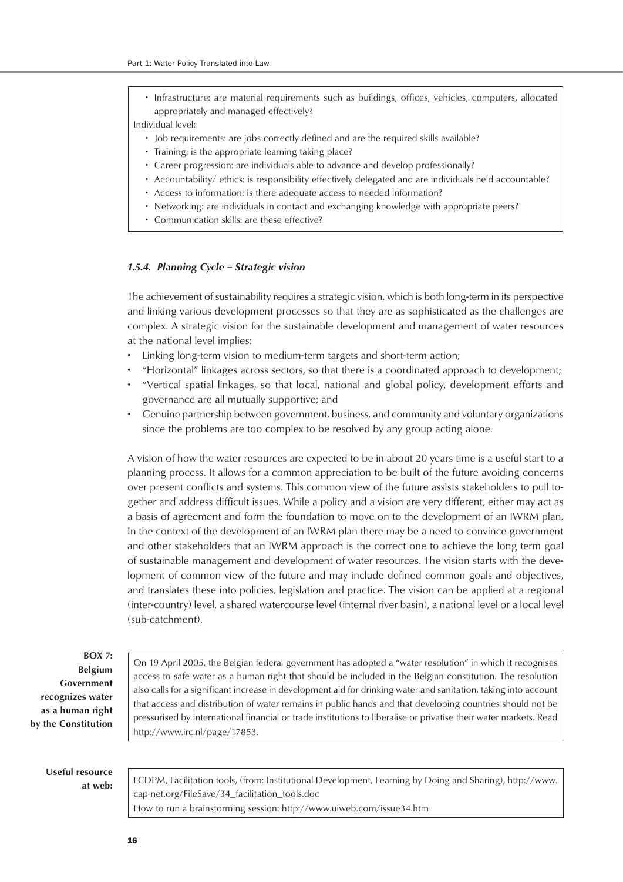- Infrastructure: are material requirements such as buildings, offices, vehicles, computers, allocated appropriately and managed effectively?

Individual level:

- Job requirements: are jobs correctly defined and are the required skills available?
- Training: is the appropriate learning taking place?
- Career progression: are individuals able to advance and develop professionally?
- Accountability/ ethics: is responsibility effectively delegated and are individuals held accountable?
- Access to information: is there adequate access to needed information?
- Networking: are individuals in contact and exchanging knowledge with appropriate peers?
- Communication skills: are these effective?

### *1.5.4. Planning Cycle – Strategic vision*

The achievement of sustainability requires a strategic vision, which is both long-term in its perspective and linking various development processes so that they are as sophisticated as the challenges are complex. A strategic vision for the sustainable development and management of water resources at the national level implies:

- Linking long-term vision to medium-term targets and short-term action;
- "Horizontal" linkages across sectors, so that there is a coordinated approach to development;
- "Vertical spatial linkages, so that local, national and global policy, development efforts and governance are all mutually supportive; and
- Genuine partnership between government, business, and community and voluntary organizations since the problems are too complex to be resolved by any group acting alone.

A vision of how the water resources are expected to be in about 20 years time is a useful start to a planning process. It allows for a common appreciation to be built of the future avoiding concerns over present conflicts and systems. This common view of the future assists stakeholders to pull together and address difficult issues. While a policy and a vision are very different, either may act as a basis of agreement and form the foundation to move on to the development of an IWRM plan. In the context of the development of an IWRM plan there may be a need to convince government and other stakeholders that an IWRM approach is the correct one to achieve the long term goal of sustainable management and development of water resources. The vision starts with the development of common view of the future and may include defined common goals and objectives, and translates these into policies, legislation and practice. The vision can be applied at a regional (inter-country) level, a shared watercourse level (internal river basin), a national level or a local level (sub-catchment).

**BOX 7: Belgium Government recognizes water as a human right by the Constitution**

On 19 April 2005, the Belgian federal government has adopted a "water resolution" in which it recognises access to safe water as a human right that should be included in the Belgian constitution. The resolution also calls for a significant increase in development aid for drinking water and sanitation, taking into account that access and distribution of water remains in public hands and that developing countries should not be pressurised by international financial or trade institutions to liberalise or privatise their water markets. Read http://www.irc.nl/page/17853.

**Useful resource at web:**

ECDPM, Facilitation tools, (from: Institutional Development, Learning by Doing and Sharing), http://www.cap-net.org/FileSave/34_facilitation_tools.doc

How to run a brainstorming session: http://www.uiweb.com/issue34.htm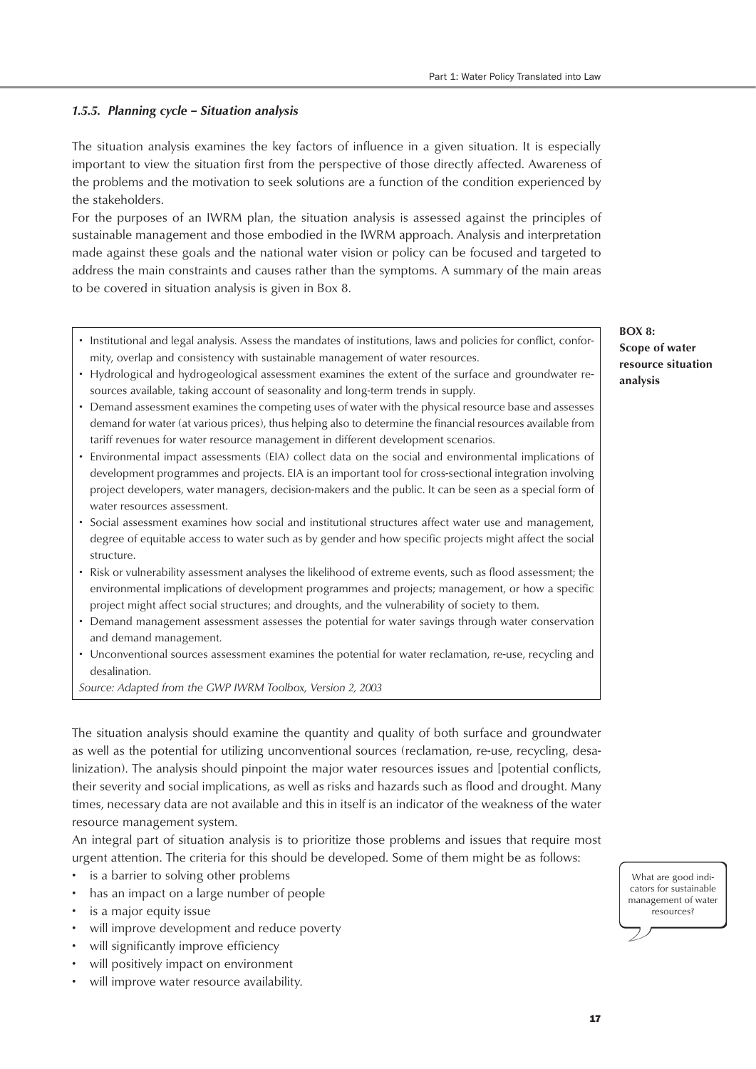### *1.5.5. Planning cycle – Situation analysis*

The situation analysis examines the key factors of influence in a given situation. It is especially important to view the situation first from the perspective of those directly affected. Awareness of the problems and the motivation to seek solutions are a function of the condition experienced by the stakeholders.

For the purposes of an IWRM plan, the situation analysis is assessed against the principles of sustainable management and those embodied in the IWRM approach. Analysis and interpretation made against these goals and the national water vision or policy can be focused and targeted to address the main constraints and causes rather than the symptoms. A summary of the main areas to be covered in situation analysis is given in Box 8.

**BOX 8: Scope of water resource situation analysis**

- Institutional and legal analysis. Assess the mandates of institutions, laws and policies for conflict, conformity, overlap and consistency with sustainable management of water resources.
- Hydrological and hydrogeological assessment examines the extent of the surface and groundwater resources available, taking account of seasonality and long-term trends in supply.
- Demand assessment examines the competing uses of water with the physical resource base and assesses demand for water (at various prices), thus helping also to determine the financial resources available from tariff revenues for water resource management in different development scenarios.
- Environmental impact assessments (EIA) collect data on the social and environmental implications of development programmes and projects. EIA is an important tool for cross-sectional integration involving project developers, water managers, decision-makers and the public. It can be seen as a special form of water resources assessment.
- Social assessment examines how social and institutional structures affect water use and management, degree of equitable access to water such as by gender and how specific projects might affect the social structure.
- Risk or vulnerability assessment analyses the likelihood of extreme events, such as flood assessment; the environmental implications of development programmes and projects; management, or how a specific project might affect social structures; and droughts, and the vulnerability of society to them.
- Demand management assessment assesses the potential for water savings through water conservation and demand management.
- Unconventional sources assessment examines the potential for water reclamation, re-use, recycling and desalination.

*Source: Adapted from the GWP IWRM Toolbox, Version 2, 2003*

The situation analysis should examine the quantity and quality of both surface and groundwater as well as the potential for utilizing unconventional sources (reclamation, re-use, recycling, desalinization). The analysis should pinpoint the major water resources issues and [potential conflicts, their severity and social implications, as well as risks and hazards such as flood and drought. Many times, necessary data are not available and this in itself is an indicator of the weakness of the water resource management system.

An integral part of situation analysis is to prioritize those problems and issues that require most urgent attention. The criteria for this should be developed. Some of them might be as follows:

- is a barrier to solving other problems
- has an impact on a large number of people
- is a major equity issue
- will improve development and reduce poverty
- will significantly improve efficiency
- will positively impact on environment
- will improve water resource availability.

What are good indicators for sustainable management of water resources?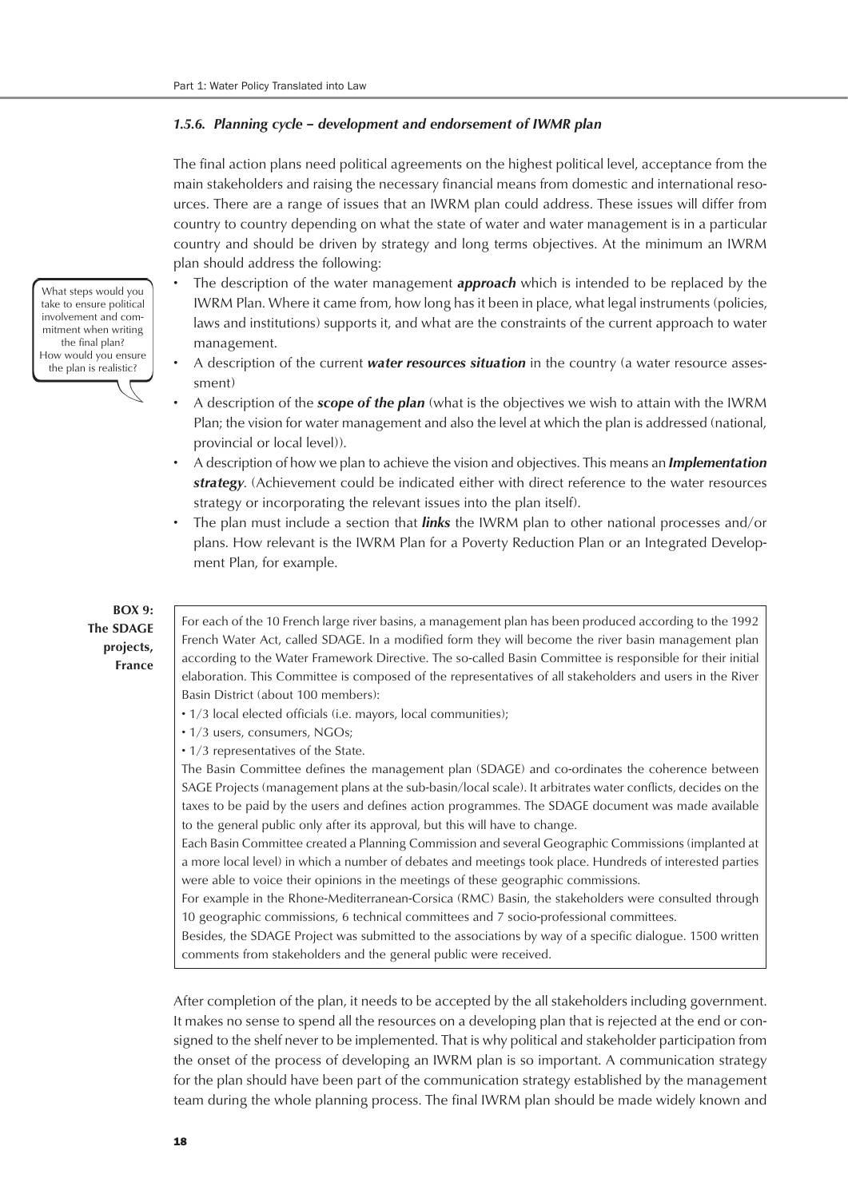### *1.5.6. Planning cycle – development and endorsement of IWMR plan*

The final action plans need political agreements on the highest political level, acceptance from the main stakeholders and raising the necessary financial means from domestic and international resources. There are a range of issues that an IWRM plan could address. These issues will differ from country to country depending on what the state of water and water management is in a particular country and should be driven by strategy and long terms objectives. At the minimum an IWRM plan should address the following:

> What steps would you take to ensure political involvement and commitment when writing the final plan? How would you ensure the plan is realistic?

- The description of the water management ***approach*** which is intended to be replaced by the IWRM Plan. Where it came from, how long has it been in place, what legal instruments (policies, laws and institutions) supports it, and what are the constraints of the current approach to water management.
- A description of the current ***water resources situation*** in the country (a water resource assessment)
- A description of the ***scope of the plan*** (what is the objectives we wish to attain with the IWRM Plan; the vision for water management and also the level at which the plan is addressed (national, provincial or local level)).
- A description of how we plan to achieve the vision and objectives. This means an ***Implementation strategy***. (Achievement could be indicated either with direct reference to the water resources strategy or incorporating the relevant issues into the plan itself).
- The plan must include a section that ***links*** the IWRM plan to other national processes and/or plans. How relevant is the IWRM Plan for a Poverty Reduction Plan or an Integrated Development Plan, for example.

**BOX 9: The SDAGE projects, France**

For each of the 10 French large river basins, a management plan has been produced according to the 1992 French Water Act, called SDAGE. In a modified form they will become the river basin management plan according to the Water Framework Directive. The so-called Basin Committee is responsible for their initial elaboration. This Committee is composed of the representatives of all stakeholders and users in the River Basin District (about 100 members):

- 1/3 local elected officials (i.e. mayors, local communities);
- 1/3 users, consumers, NGOs;
- 1/3 representatives of the State.

The Basin Committee defines the management plan (SDAGE) and co-ordinates the coherence between SAGE Projects (management plans at the sub-basin/local scale). It arbitrates water conflicts, decides on the taxes to be paid by the users and defines action programmes. The SDAGE document was made available to the general public only after its approval, but this will have to change.

Each Basin Committee created a Planning Commission and several Geographic Commissions (implanted at a more local level) in which a number of debates and meetings took place. Hundreds of interested parties were able to voice their opinions in the meetings of these geographic commissions.

For example in the Rhone-Mediterranean-Corsica (RMC) Basin, the stakeholders were consulted through 10 geographic commissions, 6 technical committees and 7 socio-professional committees.

Besides, the SDAGE Project was submitted to the associations by way of a specific dialogue. 1500 written comments from stakeholders and the general public were received.

After completion of the plan, it needs to be accepted by the all stakeholders including government. It makes no sense to spend all the resources on a developing plan that is rejected at the end or consigned to the shelf never to be implemented. That is why political and stakeholder participation from the onset of the process of developing an IWRM plan is so important. A communication strategy for the plan should have been part of the communication strategy established by the management team during the whole planning process. The final IWRM plan should be made widely known and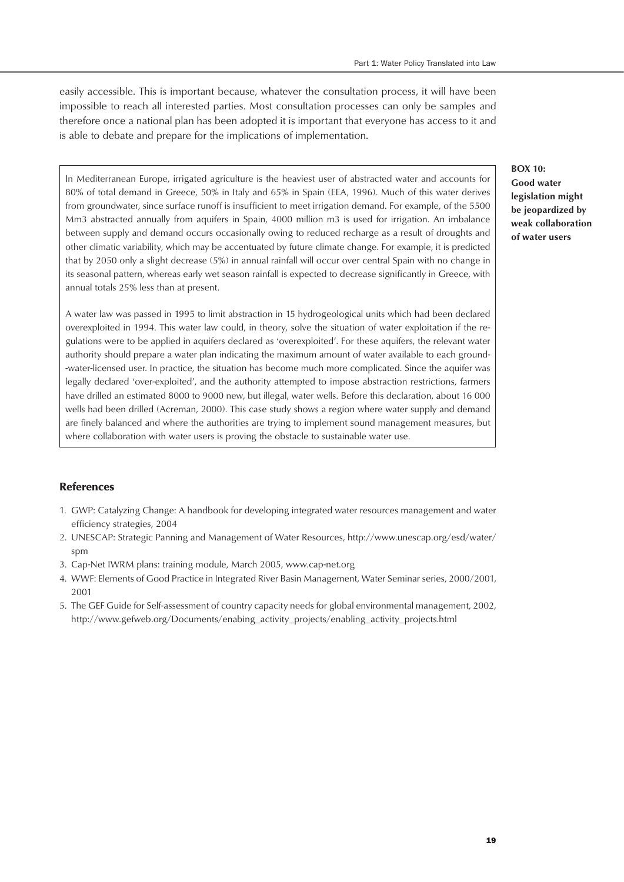easily accessible. This is important because, whatever the consultation process, it will have been impossible to reach all interested parties. Most consultation processes can only be samples and therefore once a national plan has been adopted it is important that everyone has access to it and is able to debate and prepare for the implications of implementation.

**BOX 10: Good water legislation might be jeopardized by weak collaboration of water users**

In Mediterranean Europe, irrigated agriculture is the heaviest user of abstracted water and accounts for 80% of total demand in Greece, 50% in Italy and 65% in Spain (EEA, 1996). Much of this water derives from groundwater, since surface runoff is insufficient to meet irrigation demand. For example, of the 5500 Mm3 abstracted annually from aquifers in Spain, 4000 million m3 is used for irrigation. An imbalance between supply and demand occurs occasionally owing to reduced recharge as a result of droughts and other climatic variability, which may be accentuated by future climate change. For example, it is predicted that by 2050 only a slight decrease (5%) in annual rainfall will occur over central Spain with no change in its seasonal pattern, whereas early wet season rainfall is expected to decrease significantly in Greece, with annual totals 25% less than at present.

A water law was passed in 1995 to limit abstraction in 15 hydrogeological units which had been declared overexploited in 1994. This water law could, in theory, solve the situation of water exploitation if the regulations were to be applied in aquifers declared as 'overexploited'. For these aquifers, the relevant water authority should prepare a water plan indicating the maximum amount of water available to each ground-water-licensed user. In practice, the situation has become much more complicated. Since the aquifer was legally declared 'over-exploited', and the authority attempted to impose abstraction restrictions, farmers have drilled an estimated 8000 to 9000 new, but illegal, water wells. Before this declaration, about 16 000 wells had been drilled (Acreman, 2000). This case study shows a region where water supply and demand are finely balanced and where the authorities are trying to implement sound management measures, but where collaboration with water users is proving the obstacle to sustainable water use.

## References

1. GWP: Catalyzing Change: A handbook for developing integrated water resources management and water efficiency strategies, 2004
2. UNESCAP: Strategic Panning and Management of Water Resources, http://www.unescap.org/esd/water/spm
3. Cap-Net IWRM plans: training module, March 2005, www.cap-net.org
4. WWF: Elements of Good Practice in Integrated River Basin Management, Water Seminar series, 2000/2001, 2001
5. The GEF Guide for Self-assessment of country capacity needs for global environmental management, 2002, http://www.gefweb.org/Documents/enabing_activity_projects/enabling_activity_projects.html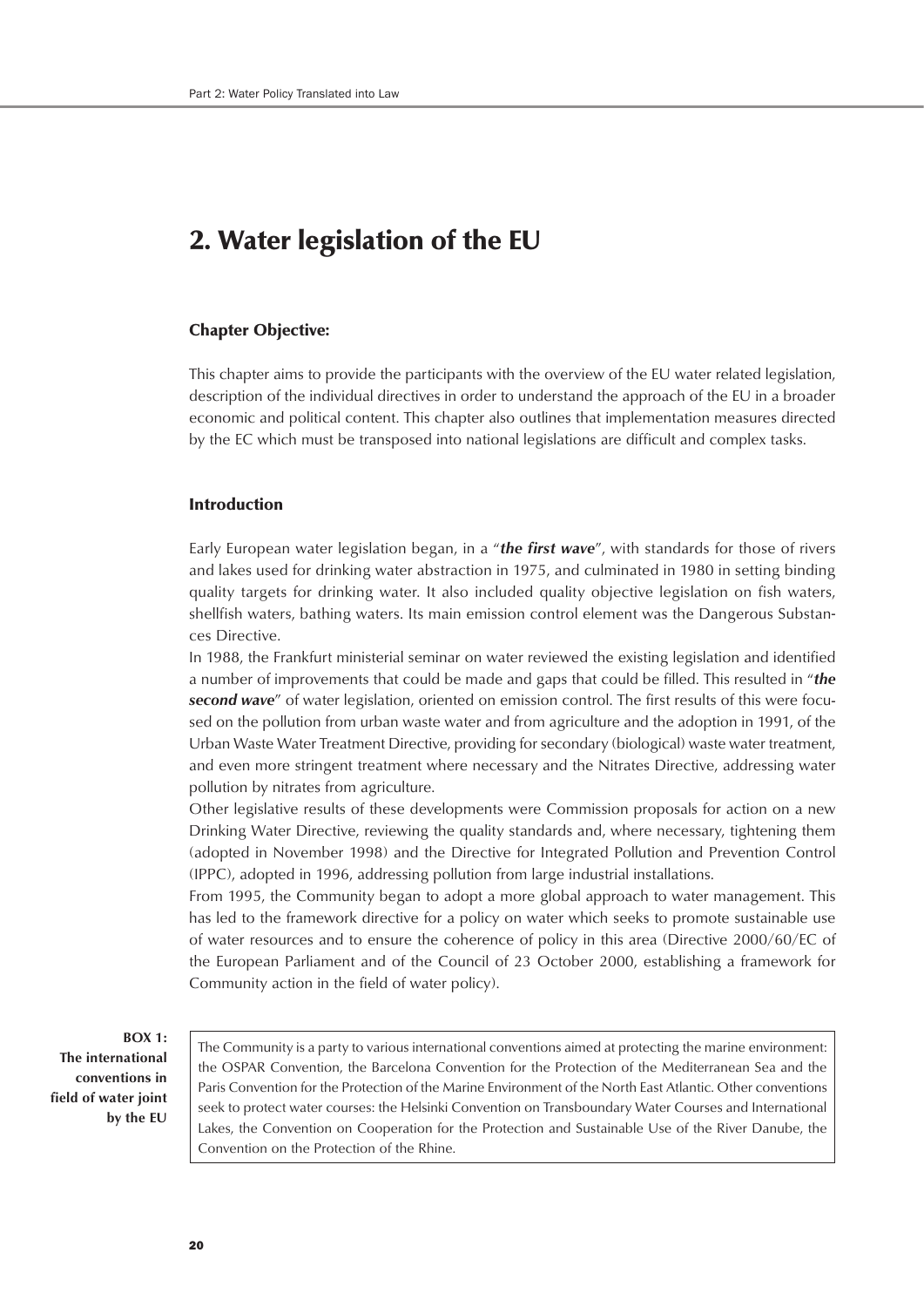# 2. Water legislation of the EU

### Chapter Objective:

This chapter aims to provide the participants with the overview of the EU water related legislation, description of the individual directives in order to understand the approach of the EU in a broader economic and political content. This chapter also outlines that implementation measures directed by the EC which must be transposed into national legislations are difficult and complex tasks.

### Introduction

Early European water legislation began, in a "***the first wave***", with standards for those of rivers and lakes used for drinking water abstraction in 1975, and culminated in 1980 in setting binding quality targets for drinking water. It also included quality objective legislation on fish waters, shellfish waters, bathing waters. Its main emission control element was the Dangerous Substances Directive.

In 1988, the Frankfurt ministerial seminar on water reviewed the existing legislation and identified a number of improvements that could be made and gaps that could be filled. This resulted in "***the second wave***" of water legislation, oriented on emission control. The first results of this were focused on the pollution from urban waste water and from agriculture and the adoption in 1991, of the Urban Waste Water Treatment Directive, providing for secondary (biological) waste water treatment, and even more stringent treatment where necessary and the Nitrates Directive, addressing water pollution by nitrates from agriculture.

Other legislative results of these developments were Commission proposals for action on a new Drinking Water Directive, reviewing the quality standards and, where necessary, tightening them (adopted in November 1998) and the Directive for Integrated Pollution and Prevention Control (IPPC), adopted in 1996, addressing pollution from large industrial installations.

From 1995, the Community began to adopt a more global approach to water management. This has led to the framework directive for a policy on water which seeks to promote sustainable use of water resources and to ensure the coherence of policy in this area (Directive 2000/60/EC of the European Parliament and of the Council of 23 October 2000, establishing a framework for Community action in the field of water policy).

**BOX 1: The international conventions in field of water joint by the EU**

The Community is a party to various international conventions aimed at protecting the marine environment: the OSPAR Convention, the Barcelona Convention for the Protection of the Mediterranean Sea and the Paris Convention for the Protection of the Marine Environment of the North East Atlantic. Other conventions seek to protect water courses: the Helsinki Convention on Transboundary Water Courses and International Lakes, the Convention on Cooperation for the Protection and Sustainable Use of the River Danube, the Convention on the Protection of the Rhine.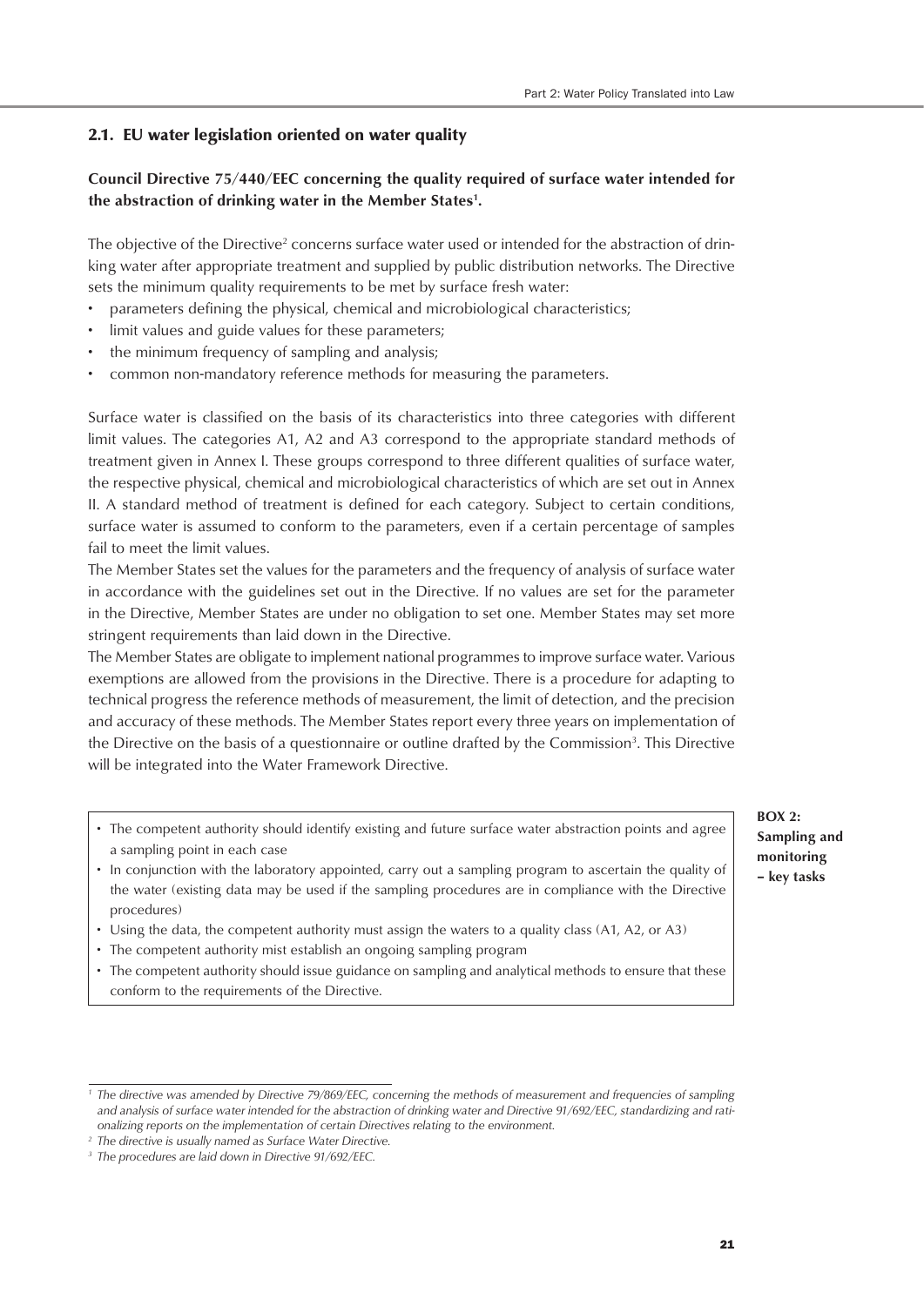## 2.1. EU water legislation oriented on water quality

**Council Directive 75/440/EEC concerning the quality required of surface water intended for the abstraction of drinking water in the Member States[1].**

The objective of the Directive[2] concerns surface water used or intended for the abstraction of drinking water after appropriate treatment and supplied by public distribution networks. The Directive sets the minimum quality requirements to be met by surface fresh water:

- parameters defining the physical, chemical and microbiological characteristics;
- limit values and guide values for these parameters;
- the minimum frequency of sampling and analysis;
- common non-mandatory reference methods for measuring the parameters.

Surface water is classified on the basis of its characteristics into three categories with different limit values. The categories A1, A2 and A3 correspond to the appropriate standard methods of treatment given in Annex I. These groups correspond to three different qualities of surface water, the respective physical, chemical and microbiological characteristics of which are set out in Annex II. A standard method of treatment is defined for each category. Subject to certain conditions, surface water is assumed to conform to the parameters, even if a certain percentage of samples fail to meet the limit values.

The Member States set the values for the parameters and the frequency of analysis of surface water in accordance with the guidelines set out in the Directive. If no values are set for the parameter in the Directive, Member States are under no obligation to set one. Member States may set more stringent requirements than laid down in the Directive.

The Member States are obligate to implement national programmes to improve surface water. Various exemptions are allowed from the provisions in the Directive. There is a procedure for adapting to technical progress the reference methods of measurement, the limit of detection, and the precision and accuracy of these methods. The Member States report every three years on implementation of the Directive on the basis of a questionnaire or outline drafted by the Commission[3]. This Directive will be integrated into the Water Framework Directive.

**BOX 2: Sampling and monitoring – key tasks**

- The competent authority should identify existing and future surface water abstraction points and agree a sampling point in each case
- In conjunction with the laboratory appointed, carry out a sampling program to ascertain the quality of the water (existing data may be used if the sampling procedures are in compliance with the Directive procedures)
- Using the data, the competent authority must assign the waters to a quality class (A1, A2, or A3)
- The competent authority mist establish an ongoing sampling program
- The competent authority should issue guidance on sampling and analytical methods to ensure that these conform to the requirements of the Directive.

---

[1] *The directive was amended by Directive 79/869/EEC, concerning the methods of measurement and frequencies of sampling and analysis of surface water intended for the abstraction of drinking water and Directive 91/692/EEC, standardizing and rationalizing reports on the implementation of certain Directives relating to the environment.*

[2] *The directive is usually named as Surface Water Directive.*

[3] *The procedures are laid down in Directive 91/692/EEC.*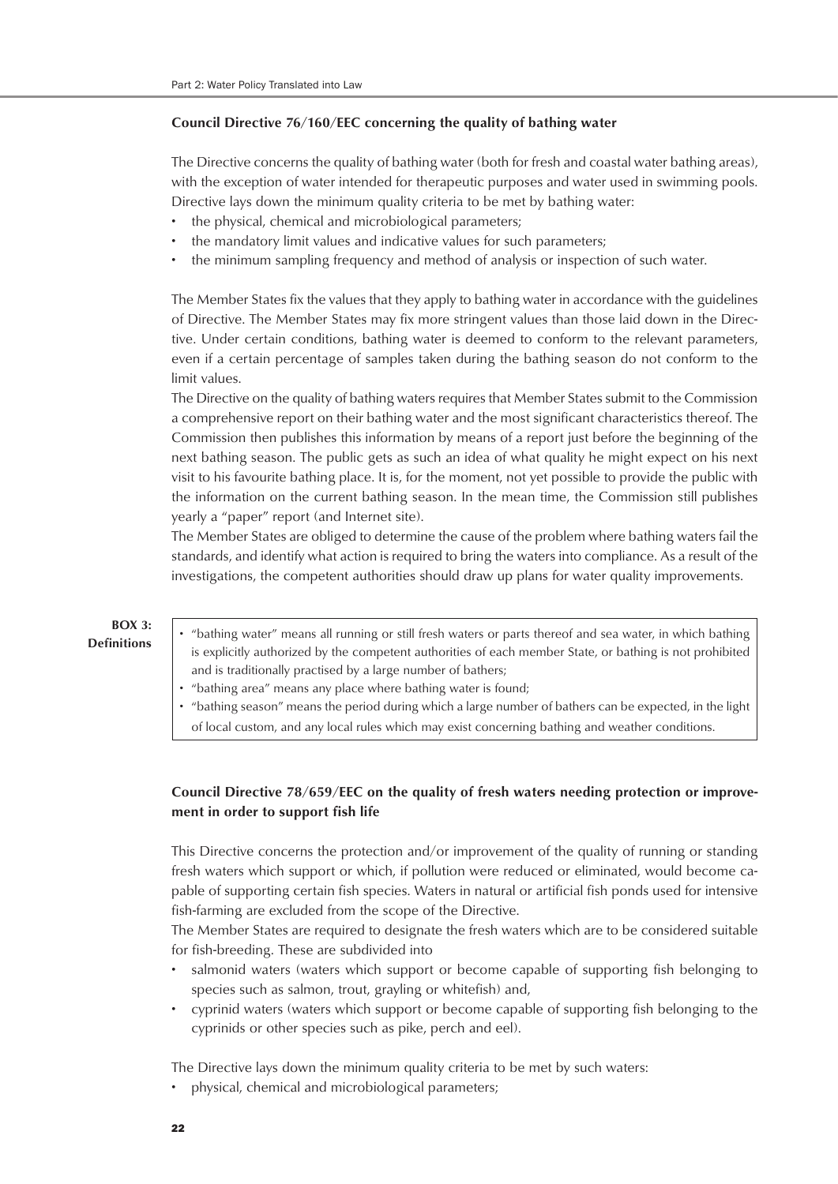### Council Directive 76/160/EEC concerning the quality of bathing water

The Directive concerns the quality of bathing water (both for fresh and coastal water bathing areas), with the exception of water intended for therapeutic purposes and water used in swimming pools. Directive lays down the minimum quality criteria to be met by bathing water:

- the physical, chemical and microbiological parameters;
- the mandatory limit values and indicative values for such parameters;
- the minimum sampling frequency and method of analysis or inspection of such water.

The Member States fix the values that they apply to bathing water in accordance with the guidelines of Directive. The Member States may fix more stringent values than those laid down in the Directive. Under certain conditions, bathing water is deemed to conform to the relevant parameters, even if a certain percentage of samples taken during the bathing season do not conform to the limit values.

The Directive on the quality of bathing waters requires that Member States submit to the Commission a comprehensive report on their bathing water and the most significant characteristics thereof. The Commission then publishes this information by means of a report just before the beginning of the next bathing season. The public gets as such an idea of what quality he might expect on his next visit to his favourite bathing place. It is, for the moment, not yet possible to provide the public with the information on the current bathing season. In the mean time, the Commission still publishes yearly a "paper" report (and Internet site).

The Member States are obliged to determine the cause of the problem where bathing waters fail the standards, and identify what action is required to bring the waters into compliance. As a result of the investigations, the competent authorities should draw up plans for water quality improvements.

**BOX 3: Definitions**

- "bathing water" means all running or still fresh waters or parts thereof and sea water, in which bathing is explicitly authorized by the competent authorities of each member State, or bathing is not prohibited and is traditionally practised by a large number of bathers;
- "bathing area" means any place where bathing water is found;
- "bathing season" means the period during which a large number of bathers can be expected, in the light of local custom, and any local rules which may exist concerning bathing and weather conditions.

### Council Directive 78/659/EEC on the quality of fresh waters needing protection or improvement in order to support fish life

This Directive concerns the protection and/or improvement of the quality of running or standing fresh waters which support or which, if pollution were reduced or eliminated, would become capable of supporting certain fish species. Waters in natural or artificial fish ponds used for intensive fish-farming are excluded from the scope of the Directive.

The Member States are required to designate the fresh waters which are to be considered suitable for fish-breeding. These are subdivided into

- salmonid waters (waters which support or become capable of supporting fish belonging to species such as salmon, trout, grayling or whitefish) and,
- cyprinid waters (waters which support or become capable of supporting fish belonging to the cyprinids or other species such as pike, perch and eel).

The Directive lays down the minimum quality criteria to be met by such waters:

- physical, chemical and microbiological parameters;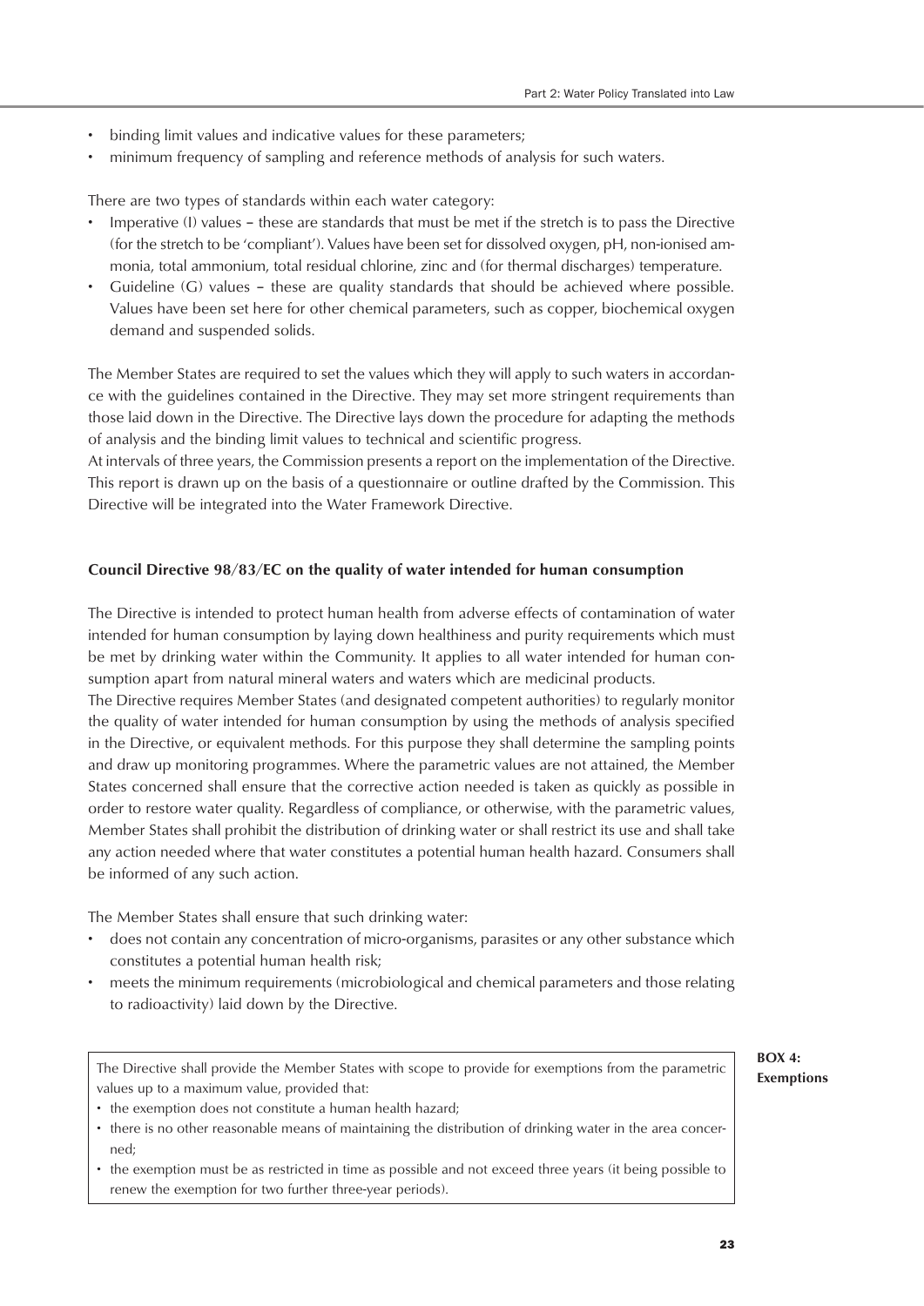- binding limit values and indicative values for these parameters;
- minimum frequency of sampling and reference methods of analysis for such waters.

There are two types of standards within each water category:

- Imperative (I) values – these are standards that must be met if the stretch is to pass the Directive (for the stretch to be 'compliant'). Values have been set for dissolved oxygen, pH, non-ionised ammonia, total ammonium, total residual chlorine, zinc and (for thermal discharges) temperature.
- Guideline (G) values – these are quality standards that should be achieved where possible. Values have been set here for other chemical parameters, such as copper, biochemical oxygen demand and suspended solids.

The Member States are required to set the values which they will apply to such waters in accordance with the guidelines contained in the Directive. They may set more stringent requirements than those laid down in the Directive. The Directive lays down the procedure for adapting the methods of analysis and the binding limit values to technical and scientific progress.

At intervals of three years, the Commission presents a report on the implementation of the Directive. This report is drawn up on the basis of a questionnaire or outline drafted by the Commission. This Directive will be integrated into the Water Framework Directive.

**Council Directive 98/83/EC on the quality of water intended for human consumption**

The Directive is intended to protect human health from adverse effects of contamination of water intended for human consumption by laying down healthiness and purity requirements which must be met by drinking water within the Community. It applies to all water intended for human consumption apart from natural mineral waters and waters which are medicinal products.

The Directive requires Member States (and designated competent authorities) to regularly monitor the quality of water intended for human consumption by using the methods of analysis specified in the Directive, or equivalent methods. For this purpose they shall determine the sampling points and draw up monitoring programmes. Where the parametric values are not attained, the Member States concerned shall ensure that the corrective action needed is taken as quickly as possible in order to restore water quality. Regardless of compliance, or otherwise, with the parametric values, Member States shall prohibit the distribution of drinking water or shall restrict its use and shall take any action needed where that water constitutes a potential human health hazard. Consumers shall be informed of any such action.

The Member States shall ensure that such drinking water:

- does not contain any concentration of micro-organisms, parasites or any other substance which constitutes a potential human health risk;
- meets the minimum requirements (microbiological and chemical parameters and those relating to radioactivity) laid down by the Directive.

**BOX 4: Exemptions**

The Directive shall provide the Member States with scope to provide for exemptions from the parametric values up to a maximum value, provided that:

- the exemption does not constitute a human health hazard;
- there is no other reasonable means of maintaining the distribution of drinking water in the area concerned;
- the exemption must be as restricted in time as possible and not exceed three years (it being possible to renew the exemption for two further three-year periods).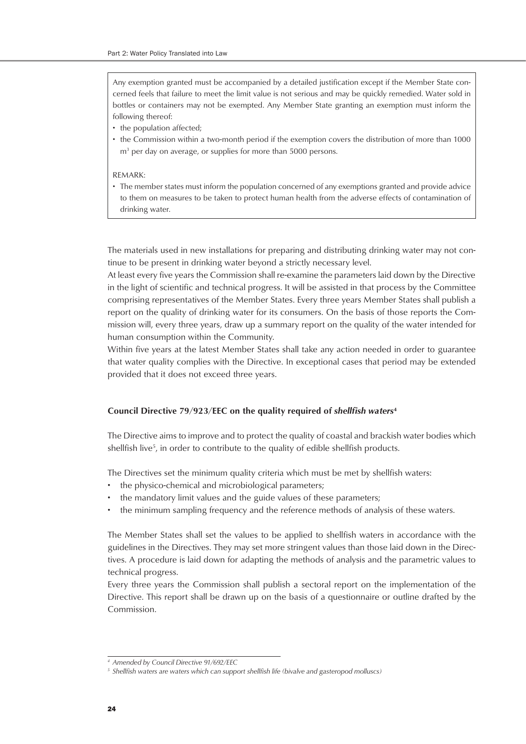Any exemption granted must be accompanied by a detailed justification except if the Member State concerned feels that failure to meet the limit value is not serious and may be quickly remedied. Water sold in bottles or containers may not be exempted. Any Member State granting an exemption must inform the following thereof:

- the population affected;
- the Commission within a two-month period if the exemption covers the distribution of more than 1000 $m^3$ per day on average, or supplies for more than 5000 persons.

REMARK:

- The member states must inform the population concerned of any exemptions granted and provide advice to them on measures to be taken to protect human health from the adverse effects of contamination of drinking water.

The materials used in new installations for preparing and distributing drinking water may not continue to be present in drinking water beyond a strictly necessary level.

At least every five years the Commission shall re-examine the parameters laid down by the Directive in the light of scientific and technical progress. It will be assisted in that process by the Committee comprising representatives of the Member States. Every three years Member States shall publish a report on the quality of drinking water for its consumers. On the basis of those reports the Commission will, every three years, draw up a summary report on the quality of the water intended for human consumption within the Community.

Within five years at the latest Member States shall take any action needed in order to guarantee that water quality complies with the Directive. In exceptional cases that period may be extended provided that it does not exceed three years.

### Council Directive 79/923/EEC on the quality required of *shellfish waters*[4]

The Directive aims to improve and to protect the quality of coastal and brackish water bodies which shellfish live[5], in order to contribute to the quality of edible shellfish products.

The Directives set the minimum quality criteria which must be met by shellfish waters:

- the physico-chemical and microbiological parameters;
- the mandatory limit values and the guide values of these parameters;
- the minimum sampling frequency and the reference methods of analysis of these waters.

The Member States shall set the values to be applied to shellfish waters in accordance with the guidelines in the Directives. They may set more stringent values than those laid down in the Directives. A procedure is laid down for adapting the methods of analysis and the parametric values to technical progress.

Every three years the Commission shall publish a sectoral report on the implementation of the Directive. This report shall be drawn up on the basis of a questionnaire or outline drafted by the Commission.

---

[4] *Amended by Council Directive 91/692/EEC*

[5] *Shellfish waters are waters which can support shellfish life (bivalve and gasteropod molluscs)*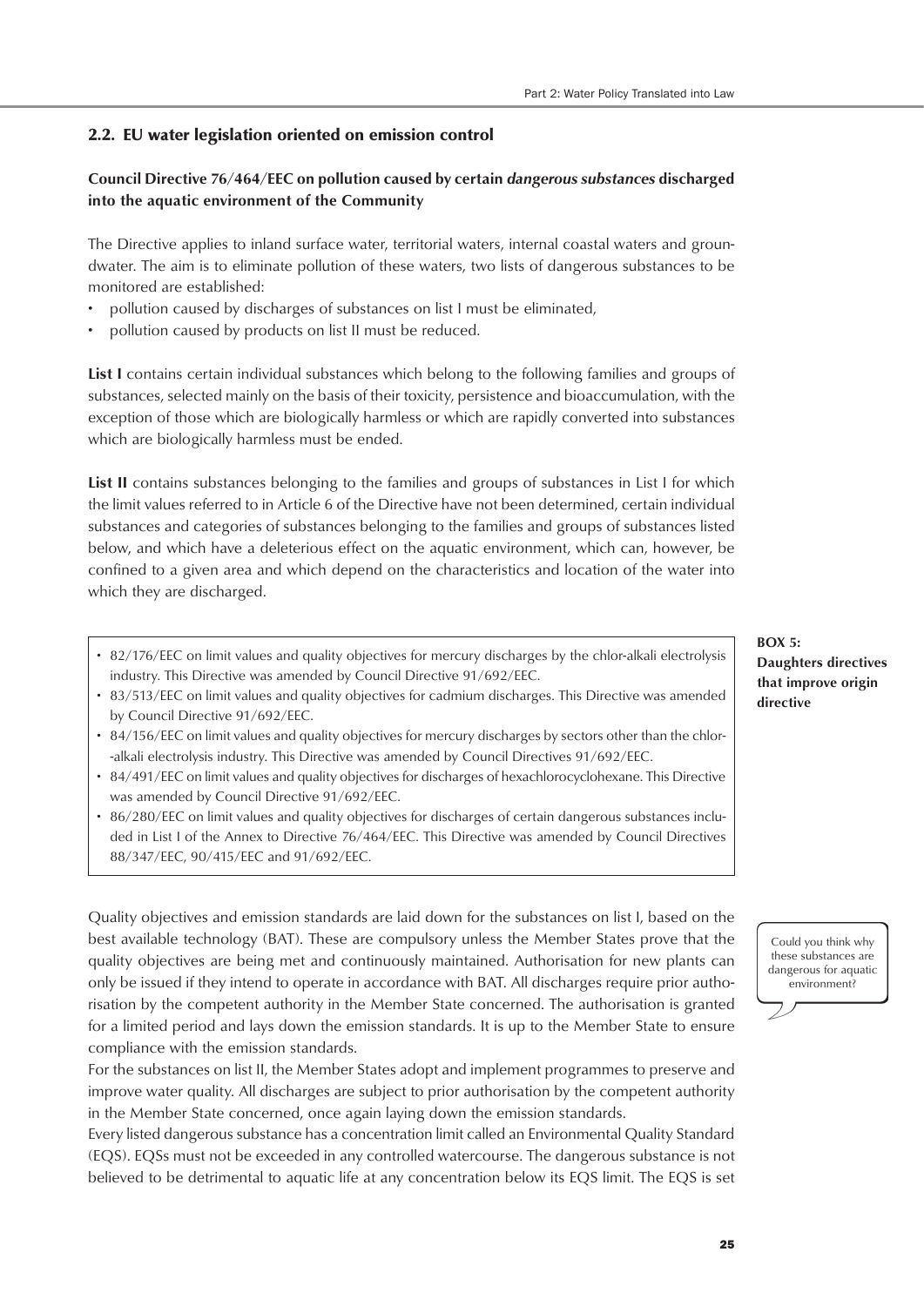## 2.2. EU water legislation oriented on emission control

### Council Directive 76/464/EEC on pollution caused by certain *dangerous substances* discharged into the aquatic environment of the Community

The Directive applies to inland surface water, territorial waters, internal coastal waters and groundwater. The aim is to eliminate pollution of these waters, two lists of dangerous substances to be monitored are established:

- pollution caused by discharges of substances on list I must be eliminated,
- pollution caused by products on list II must be reduced.

**List I** contains certain individual substances which belong to the following families and groups of substances, selected mainly on the basis of their toxicity, persistence and bioaccumulation, with the exception of those which are biologically harmless or which are rapidly converted into substances which are biologically harmless must be ended.

**List II** contains substances belonging to the families and groups of substances in List I for which the limit values referred to in Article 6 of the Directive have not been determined, certain individual substances and categories of substances belonging to the families and groups of substances listed below, and which have a deleterious effect on the aquatic environment, which can, however, be confined to a given area and which depend on the characteristics and location of the water into which they are discharged.

**BOX 5: Daughters directives that improve origin directive**

- 82/176/EEC on limit values and quality objectives for mercury discharges by the chlor-alkali electrolysis industry. This Directive was amended by Council Directive 91/692/EEC.
- 83/513/EEC on limit values and quality objectives for cadmium discharges. This Directive was amended by Council Directive 91/692/EEC.
- 84/156/EEC on limit values and quality objectives for mercury discharges by sectors other than the chlor--alkali electrolysis industry. This Directive was amended by Council Directives 91/692/EEC.
- 84/491/EEC on limit values and quality objectives for discharges of hexachlorocyclohexane. This Directive was amended by Council Directive 91/692/EEC.
- 86/280/EEC on limit values and quality objectives for discharges of certain dangerous substances included in List I of the Annex to Directive 76/464/EEC. This Directive was amended by Council Directives 88/347/EEC, 90/415/EEC and 91/692/EEC.

Quality objectives and emission standards are laid down for the substances on list I, based on the best available technology (BAT). These are compulsory unless the Member States prove that the quality objectives are being met and continuously maintained. Authorisation for new plants can only be issued if they intend to operate in accordance with BAT. All discharges require prior authorisation by the competent authority in the Member State concerned. The authorisation is granted for a limited period and lays down the emission standards. It is up to the Member State to ensure compliance with the emission standards.

Could you think why these substances are dangerous for aquatic environment?

For the substances on list II, the Member States adopt and implement programmes to preserve and improve water quality. All discharges are subject to prior authorisation by the competent authority in the Member State concerned, once again laying down the emission standards.

Every listed dangerous substance has a concentration limit called an Environmental Quality Standard (EQS). EQSs must not be exceeded in any controlled watercourse. The dangerous substance is not believed to be detrimental to aquatic life at any concentration below its EQS limit. The EQS is set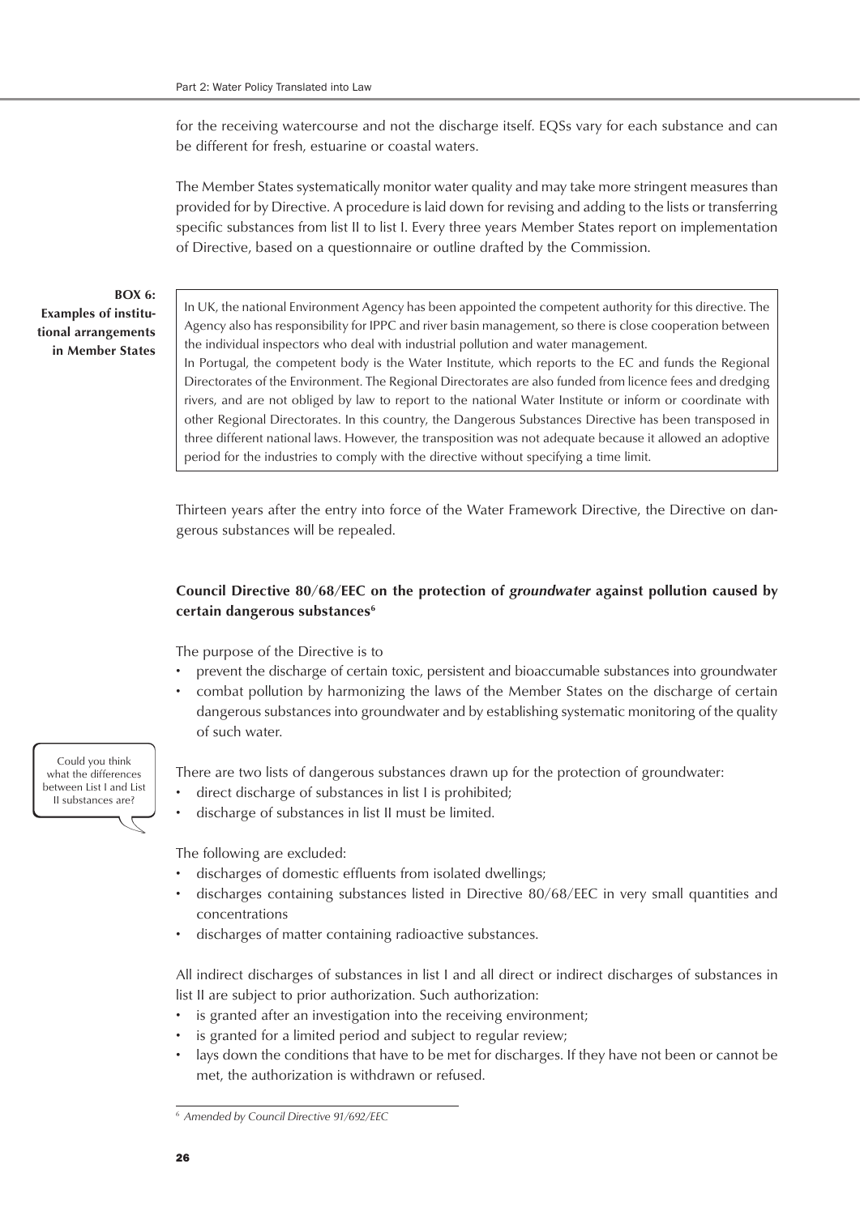for the receiving watercourse and not the discharge itself. EQSs vary for each substance and can be different for fresh, estuarine or coastal waters.

The Member States systematically monitor water quality and may take more stringent measures than provided for by Directive. A procedure is laid down for revising and adding to the lists or transferring specific substances from list II to list I. Every three years Member States report on implementation of Directive, based on a questionnaire or outline drafted by the Commission.

**BOX 6: Examples of institutional arrangements in Member States**

> In UK, the national Environment Agency has been appointed the competent authority for this directive. The Agency also has responsibility for IPPC and river basin management, so there is close cooperation between the individual inspectors who deal with industrial pollution and water management.
> In Portugal, the competent body is the Water Institute, which reports to the EC and funds the Regional Directorates of the Environment. The Regional Directorates are also funded from licence fees and dredging rivers, and are not obliged by law to report to the national Water Institute or inform or coordinate with other Regional Directorates. In this country, the Dangerous Substances Directive has been transposed in three different national laws. However, the transposition was not adequate because it allowed an adoptive period for the industries to comply with the directive without specifying a time limit.

Thirteen years after the entry into force of the Water Framework Directive, the Directive on dangerous substances will be repealed.

### Council Directive 80/68/EEC on the protection of *groundwater* against pollution caused by certain dangerous substances[6]

The purpose of the Directive is to

- prevent the discharge of certain toxic, persistent and bioaccumable substances into groundwater
- combat pollution by harmonizing the laws of the Member States on the discharge of certain dangerous substances into groundwater and by establishing systematic monitoring of the quality of such water.

> Could you think what the differences between List I and List II substances are?

There are two lists of dangerous substances drawn up for the protection of groundwater:

- direct discharge of substances in list I is prohibited;
- discharge of substances in list II must be limited.

The following are excluded:

- discharges of domestic effluents from isolated dwellings;
- discharges containing substances listed in Directive 80/68/EEC in very small quantities and concentrations
- discharges of matter containing radioactive substances.

All indirect discharges of substances in list I and all direct or indirect discharges of substances in list II are subject to prior authorization. Such authorization:

- is granted after an investigation into the receiving environment;
- is granted for a limited period and subject to regular review;
- lays down the conditions that have to be met for discharges. If they have not been or cannot be met, the authorization is withdrawn or refused.

---

[6] *Amended by Council Directive 91/692/EEC*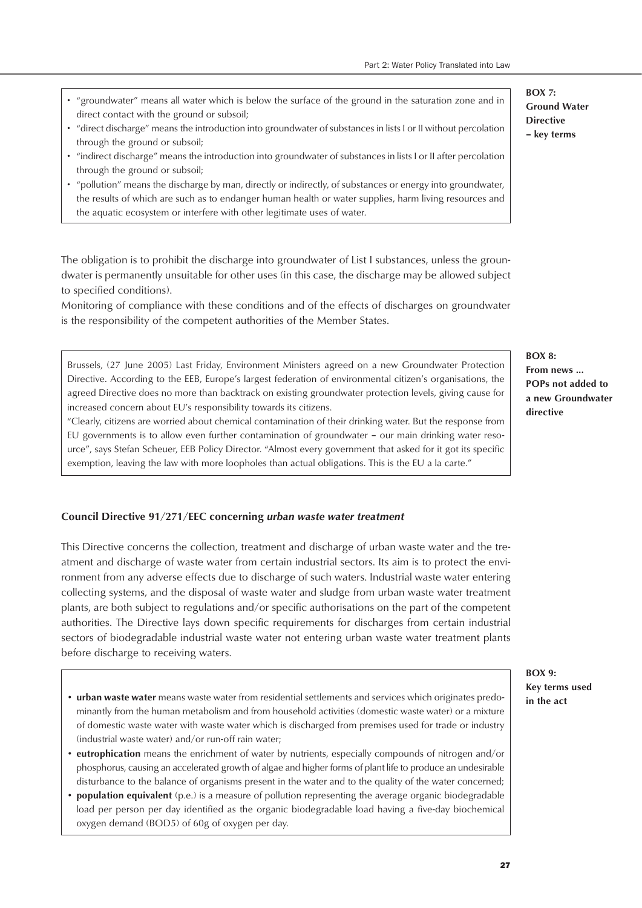**BOX 7: Ground Water Directive – key terms**

- "groundwater" means all water which is below the surface of the ground in the saturation zone and in direct contact with the ground or subsoil;
- "direct discharge" means the introduction into groundwater of substances in lists I or II without percolation through the ground or subsoil;
- "indirect discharge" means the introduction into groundwater of substances in lists I or II after percolation through the ground or subsoil;
- "pollution" means the discharge by man, directly or indirectly, of substances or energy into groundwater, the results of which are such as to endanger human health or water supplies, harm living resources and the aquatic ecosystem or interfere with other legitimate uses of water.

The obligation is to prohibit the discharge into groundwater of List I substances, unless the groundwater is permanently unsuitable for other uses (in this case, the discharge may be allowed subject to specified conditions).

Monitoring of compliance with these conditions and of the effects of discharges on groundwater is the responsibility of the competent authorities of the Member States.

**BOX 8: From news ... POPs not added to a new Groundwater directive**

Brussels, (27 June 2005) Last Friday, Environment Ministers agreed on a new Groundwater Protection Directive. According to the EEB, Europe's largest federation of environmental citizen's organisations, the agreed Directive does no more than backtrack on existing groundwater protection levels, giving cause for increased concern about EU's responsibility towards its citizens.

"Clearly, citizens are worried about chemical contamination of their drinking water. But the response from EU governments is to allow even further contamination of groundwater – our main drinking water resource", says Stefan Scheuer, EEB Policy Director. "Almost every government that asked for it got its specific exemption, leaving the law with more loopholes than actual obligations. This is the EU a la carte."

### Council Directive 91/271/EEC concerning *urban waste water treatment*

This Directive concerns the collection, treatment and discharge of urban waste water and the treatment and discharge of waste water from certain industrial sectors. Its aim is to protect the environment from any adverse effects due to discharge of such waters. Industrial waste water entering collecting systems, and the disposal of waste water and sludge from urban waste water treatment plants, are both subject to regulations and/or specific authorisations on the part of the competent authorities. The Directive lays down specific requirements for discharges from certain industrial sectors of biodegradable industrial waste water not entering urban waste water treatment plants before discharge to receiving waters.

**BOX 9: Key terms used in the act**

- **urban waste water** means waste water from residential settlements and services which originates predominantly from the human metabolism and from household activities (domestic waste water) or a mixture of domestic waste water with waste water which is discharged from premises used for trade or industry (industrial waste water) and/or run-off rain water;
- **eutrophication** means the enrichment of water by nutrients, especially compounds of nitrogen and/or phosphorus, causing an accelerated growth of algae and higher forms of plant life to produce an undesirable disturbance to the balance of organisms present in the water and to the quality of the water concerned;
- **population equivalent** (p.e.) is a measure of pollution representing the average organic biodegradable load per person per day identified as the organic biodegradable load having a five-day biochemical oxygen demand ($BOD_5$) of 60g of oxygen per day.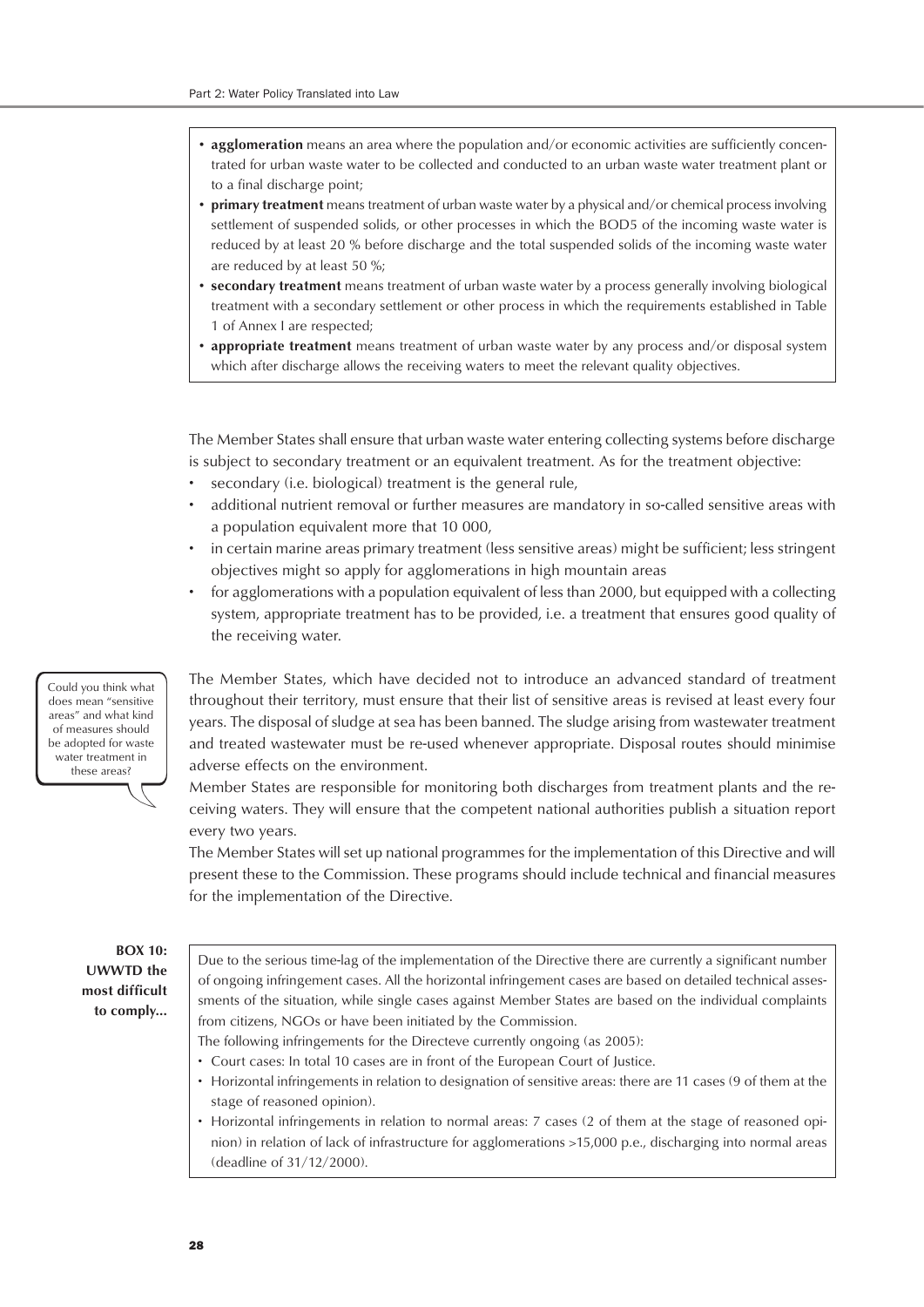- **agglomeration** means an area where the population and/or economic activities are sufficiently concentrated for urban waste water to be collected and conducted to an urban waste water treatment plant or to a final discharge point;
- **primary treatment** means treatment of urban waste water by a physical and/or chemical process involving settlement of suspended solids, or other processes in which the BOD5 of the incoming waste water is reduced by at least 20 % before discharge and the total suspended solids of the incoming waste water are reduced by at least 50 %;
- **secondary treatment** means treatment of urban waste water by a process generally involving biological treatment with a secondary settlement or other process in which the requirements established in Table 1 of Annex I are respected;
- **appropriate treatment** means treatment of urban waste water by any process and/or disposal system which after discharge allows the receiving waters to meet the relevant quality objectives.

The Member States shall ensure that urban waste water entering collecting systems before discharge is subject to secondary treatment or an equivalent treatment. As for the treatment objective:

- secondary (i.e. biological) treatment is the general rule,
- additional nutrient removal or further measures are mandatory in so-called sensitive areas with a population equivalent more that 10 000,
- in certain marine areas primary treatment (less sensitive areas) might be sufficient; less stringent objectives might so apply for agglomerations in high mountain areas
- for agglomerations with a population equivalent of less than 2000, but equipped with a collecting system, appropriate treatment has to be provided, i.e. a treatment that ensures good quality of the receiving water.

Could you think what does mean "sensitive areas" and what kind of measures should be adopted for waste water treatment in these areas?

The Member States, which have decided not to introduce an advanced standard of treatment throughout their territory, must ensure that their list of sensitive areas is revised at least every four years. The disposal of sludge at sea has been banned. The sludge arising from wastewater treatment and treated wastewater must be re-used whenever appropriate. Disposal routes should minimise adverse effects on the environment.

Member States are responsible for monitoring both discharges from treatment plants and the receiving waters. They will ensure that the competent national authorities publish a situation report every two years.

The Member States will set up national programmes for the implementation of this Directive and will present these to the Commission. These programs should include technical and financial measures for the implementation of the Directive.

**BOX 10: UWWTD the most difficult to comply...**

Due to the serious time-lag of the implementation of the Directive there are currently a significant number of ongoing infringement cases. All the horizontal infringement cases are based on detailed technical assessments of the situation, while single cases against Member States are based on the individual complaints from citizens, NGOs or have been initiated by the Commission.

The following infringements for the Directeve currently ongoing (as 2005):

- Court cases: In total 10 cases are in front of the European Court of Justice.
- Horizontal infringements in relation to designation of sensitive areas: there are 11 cases (9 of them at the stage of reasoned opinion).
- Horizontal infringements in relation to normal areas: 7 cases (2 of them at the stage of reasoned opinion) in relation of lack of infrastructure for agglomerations >15,000 p.e., discharging into normal areas (deadline of 31/12/2000).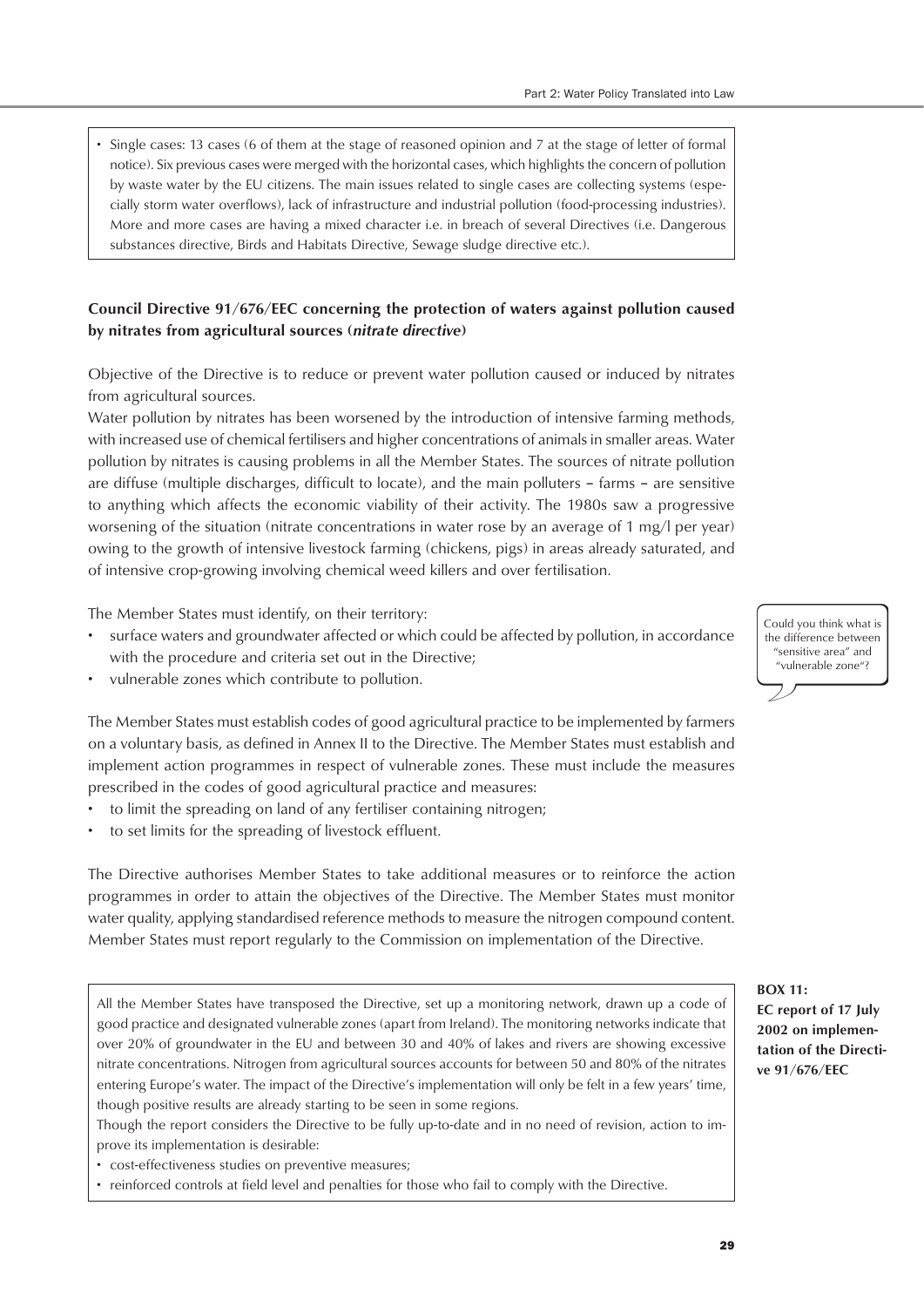- Single cases: 13 cases (6 of them at the stage of reasoned opinion and 7 at the stage of letter of formal notice). Six previous cases were merged with the horizontal cases, which highlights the concern of pollution by waste water by the EU citizens. The main issues related to single cases are collecting systems (especially storm water overflows), lack of infrastructure and industrial pollution (food-processing industries). More and more cases are having a mixed character i.e. in breach of several Directives (i.e. Dangerous substances directive, Birds and Habitats Directive, Sewage sludge directive etc.).

**Council Directive 91/676/EEC concerning the protection of waters against pollution caused by nitrates from agricultural sources (*nitrate directive*)**

Objective of the Directive is to reduce or prevent water pollution caused or induced by nitrates from agricultural sources.

Water pollution by nitrates has been worsened by the introduction of intensive farming methods, with increased use of chemical fertilisers and higher concentrations of animals in smaller areas. Water pollution by nitrates is causing problems in all the Member States. The sources of nitrate pollution are diffuse (multiple discharges, difficult to locate), and the main polluters – farms – are sensitive to anything which affects the economic viability of their activity. The 1980s saw a progressive worsening of the situation (nitrate concentrations in water rose by an average of 1 mg/l per year) owing to the growth of intensive livestock farming (chickens, pigs) in areas already saturated, and of intensive crop-growing involving chemical weed killers and over fertilisation.

The Member States must identify, on their territory:

- surface waters and groundwater affected or which could be affected by pollution, in accordance with the procedure and criteria set out in the Directive;
- vulnerable zones which contribute to pollution.

Could you think what is the difference between "sensitive area" and "vulnerable zone"?

The Member States must establish codes of good agricultural practice to be implemented by farmers on a voluntary basis, as defined in Annex II to the Directive. The Member States must establish and implement action programmes in respect of vulnerable zones. These must include the measures prescribed in the codes of good agricultural practice and measures:

- to limit the spreading on land of any fertiliser containing nitrogen;
- to set limits for the spreading of livestock effluent.

The Directive authorises Member States to take additional measures or to reinforce the action programmes in order to attain the objectives of the Directive. The Member States must monitor water quality, applying standardised reference methods to measure the nitrogen compound content. Member States must report regularly to the Commission on implementation of the Directive.

**BOX 11: EC report of 17 July 2002 on implementation of the Directive 91/676/EEC**

All the Member States have transposed the Directive, set up a monitoring network, drawn up a code of good practice and designated vulnerable zones (apart from Ireland). The monitoring networks indicate that over 20% of groundwater in the EU and between 30 and 40% of lakes and rivers are showing excessive nitrate concentrations. Nitrogen from agricultural sources accounts for between 50 and 80% of the nitrates entering Europe's water. The impact of the Directive's implementation will only be felt in a few years' time, though positive results are already starting to be seen in some regions.

Though the report considers the Directive to be fully up-to-date and in no need of revision, action to improve its implementation is desirable:

- cost-effectiveness studies on preventive measures;
- reinforced controls at field level and penalties for those who fail to comply with the Directive.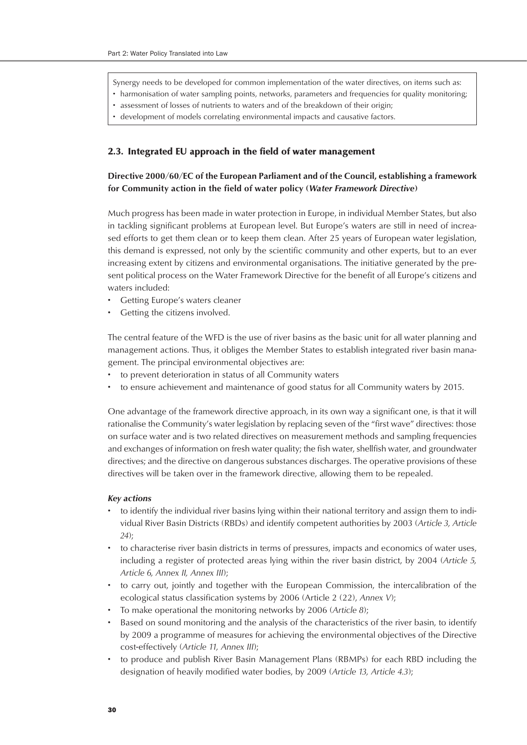Synergy needs to be developed for common implementation of the water directives, on items such as:

- harmonisation of water sampling points, networks, parameters and frequencies for quality monitoring;
- assessment of losses of nutrients to waters and of the breakdown of their origin;
- development of models correlating environmental impacts and causative factors.

## 2.3. Integrated EU approach in the field of water management

**Directive 2000/60/EC of the European Parliament and of the Council, establishing a framework for Community action in the field of water policy (*Water Framework Directive*)**

Much progress has been made in water protection in Europe, in individual Member States, but also in tackling significant problems at European level. But Europe's waters are still in need of increased efforts to get them clean or to keep them clean. After 25 years of European water legislation, this demand is expressed, not only by the scientific community and other experts, but to an ever increasing extent by citizens and environmental organisations. The initiative generated by the present political process on the Water Framework Directive for the benefit of all Europe's citizens and waters included:

- Getting Europe's waters cleaner
- Getting the citizens involved.

The central feature of the WFD is the use of river basins as the basic unit for all water planning and management actions. Thus, it obliges the Member States to establish integrated river basin management. The principal environmental objectives are:

- to prevent deterioration in status of all Community waters
- to ensure achievement and maintenance of good status for all Community waters by 2015.

One advantage of the framework directive approach, in its own way a significant one, is that it will rationalise the Community's water legislation by replacing seven of the "first wave" directives: those on surface water and is two related directives on measurement methods and sampling frequencies and exchanges of information on fresh water quality; the fish water, shellfish water, and groundwater directives; and the directive on dangerous substances discharges. The operative provisions of these directives will be taken over in the framework directive, allowing them to be repealed.

***Key actions***

- to identify the individual river basins lying within their national territory and assign them to individual River Basin Districts (RBDs) and identify competent authorities by 2003 (*Article 3, Article 24*);
- to characterise river basin districts in terms of pressures, impacts and economics of water uses, including a register of protected areas lying within the river basin district, by 2004 (*Article 5, Article 6, Annex II, Annex III*);
- to carry out, jointly and together with the European Commission, the intercalibration of the ecological status classification systems by 2006 (Article 2 (22), *Annex V*);
- To make operational the monitoring networks by 2006 (*Article 8*);
- Based on sound monitoring and the analysis of the characteristics of the river basin, to identify by 2009 a programme of measures for achieving the environmental objectives of the Directive cost-effectively (*Article 11, Annex III*);
- to produce and publish River Basin Management Plans (RBMPs) for each RBD including the designation of heavily modified water bodies, by 2009 (*Article 13, Article 4.3*);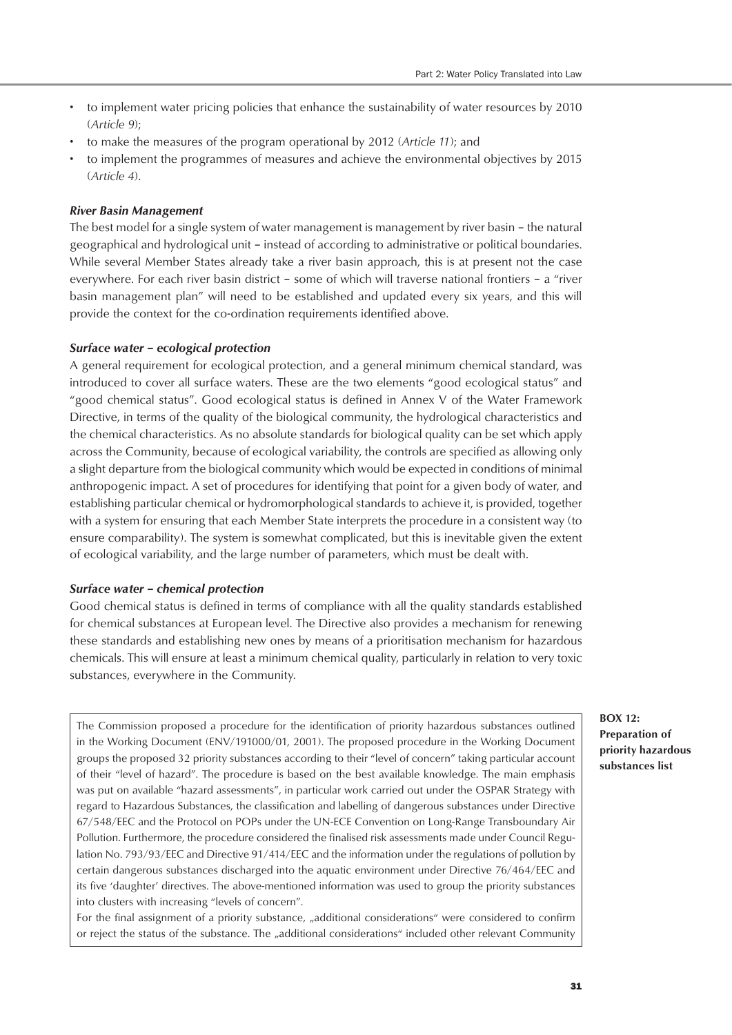- to implement water pricing policies that enhance the sustainability of water resources by 2010 (*Article 9*);
- to make the measures of the program operational by 2012 (*Article 11*); and
- to implement the programmes of measures and achieve the environmental objectives by 2015 (*Article 4*).

***River Basin Management***

The best model for a single system of water management is management by river basin – the natural geographical and hydrological unit – instead of according to administrative or political boundaries. While several Member States already take a river basin approach, this is at present not the case everywhere. For each river basin district – some of which will traverse national frontiers – a "river basin management plan" will need to be established and updated every six years, and this will provide the context for the co-ordination requirements identified above.

***Surface water – ecological protection***

A general requirement for ecological protection, and a general minimum chemical standard, was introduced to cover all surface waters. These are the two elements "good ecological status" and "good chemical status". Good ecological status is defined in Annex V of the Water Framework Directive, in terms of the quality of the biological community, the hydrological characteristics and the chemical characteristics. As no absolute standards for biological quality can be set which apply across the Community, because of ecological variability, the controls are specified as allowing only a slight departure from the biological community which would be expected in conditions of minimal anthropogenic impact. A set of procedures for identifying that point for a given body of water, and establishing particular chemical or hydromorphological standards to achieve it, is provided, together with a system for ensuring that each Member State interprets the procedure in a consistent way (to ensure comparability). The system is somewhat complicated, but this is inevitable given the extent of ecological variability, and the large number of parameters, which must be dealt with.

***Surface water – chemical protection***

Good chemical status is defined in terms of compliance with all the quality standards established for chemical substances at European level. The Directive also provides a mechanism for renewing these standards and establishing new ones by means of a prioritisation mechanism for hazardous chemicals. This will ensure at least a minimum chemical quality, particularly in relation to very toxic substances, everywhere in the Community.

**BOX 12: Preparation of priority hazardous substances list**

The Commission proposed a procedure for the identification of priority hazardous substances outlined in the Working Document (ENV/191000/01, 2001). The proposed procedure in the Working Document groups the proposed 32 priority substances according to their "level of concern" taking particular account of their "level of hazard". The procedure is based on the best available knowledge. The main emphasis was put on available "hazard assessments", in particular work carried out under the OSPAR Strategy with regard to Hazardous Substances, the classification and labelling of dangerous substances under Directive 67/548/EEC and the Protocol on POPs under the UN-ECE Convention on Long-Range Transboundary Air Pollution. Furthermore, the procedure considered the finalised risk assessments made under Council Regulation No. 793/93/EEC and Directive 91/414/EEC and the information under the regulations of pollution by certain dangerous substances discharged into the aquatic environment under Directive 76/464/EEC and its five 'daughter' directives. The above-mentioned information was used to group the priority substances into clusters with increasing "levels of concern".

For the final assignment of a priority substance, „additional considerations" were considered to confirm or reject the status of the substance. The „additional considerations" included other relevant Community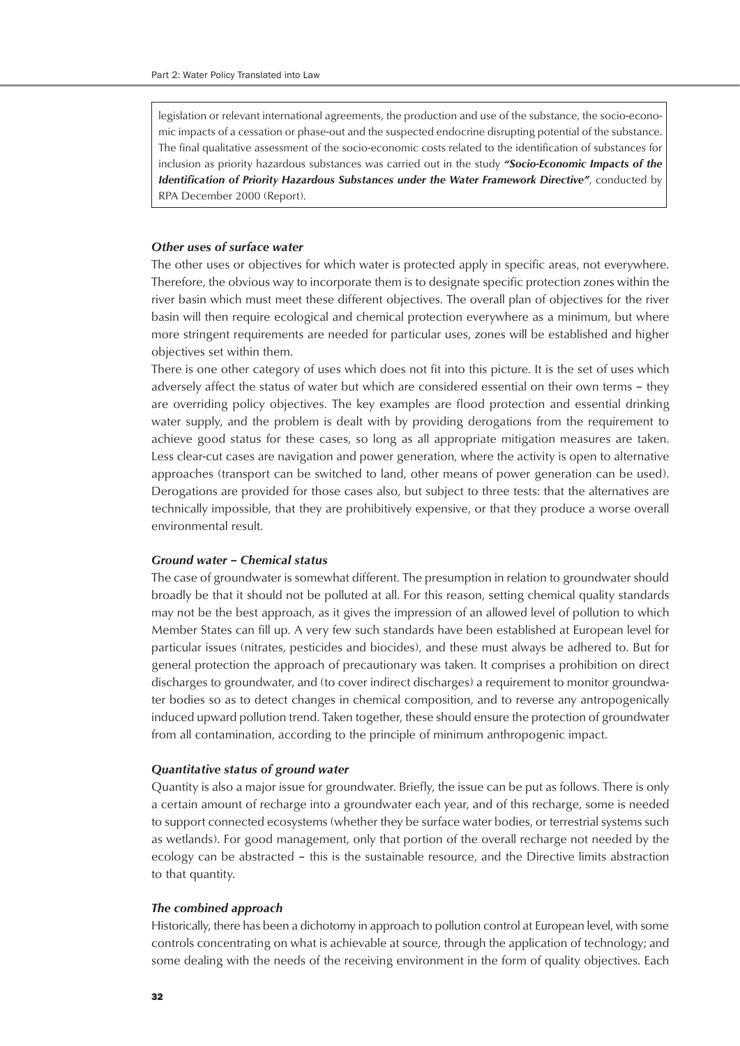legislation or relevant international agreements, the production and use of the substance, the socio-economic impacts of a cessation or phase-out and the suspected endocrine disrupting potential of the substance. The final qualitative assessment of the socio-economic costs related to the identification of substances for inclusion as priority hazardous substances was carried out in the study ***"Socio-Economic Impacts of the Identification of Priority Hazardous Substances under the Water Framework Directive"***, conducted by RPA December 2000 (Report).

***Other uses of surface water***

The other uses or objectives for which water is protected apply in specific areas, not everywhere. Therefore, the obvious way to incorporate them is to designate specific protection zones within the river basin which must meet these different objectives. The overall plan of objectives for the river basin will then require ecological and chemical protection everywhere as a minimum, but where more stringent requirements are needed for particular uses, zones will be established and higher objectives set within them.

There is one other category of uses which does not fit into this picture. It is the set of uses which adversely affect the status of water but which are considered essential on their own terms – they are overriding policy objectives. The key examples are flood protection and essential drinking water supply, and the problem is dealt with by providing derogations from the requirement to achieve good status for these cases, so long as all appropriate mitigation measures are taken. Less clear-cut cases are navigation and power generation, where the activity is open to alternative approaches (transport can be switched to land, other means of power generation can be used). Derogations are provided for those cases also, but subject to three tests: that the alternatives are technically impossible, that they are prohibitively expensive, or that they produce a worse overall environmental result.

***Ground water – Chemical status***

The case of groundwater is somewhat different. The presumption in relation to groundwater should broadly be that it should not be polluted at all. For this reason, setting chemical quality standards may not be the best approach, as it gives the impression of an allowed level of pollution to which Member States can fill up. A very few such standards have been established at European level for particular issues (nitrates, pesticides and biocides), and these must always be adhered to. But for general protection the approach of precautionary was taken. It comprises a prohibition on direct discharges to groundwater, and (to cover indirect discharges) a requirement to monitor groundwater bodies so as to detect changes in chemical composition, and to reverse any antropogenically induced upward pollution trend. Taken together, these should ensure the protection of groundwater from all contamination, according to the principle of minimum anthropogenic impact.

***Quantitative status of ground water***

Quantity is also a major issue for groundwater. Briefly, the issue can be put as follows. There is only a certain amount of recharge into a groundwater each year, and of this recharge, some is needed to support connected ecosystems (whether they be surface water bodies, or terrestrial systems such as wetlands). For good management, only that portion of the overall recharge not needed by the ecology can be abstracted – this is the sustainable resource, and the Directive limits abstraction to that quantity.

***The combined approach***

Historically, there has been a dichotomy in approach to pollution control at European level, with some controls concentrating on what is achievable at source, through the application of technology; and some dealing with the needs of the receiving environment in the form of quality objectives. Each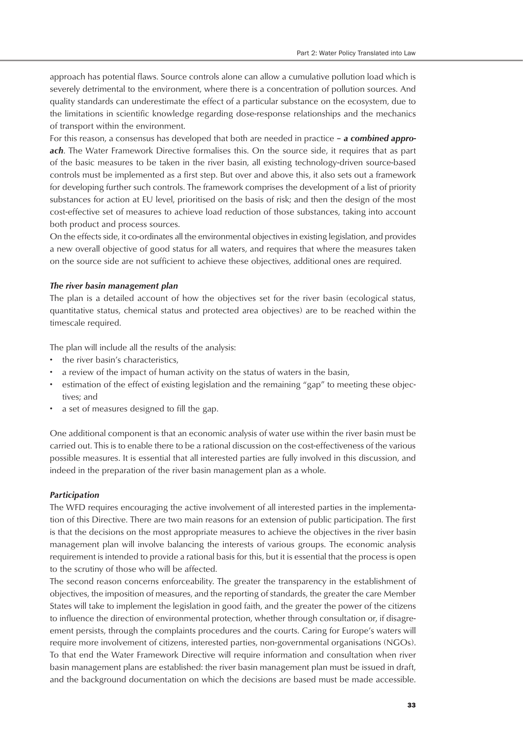approach has potential flaws. Source controls alone can allow a cumulative pollution load which is severely detrimental to the environment, where there is a concentration of pollution sources. And quality standards can underestimate the effect of a particular substance on the ecosystem, due to the limitations in scientific knowledge regarding dose-response relationships and the mechanics of transport within the environment.

For this reason, a consensus has developed that both are needed in practice – ***a combined approach***. The Water Framework Directive formalises this. On the source side, it requires that as part of the basic measures to be taken in the river basin, all existing technology-driven source-based controls must be implemented as a first step. But over and above this, it also sets out a framework for developing further such controls. The framework comprises the development of a list of priority substances for action at EU level, prioritised on the basis of risk; and then the design of the most cost-effective set of measures to achieve load reduction of those substances, taking into account both product and process sources.

On the effects side, it co-ordinates all the environmental objectives in existing legislation, and provides a new overall objective of good status for all waters, and requires that where the measures taken on the source side are not sufficient to achieve these objectives, additional ones are required.

***The river basin management plan***

The plan is a detailed account of how the objectives set for the river basin (ecological status, quantitative status, chemical status and protected area objectives) are to be reached within the timescale required.

The plan will include all the results of the analysis:

- the river basin's characteristics,
- a review of the impact of human activity on the status of waters in the basin,
- estimation of the effect of existing legislation and the remaining "gap" to meeting these objectives; and
- a set of measures designed to fill the gap.

One additional component is that an economic analysis of water use within the river basin must be carried out. This is to enable there to be a rational discussion on the cost-effectiveness of the various possible measures. It is essential that all interested parties are fully involved in this discussion, and indeed in the preparation of the river basin management plan as a whole.

***Participation***

The WFD requires encouraging the active involvement of all interested parties in the implementation of this Directive. There are two main reasons for an extension of public participation. The first is that the decisions on the most appropriate measures to achieve the objectives in the river basin management plan will involve balancing the interests of various groups. The economic analysis requirement is intended to provide a rational basis for this, but it is essential that the process is open to the scrutiny of those who will be affected.

The second reason concerns enforceability. The greater the transparency in the establishment of objectives, the imposition of measures, and the reporting of standards, the greater the care Member States will take to implement the legislation in good faith, and the greater the power of the citizens to influence the direction of environmental protection, whether through consultation or, if disagreement persists, through the complaints procedures and the courts. Caring for Europe's waters will require more involvement of citizens, interested parties, non-governmental organisations (NGOs). To that end the Water Framework Directive will require information and consultation when river basin management plans are established: the river basin management plan must be issued in draft, and the background documentation on which the decisions are based must be made accessible.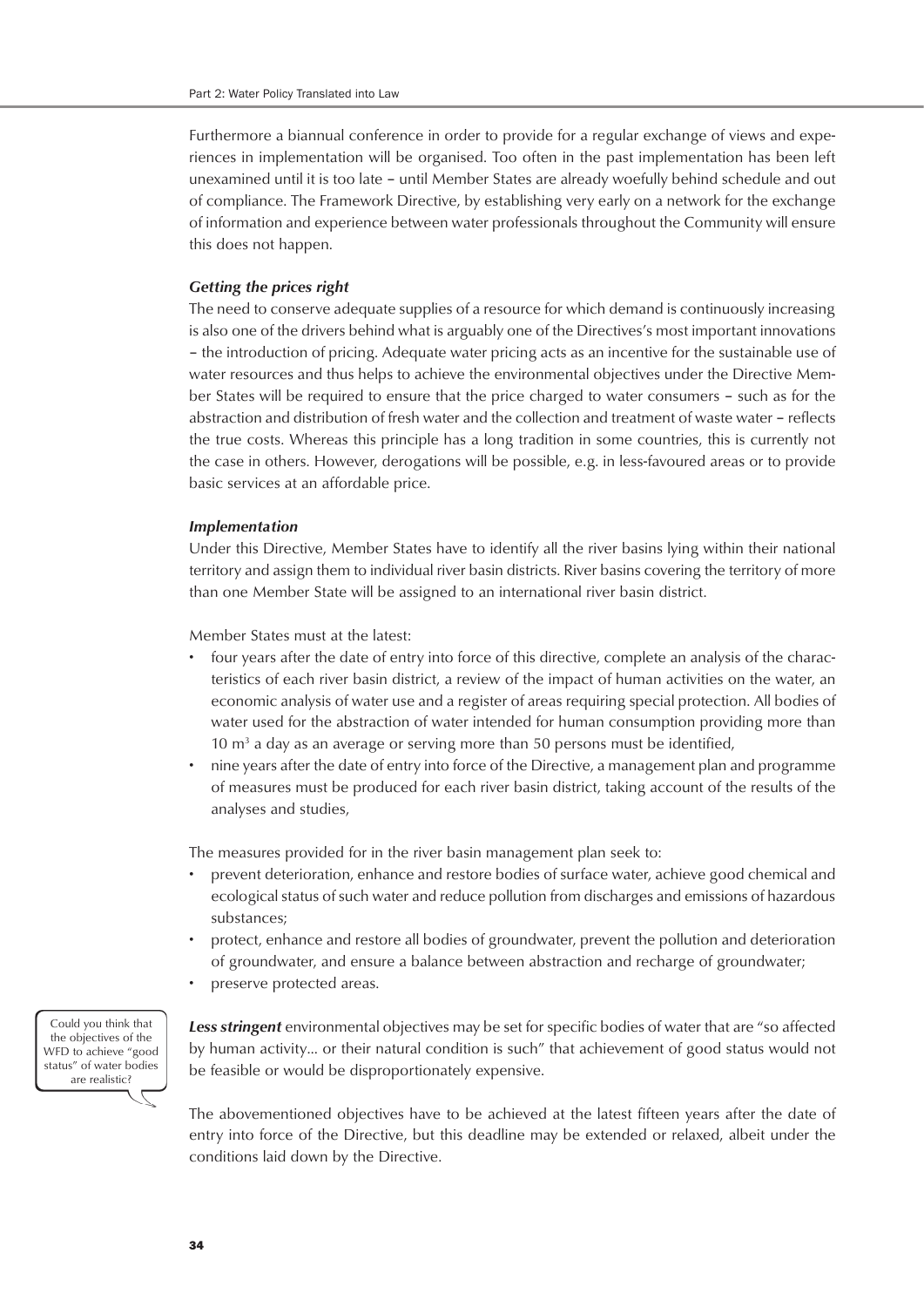Furthermore a biannual conference in order to provide for a regular exchange of views and experiences in implementation will be organised. Too often in the past implementation has been left unexamined until it is too late – until Member States are already woefully behind schedule and out of compliance. The Framework Directive, by establishing very early on a network for the exchange of information and experience between water professionals throughout the Community will ensure this does not happen.

***Getting the prices right***

The need to conserve adequate supplies of a resource for which demand is continuously increasing is also one of the drivers behind what is arguably one of the Directives's most important innovations – the introduction of pricing. Adequate water pricing acts as an incentive for the sustainable use of water resources and thus helps to achieve the environmental objectives under the Directive Member States will be required to ensure that the price charged to water consumers – such as for the abstraction and distribution of fresh water and the collection and treatment of waste water – reflects the true costs. Whereas this principle has a long tradition in some countries, this is currently not the case in others. However, derogations will be possible, e.g. in less-favoured areas or to provide basic services at an affordable price.

***Implementation***

Under this Directive, Member States have to identify all the river basins lying within their national territory and assign them to individual river basin districts. River basins covering the territory of more than one Member State will be assigned to an international river basin district.

Member States must at the latest:

- four years after the date of entry into force of this directive, complete an analysis of the characteristics of each river basin district, a review of the impact of human activities on the water, an economic analysis of water use and a register of areas requiring special protection. All bodies of water used for the abstraction of water intended for human consumption providing more than 10 $m^3$ a day as an average or serving more than 50 persons must be identified,
- nine years after the date of entry into force of the Directive, a management plan and programme of measures must be produced for each river basin district, taking account of the results of the analyses and studies,

The measures provided for in the river basin management plan seek to:

- prevent deterioration, enhance and restore bodies of surface water, achieve good chemical and ecological status of such water and reduce pollution from discharges and emissions of hazardous substances;
- protect, enhance and restore all bodies of groundwater, prevent the pollution and deterioration of groundwater, and ensure a balance between abstraction and recharge of groundwater;
- preserve protected areas.

Could you think that the objectives of the WFD to achieve "good status" of water bodies are realistic?

***Less stringent*** environmental objectives may be set for specific bodies of water that are "so affected by human activity... or their natural condition is such" that achievement of good status would not be feasible or would be disproportionately expensive.

The abovementioned objectives have to be achieved at the latest fifteen years after the date of entry into force of the Directive, but this deadline may be extended or relaxed, albeit under the conditions laid down by the Directive.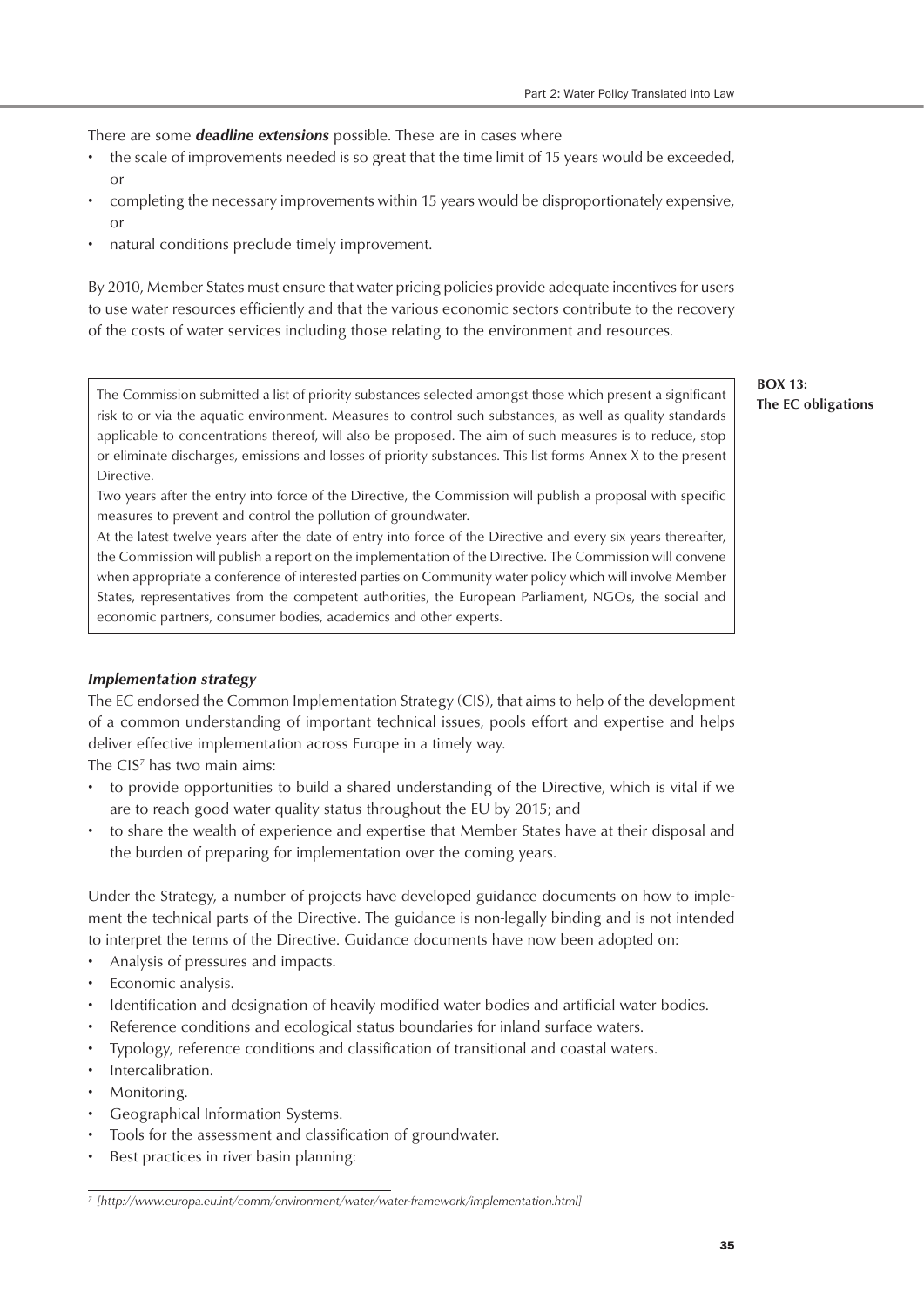There are some ***deadline extensions*** possible. These are in cases where

- the scale of improvements needed is so great that the time limit of 15 years would be exceeded, or
- completing the necessary improvements within 15 years would be disproportionately expensive, or
- natural conditions preclude timely improvement.

By 2010, Member States must ensure that water pricing policies provide adequate incentives for users to use water resources efficiently and that the various economic sectors contribute to the recovery of the costs of water services including those relating to the environment and resources.

**BOX 13: The EC obligations**

> The Commission submitted a list of priority substances selected amongst those which present a significant risk to or via the aquatic environment. Measures to control such substances, as well as quality standards applicable to concentrations thereof, will also be proposed. The aim of such measures is to reduce, stop or eliminate discharges, emissions and losses of priority substances. This list forms Annex X to the present Directive.
>
> Two years after the entry into force of the Directive, the Commission will publish a proposal with specific measures to prevent and control the pollution of groundwater.
>
> At the latest twelve years after the date of entry into force of the Directive and every six years thereafter, the Commission will publish a report on the implementation of the Directive. The Commission will convene when appropriate a conference of interested parties on Community water policy which will involve Member States, representatives from the competent authorities, the European Parliament, NGOs, the social and economic partners, consumer bodies, academics and other experts.

### *Implementation strategy*

The EC endorsed the Common Implementation Strategy (CIS), that aims to help of the development of a common understanding of important technical issues, pools effort and expertise and helps deliver effective implementation across Europe in a timely way.

The CIS[7] has two main aims:

- to provide opportunities to build a shared understanding of the Directive, which is vital if we are to reach good water quality status throughout the EU by 2015; and
- to share the wealth of experience and expertise that Member States have at their disposal and the burden of preparing for implementation over the coming years.

Under the Strategy, a number of projects have developed guidance documents on how to implement the technical parts of the Directive. The guidance is non-legally binding and is not intended to interpret the terms of the Directive. Guidance documents have now been adopted on:

- Analysis of pressures and impacts.
- Economic analysis.
- Identification and designation of heavily modified water bodies and artificial water bodies.
- Reference conditions and ecological status boundaries for inland surface waters.
- Typology, reference conditions and classification of transitional and coastal waters.
- Intercalibration.
- Monitoring.
- Geographical Information Systems.
- Tools for the assessment and classification of groundwater.
- Best practices in river basin planning:

---

[7] *[http://www.europa.eu.int/comm/environment/water/water-framework/implementation.html]*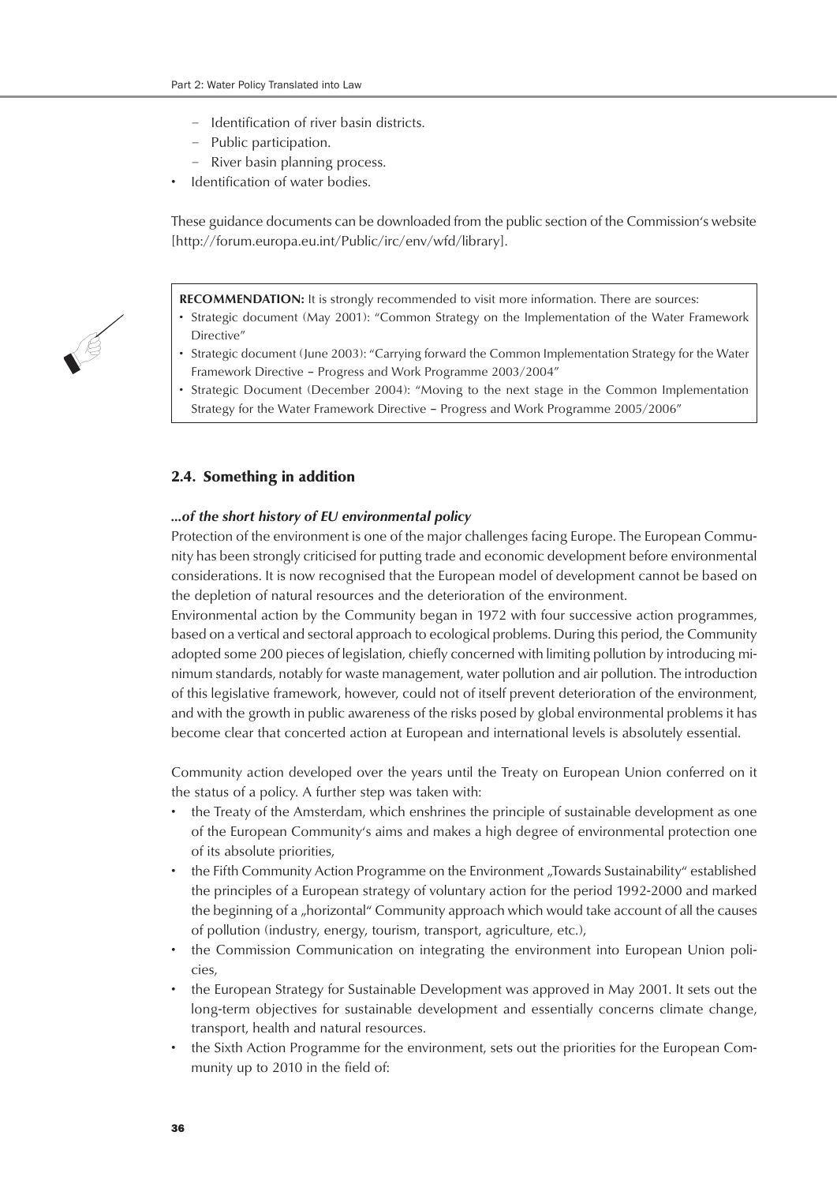- Identification of river basin districts.
  - Public participation.
  - River basin planning process.
- Identification of water bodies.

These guidance documents can be downloaded from the public section of the Commission's website [http://forum.europa.eu.int/Public/irc/env/wfd/library].

**RECOMMENDATION:** It is strongly recommended to visit more information. There are sources:

- Strategic document (May 2001): "Common Strategy on the Implementation of the Water Framework Directive"
- Strategic document (June 2003): "Carrying forward the Common Implementation Strategy for the Water Framework Directive – Progress and Work Programme 2003/2004"
- Strategic Document (December 2004): "Moving to the next stage in the Common Implementation Strategy for the Water Framework Directive – Progress and Work Programme 2005/2006"

## 2.4. Something in addition

### *...of the short history of EU environmental policy*

Protection of the environment is one of the major challenges facing Europe. The European Community has been strongly criticised for putting trade and economic development before environmental considerations. It is now recognised that the European model of development cannot be based on the depletion of natural resources and the deterioration of the environment.

Environmental action by the Community began in 1972 with four successive action programmes, based on a vertical and sectoral approach to ecological problems. During this period, the Community adopted some 200 pieces of legislation, chiefly concerned with limiting pollution by introducing minimum standards, notably for waste management, water pollution and air pollution. The introduction of this legislative framework, however, could not of itself prevent deterioration of the environment, and with the growth in public awareness of the risks posed by global environmental problems it has become clear that concerted action at European and international levels is absolutely essential.

Community action developed over the years until the Treaty on European Union conferred on it the status of a policy. A further step was taken with:

- the Treaty of the Amsterdam, which enshrines the principle of sustainable development as one of the European Community's aims and makes a high degree of environmental protection one of its absolute priorities,
- the Fifth Community Action Programme on the Environment „Towards Sustainability" established the principles of a European strategy of voluntary action for the period 1992-2000 and marked the beginning of a „horizontal" Community approach which would take account of all the causes of pollution (industry, energy, tourism, transport, agriculture, etc.),
- the Commission Communication on integrating the environment into European Union policies,
- the European Strategy for Sustainable Development was approved in May 2001. It sets out the long-term objectives for sustainable development and essentially concerns climate change, transport, health and natural resources.
- the Sixth Action Programme for the environment, sets out the priorities for the European Community up to 2010 in the field of: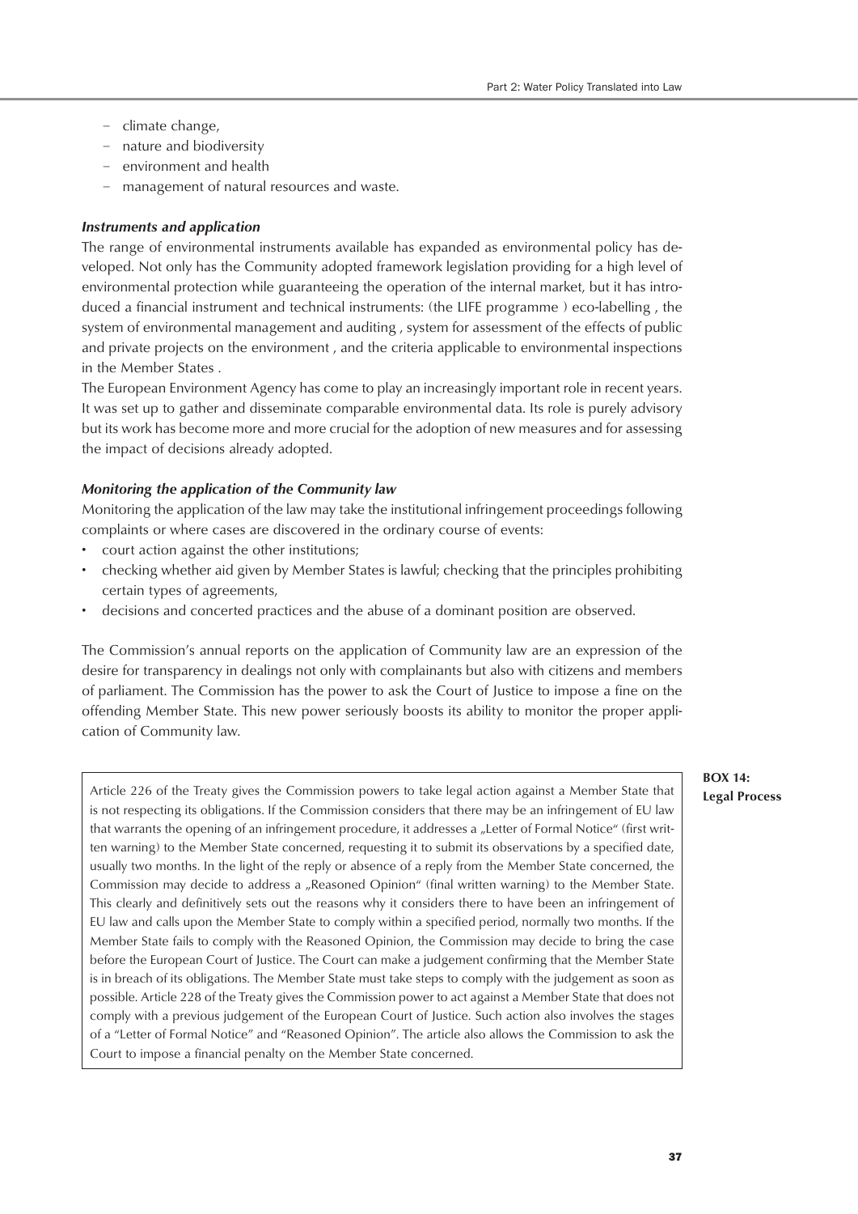- climate change,
- nature and biodiversity
- environment and health
- management of natural resources and waste.

***Instruments and application***

The range of environmental instruments available has expanded as environmental policy has developed. Not only has the Community adopted framework legislation providing for a high level of environmental protection while guaranteeing the operation of the internal market, but it has introduced a financial instrument and technical instruments: (the LIFE programme ) eco-labelling , the system of environmental management and auditing , system for assessment of the effects of public and private projects on the environment , and the criteria applicable to environmental inspections in the Member States .

The European Environment Agency has come to play an increasingly important role in recent years. It was set up to gather and disseminate comparable environmental data. Its role is purely advisory but its work has become more and more crucial for the adoption of new measures and for assessing the impact of decisions already adopted.

***Monitoring the application of the Community law***

Monitoring the application of the law may take the institutional infringement proceedings following complaints or where cases are discovered in the ordinary course of events:

- court action against the other institutions;
- checking whether aid given by Member States is lawful; checking that the principles prohibiting certain types of agreements,
- decisions and concerted practices and the abuse of a dominant position are observed.

The Commission's annual reports on the application of Community law are an expression of the desire for transparency in dealings not only with complainants but also with citizens and members of parliament. The Commission has the power to ask the Court of Justice to impose a fine on the offending Member State. This new power seriously boosts its ability to monitor the proper application of Community law.

**BOX 14: Legal Process**

Article 226 of the Treaty gives the Commission powers to take legal action against a Member State that is not respecting its obligations. If the Commission considers that there may be an infringement of EU law that warrants the opening of an infringement procedure, it addresses a „Letter of Formal Notice" (first written warning) to the Member State concerned, requesting it to submit its observations by a specified date, usually two months. In the light of the reply or absence of a reply from the Member State concerned, the Commission may decide to address a „Reasoned Opinion" (final written warning) to the Member State. This clearly and definitively sets out the reasons why it considers there to have been an infringement of EU law and calls upon the Member State to comply within a specified period, normally two months. If the Member State fails to comply with the Reasoned Opinion, the Commission may decide to bring the case before the European Court of Justice. The Court can make a judgement confirming that the Member State is in breach of its obligations. The Member State must take steps to comply with the judgement as soon as possible. Article 228 of the Treaty gives the Commission power to act against a Member State that does not comply with a previous judgement of the European Court of Justice. Such action also involves the stages of a "Letter of Formal Notice" and "Reasoned Opinion". The article also allows the Commission to ask the Court to impose a financial penalty on the Member State concerned.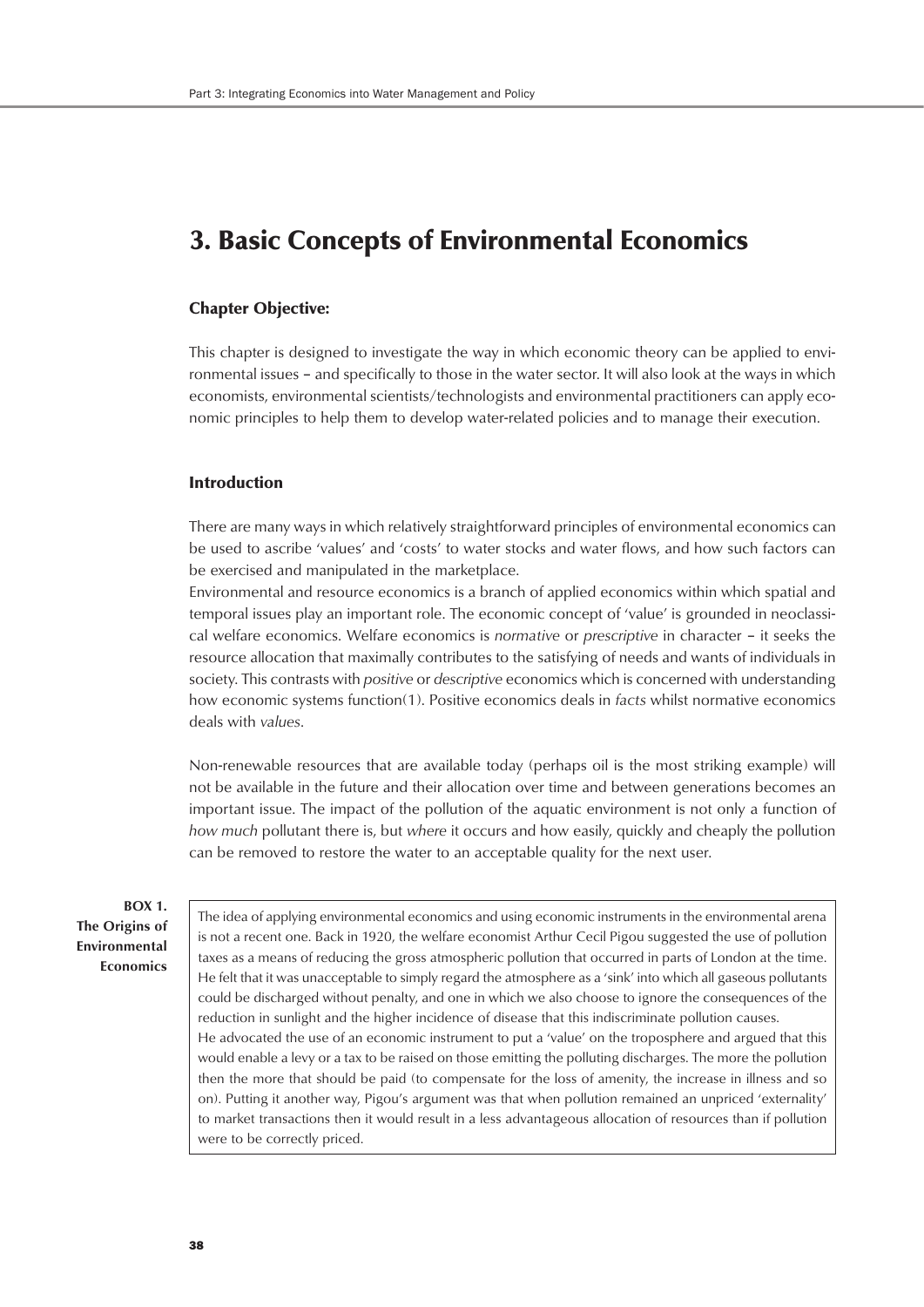# 3. Basic Concepts of Environmental Economics

### Chapter Objective:

This chapter is designed to investigate the way in which economic theory can be applied to environmental issues – and specifically to those in the water sector. It will also look at the ways in which economists, environmental scientists/technologists and environmental practitioners can apply economic principles to help them to develop water-related policies and to manage their execution.

### Introduction

There are many ways in which relatively straightforward principles of environmental economics can be used to ascribe 'values' and 'costs' to water stocks and water flows, and how such factors can be exercised and manipulated in the marketplace.

Environmental and resource economics is a branch of applied economics within which spatial and temporal issues play an important role. The economic concept of 'value' is grounded in neoclassical welfare economics. Welfare economics is *normative* or *prescriptive* in character – it seeks the resource allocation that maximally contributes to the satisfying of needs and wants of individuals in society. This contrasts with *positive* or *descriptive* economics which is concerned with understanding how economic systems function(1). Positive economics deals in *facts* whilst normative economics deals with *values*.

Non-renewable resources that are available today (perhaps oil is the most striking example) will not be available in the future and their allocation over time and between generations becomes an important issue. The impact of the pollution of the aquatic environment is not only a function of *how much* pollutant there is, but *where* it occurs and how easily, quickly and cheaply the pollution can be removed to restore the water to an acceptable quality for the next user.

**BOX 1. The Origins of Environmental Economics**

The idea of applying environmental economics and using economic instruments in the environmental arena is not a recent one. Back in 1920, the welfare economist Arthur Cecil Pigou suggested the use of pollution taxes as a means of reducing the gross atmospheric pollution that occurred in parts of London at the time. He felt that it was unacceptable to simply regard the atmosphere as a 'sink' into which all gaseous pollutants could be discharged without penalty, and one in which we also choose to ignore the consequences of the reduction in sunlight and the higher incidence of disease that this indiscriminate pollution causes.

He advocated the use of an economic instrument to put a 'value' on the troposphere and argued that this would enable a levy or a tax to be raised on those emitting the polluting discharges. The more the pollution then the more that should be paid (to compensate for the loss of amenity, the increase in illness and so on). Putting it another way, Pigou's argument was that when pollution remained an unpriced 'externality' to market transactions then it would result in a less advantageous allocation of resources than if pollution were to be correctly priced.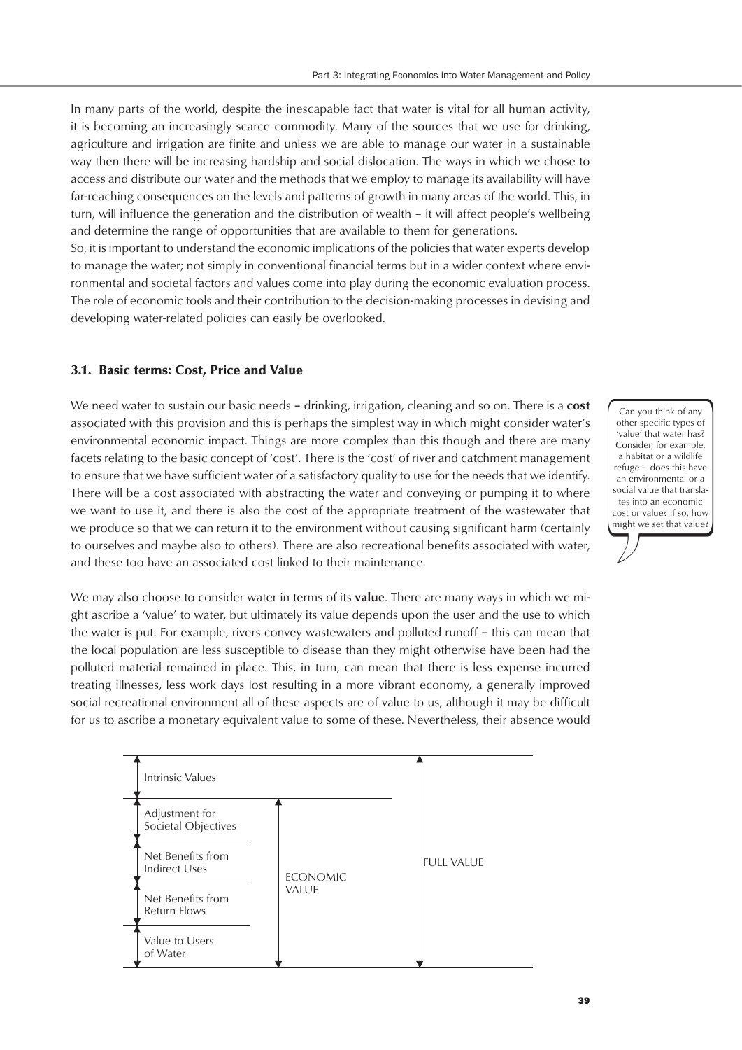In many parts of the world, despite the inescapable fact that water is vital for all human activity, it is becoming an increasingly scarce commodity. Many of the sources that we use for drinking, agriculture and irrigation are finite and unless we are able to manage our water in a sustainable way then there will be increasing hardship and social dislocation. The ways in which we chose to access and distribute our water and the methods that we employ to manage its availability will have far-reaching consequences on the levels and patterns of growth in many areas of the world. This, in turn, will influence the generation and the distribution of wealth – it will affect people's wellbeing and determine the range of opportunities that are available to them for generations.

So, it is important to understand the economic implications of the policies that water experts develop to manage the water; not simply in conventional financial terms but in a wider context where environmental and societal factors and values come into play during the economic evaluation process. The role of economic tools and their contribution to the decision-making processes in devising and developing water-related policies can easily be overlooked.

### 3.1. Basic terms: Cost, Price and Value

We need water to sustain our basic needs – drinking, irrigation, cleaning and so on. There is a **cost** associated with this provision and this is perhaps the simplest way in which might consider water's environmental economic impact. Things are more complex than this though and there are many facets relating to the basic concept of 'cost'. There is the 'cost' of river and catchment management to ensure that we have sufficient water of a satisfactory quality to use for the needs that we identify. There will be a cost associated with abstracting the water and conveying or pumping it to where we want to use it, and there is also the cost of the appropriate treatment of the wastewater that we produce so that we can return it to the environment without causing significant harm (certainly to ourselves and maybe also to others). There are also recreational benefits associated with water, and these too have an associated cost linked to their maintenance.

> Can you think of any other specific types of 'value' that water has? Consider, for example, a habitat or a wildlife refuge – does this have an environmental or a social value that translates into an economic cost or value? If so, how might we set that value?

We may also choose to consider water in terms of its **value**. There are many ways in which we might ascribe a 'value' to water, but ultimately its value depends upon the user and the use to which the water is put. For example, rivers convey wastewaters and polluted runoff – this can mean that the local population are less susceptible to disease than they might otherwise have been had the polluted material remained in place. This, in turn, can mean that there is less expense incurred treating illnesses, less work days lost resulting in a more vibrant economy, a generally improved social recreational environment all of these aspects are of value to us, although it may be difficult for us to ascribe a monetary equivalent value to some of these. Nevertheless, their absence would

| Component | | |
|---|---|---|
| Intrinsic Values | | FULL VALUE |
| Adjustment for Societal Objectives | ECONOMIC VALUE | |
| Net Benefits from Indirect Uses | | |
| Net Benefits from Return Flows | | |
| Value to Users of Water | | |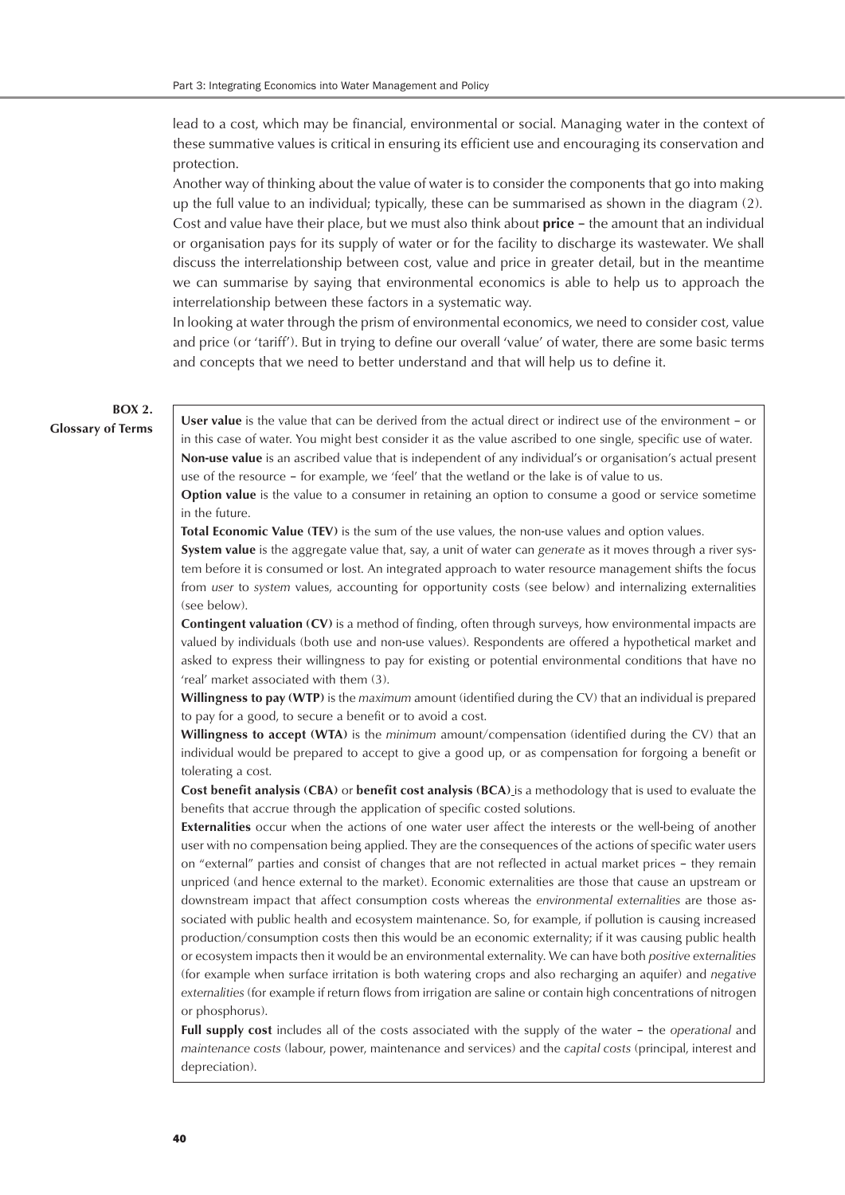lead to a cost, which may be financial, environmental or social. Managing water in the context of these summative values is critical in ensuring its efficient use and encouraging its conservation and protection.

Another way of thinking about the value of water is to consider the components that go into making up the full value to an individual; typically, these can be summarised as shown in the diagram (2).

Cost and value have their place, but we must also think about **price** – the amount that an individual or organisation pays for its supply of water or for the facility to discharge its wastewater. We shall discuss the interrelationship between cost, value and price in greater detail, but in the meantime we can summarise by saying that environmental economics is able to help us to approach the interrelationship between these factors in a systematic way.

In looking at water through the prism of environmental economics, we need to consider cost, value and price (or 'tariff'). But in trying to define our overall 'value' of water, there are some basic terms and concepts that we need to better understand and that will help us to define it.

**BOX 2. Glossary of Terms**

**User value** is the value that can be derived from the actual direct or indirect use of the environment – or in this case of water. You might best consider it as the value ascribed to one single, specific use of water.

**Non-use value** is an ascribed value that is independent of any individual's or organisation's actual present use of the resource – for example, we 'feel' that the wetland or the lake is of value to us.

**Option value** is the value to a consumer in retaining an option to consume a good or service sometime in the future.

**Total Economic Value (TEV)** is the sum of the use values, the non-use values and option values.

**System value** is the aggregate value that, say, a unit of water can *generate* as it moves through a river system before it is consumed or lost. An integrated approach to water resource management shifts the focus from *user* to *system* values, accounting for opportunity costs (see below) and internalizing externalities (see below).

**Contingent valuation (CV)** is a method of finding, often through surveys, how environmental impacts are valued by individuals (both use and non-use values). Respondents are offered a hypothetical market and asked to express their willingness to pay for existing or potential environmental conditions that have no 'real' market associated with them (3).

**Willingness to pay (WTP)** is the *maximum* amount (identified during the CV) that an individual is prepared to pay for a good, to secure a benefit or to avoid a cost.

**Willingness to accept (WTA)** is the *minimum* amount/compensation (identified during the CV) that an individual would be prepared to accept to give a good up, or as compensation for forgoing a benefit or tolerating a cost.

**Cost benefit analysis (CBA)** or **benefit cost analysis (BCA)** is a methodology that is used to evaluate the benefits that accrue through the application of specific costed solutions.

**Externalities** occur when the actions of one water user affect the interests or the well-being of another user with no compensation being applied. They are the consequences of the actions of specific water users on "external" parties and consist of changes that are not reflected in actual market prices – they remain unpriced (and hence external to the market). Economic externalities are those that cause an upstream or downstream impact that affect consumption costs whereas the *environmental externalities* are those associated with public health and ecosystem maintenance. So, for example, if pollution is causing increased production/consumption costs then this would be an economic externality; if it was causing public health or ecosystem impacts then it would be an environmental externality. We can have both *positive externalities* (for example when surface irritation is both watering crops and also recharging an aquifer) and *negative externalities* (for example if return flows from irrigation are saline or contain high concentrations of nitrogen or phosphorus).

**Full supply cost** includes all of the costs associated with the supply of the water – the *operational* and *maintenance costs* (labour, power, maintenance and services) and the *capital costs* (principal, interest and depreciation).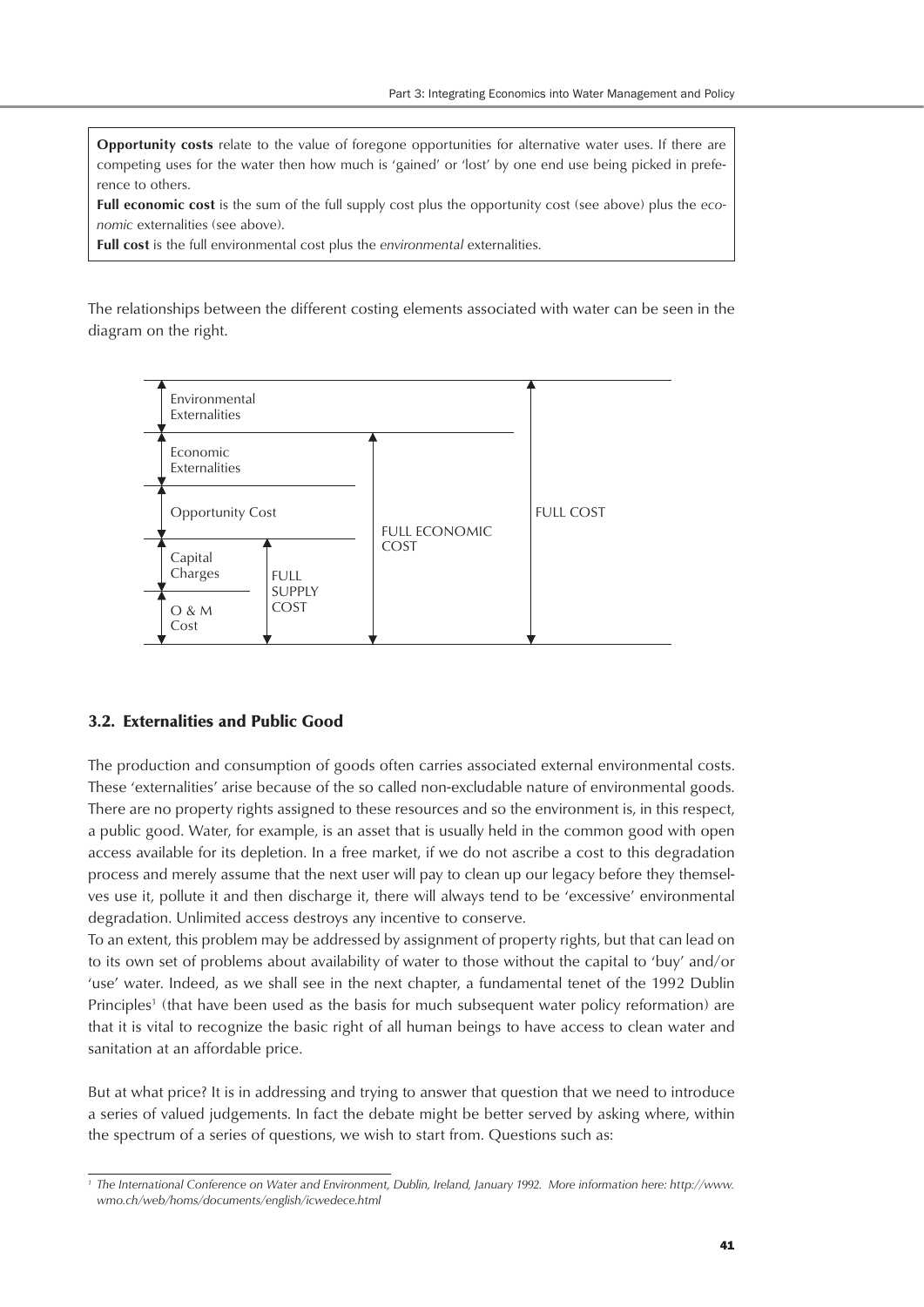**Opportunity costs** relate to the value of foregone opportunities for alternative water uses. If there are competing uses for the water then how much is 'gained' or 'lost' by one end use being picked in preference to others.

**Full economic cost** is the sum of the full supply cost plus the opportunity cost (see above) plus the *economic* externalities (see above).

**Full cost** is the full environmental cost plus the *environmental* externalities.

The relationships between the different costing elements associated with water can be seen in the diagram on the right.

| Component | | | |
|---|---|---|---|
| Environmental Externalities | | | FULL COST |
| Economic Externalities | | FULL ECONOMIC COST | |
| Opportunity Cost | | | |
| Capital Charges | FULL SUPPLY COST | | |
| O & M Cost | | | |

## 3.2. Externalities and Public Good

The production and consumption of goods often carries associated external environmental costs. These 'externalities' arise because of the so called non-excludable nature of environmental goods. There are no property rights assigned to these resources and so the environment is, in this respect, a public good. Water, for example, is an asset that is usually held in the common good with open access available for its depletion. In a free market, if we do not ascribe a cost to this degradation process and merely assume that the next user will pay to clean up our legacy before they themselves use it, pollute it and then discharge it, there will always tend to be 'excessive' environmental degradation. Unlimited access destroys any incentive to conserve.

To an extent, this problem may be addressed by assignment of property rights, but that can lead on to its own set of problems about availability of water to those without the capital to 'buy' and/or 'use' water. Indeed, as we shall see in the next chapter, a fundamental tenet of the 1992 Dublin Principles[1] (that have been used as the basis for much subsequent water policy reformation) are that it is vital to recognize the basic right of all human beings to have access to clean water and sanitation at an affordable price.

But at what price? It is in addressing and trying to answer that question that we need to introduce a series of valued judgements. In fact the debate might be better served by asking where, within the spectrum of a series of questions, we wish to start from. Questions such as:

---

[1] *The International Conference on Water and Environment, Dublin, Ireland, January 1992. More information here: http://www.wmo.ch/web/homs/documents/english/icwedece.html*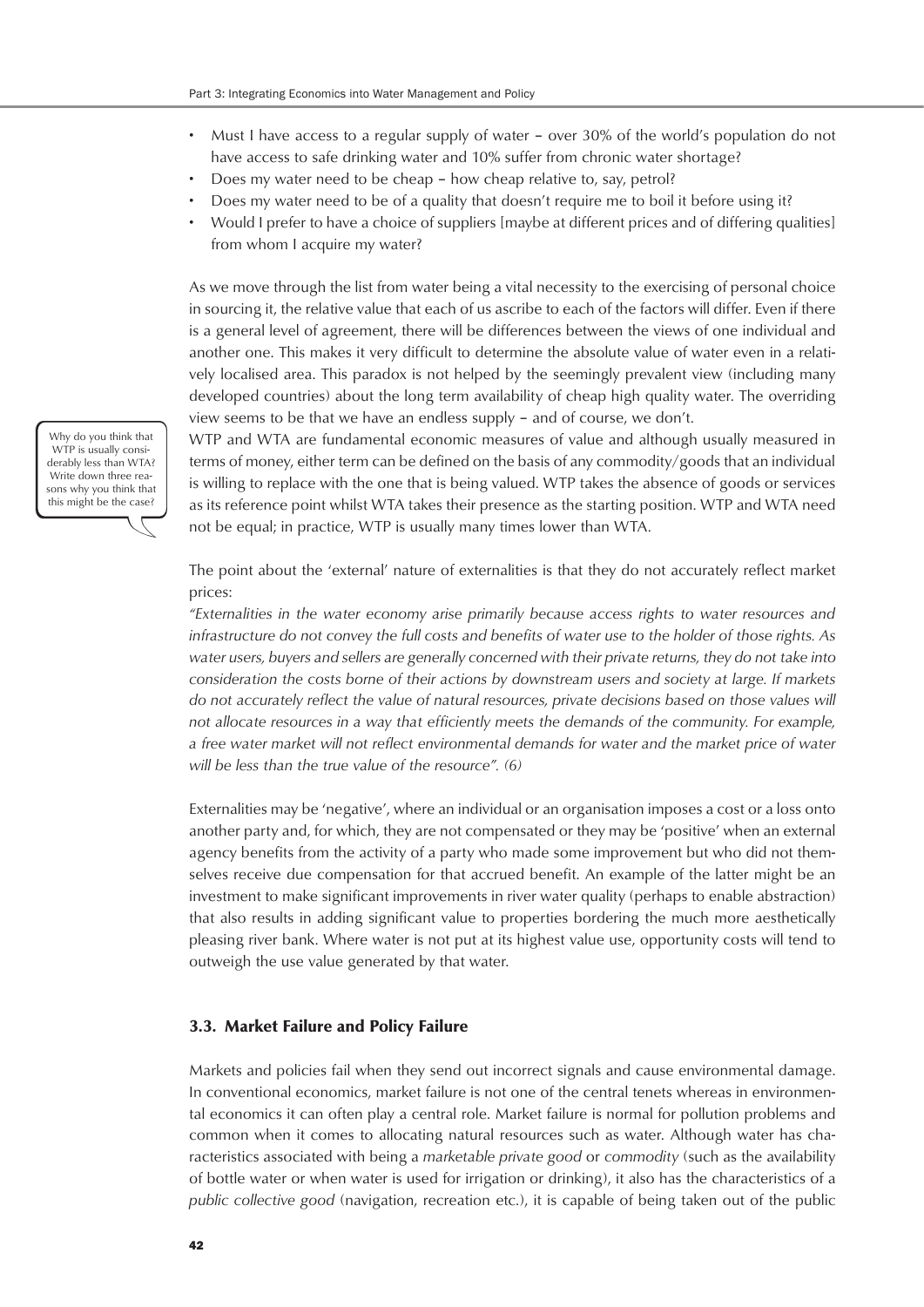- Must I have access to a regular supply of water – over 30% of the world's population do not have access to safe drinking water and 10% suffer from chronic water shortage?
- Does my water need to be cheap – how cheap relative to, say, petrol?
- Does my water need to be of a quality that doesn't require me to boil it before using it?
- Would I prefer to have a choice of suppliers [maybe at different prices and of differing qualities] from whom I acquire my water?

As we move through the list from water being a vital necessity to the exercising of personal choice in sourcing it, the relative value that each of us ascribe to each of the factors will differ. Even if there is a general level of agreement, there will be differences between the views of one individual and another one. This makes it very difficult to determine the absolute value of water even in a relatively localised area. This paradox is not helped by the seemingly prevalent view (including many developed countries) about the long term availability of cheap high quality water. The overriding view seems to be that we have an endless supply – and of course, we don't.

> Why do you think that WTP is usually considerably less than WTA? Write down three reasons why you think that this might be the case?

WTP and WTA are fundamental economic measures of value and although usually measured in terms of money, either term can be defined on the basis of any commodity/goods that an individual is willing to replace with the one that is being valued. WTP takes the absence of goods or services as its reference point whilst WTA takes their presence as the starting position. WTP and WTA need not be equal; in practice, WTP is usually many times lower than WTA.

The point about the 'external' nature of externalities is that they do not accurately reflect market prices:

*"Externalities in the water economy arise primarily because access rights to water resources and infrastructure do not convey the full costs and benefits of water use to the holder of those rights. As water users, buyers and sellers are generally concerned with their private returns, they do not take into consideration the costs borne of their actions by downstream users and society at large. If markets do not accurately reflect the value of natural resources, private decisions based on those values will not allocate resources in a way that efficiently meets the demands of the community. For example, a free water market will not reflect environmental demands for water and the market price of water will be less than the true value of the resource". (6)*

Externalities may be 'negative', where an individual or an organisation imposes a cost or a loss onto another party and, for which, they are not compensated or they may be 'positive' when an external agency benefits from the activity of a party who made some improvement but who did not themselves receive due compensation for that accrued benefit. An example of the latter might be an investment to make significant improvements in river water quality (perhaps to enable abstraction) that also results in adding significant value to properties bordering the much more aesthetically pleasing river bank. Where water is not put at its highest value use, opportunity costs will tend to outweigh the use value generated by that water.

### 3.3. Market Failure and Policy Failure

Markets and policies fail when they send out incorrect signals and cause environmental damage. In conventional economics, market failure is not one of the central tenets whereas in environmental economics it can often play a central role. Market failure is normal for pollution problems and common when it comes to allocating natural resources such as water. Although water has characteristics associated with being a *marketable private good* or *commodity* (such as the availability of bottle water or when water is used for irrigation or drinking), it also has the characteristics of a *public collective good* (navigation, recreation etc.), it is capable of being taken out of the public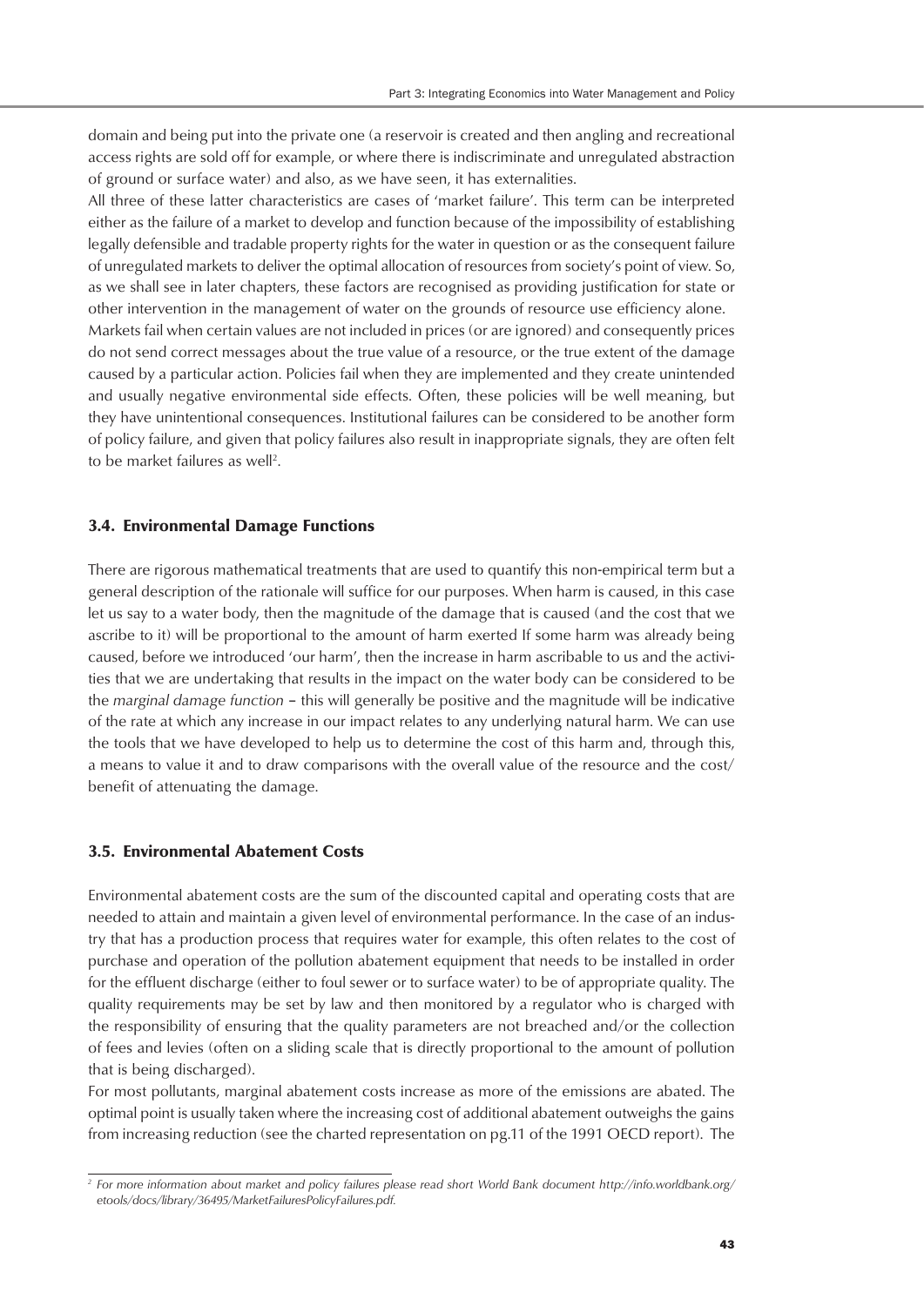domain and being put into the private one (a reservoir is created and then angling and recreational access rights are sold off for example, or where there is indiscriminate and unregulated abstraction of ground or surface water) and also, as we have seen, it has externalities.

All three of these latter characteristics are cases of 'market failure'. This term can be interpreted either as the failure of a market to develop and function because of the impossibility of establishing legally defensible and tradable property rights for the water in question or as the consequent failure of unregulated markets to deliver the optimal allocation of resources from society's point of view. So, as we shall see in later chapters, these factors are recognised as providing justification for state or other intervention in the management of water on the grounds of resource use efficiency alone.

Markets fail when certain values are not included in prices (or are ignored) and consequently prices do not send correct messages about the true value of a resource, or the true extent of the damage caused by a particular action. Policies fail when they are implemented and they create unintended and usually negative environmental side effects. Often, these policies will be well meaning, but they have unintentional consequences. Institutional failures can be considered to be another form of policy failure, and given that policy failures also result in inappropriate signals, they are often felt to be market failures as well[2].

## 3.4. Environmental Damage Functions

There are rigorous mathematical treatments that are used to quantify this non-empirical term but a general description of the rationale will suffice for our purposes. When harm is caused, in this case let us say to a water body, then the magnitude of the damage that is caused (and the cost that we ascribe to it) will be proportional to the amount of harm exerted If some harm was already being caused, before we introduced 'our harm', then the increase in harm ascribable to us and the activities that we are undertaking that results in the impact on the water body can be considered to be the *marginal damage function* – this will generally be positive and the magnitude will be indicative of the rate at which any increase in our impact relates to any underlying natural harm. We can use the tools that we have developed to help us to determine the cost of this harm and, through this, a means to value it and to draw comparisons with the overall value of the resource and the cost/benefit of attenuating the damage.

## 3.5. Environmental Abatement Costs

Environmental abatement costs are the sum of the discounted capital and operating costs that are needed to attain and maintain a given level of environmental performance. In the case of an industry that has a production process that requires water for example, this often relates to the cost of purchase and operation of the pollution abatement equipment that needs to be installed in order for the effluent discharge (either to foul sewer or to surface water) to be of appropriate quality. The quality requirements may be set by law and then monitored by a regulator who is charged with the responsibility of ensuring that the quality parameters are not breached and/or the collection of fees and levies (often on a sliding scale that is directly proportional to the amount of pollution that is being discharged).

For most pollutants, marginal abatement costs increase as more of the emissions are abated. The optimal point is usually taken where the increasing cost of additional abatement outweighs the gains from increasing reduction (see the charted representation on pg.11 of the 1991 OECD report). The

---

[2] *For more information about market and policy failures please read short World Bank document http://info.worldbank.org/etools/docs/library/36495/MarketFailuresPolicyFailures.pdf.*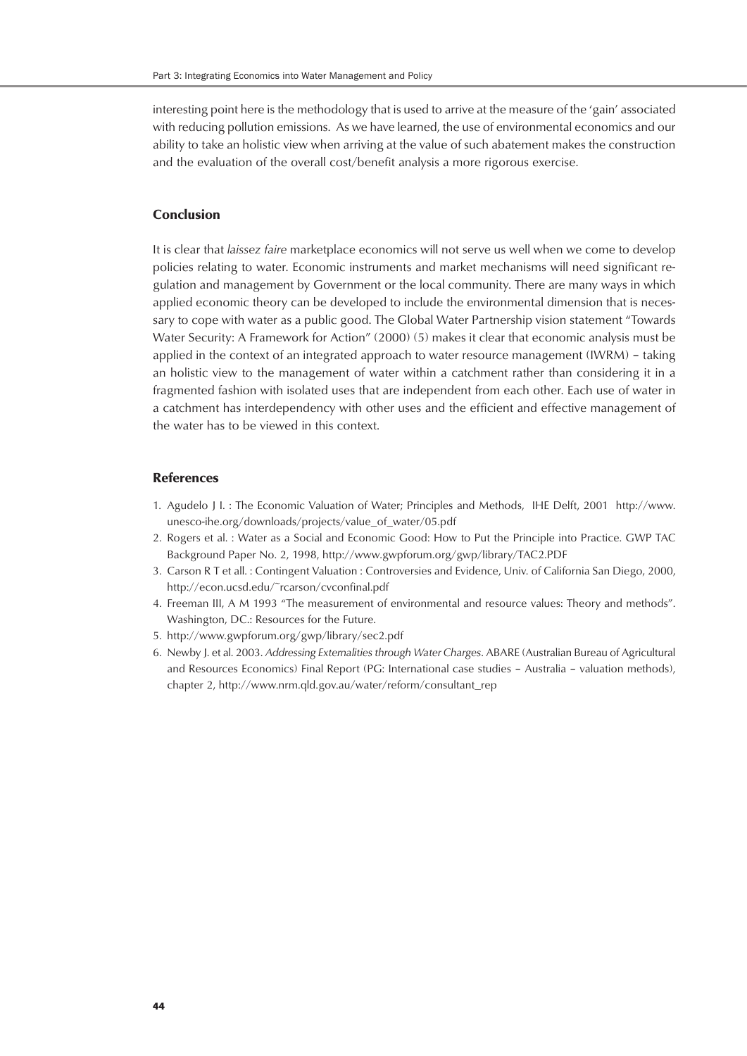interesting point here is the methodology that is used to arrive at the measure of the 'gain' associated with reducing pollution emissions. As we have learned, the use of environmental economics and our ability to take an holistic view when arriving at the value of such abatement makes the construction and the evaluation of the overall cost/benefit analysis a more rigorous exercise.

## Conclusion

It is clear that *laissez faire* marketplace economics will not serve us well when we come to develop policies relating to water. Economic instruments and market mechanisms will need significant regulation and management by Government or the local community. There are many ways in which applied economic theory can be developed to include the environmental dimension that is necessary to cope with water as a public good. The Global Water Partnership vision statement "Towards Water Security: A Framework for Action" (2000) (5) makes it clear that economic analysis must be applied in the context of an integrated approach to water resource management (IWRM) – taking an holistic view to the management of water within a catchment rather than considering it in a fragmented fashion with isolated uses that are independent from each other. Each use of water in a catchment has interdependency with other uses and the efficient and effective management of the water has to be viewed in this context.

## References

1. Agudelo J I. : The Economic Valuation of Water; Principles and Methods, IHE Delft, 2001 http://www.unesco-ihe.org/downloads/projects/value_of_water/05.pdf
2. Rogers et al. : Water as a Social and Economic Good: How to Put the Principle into Practice. GWP TAC Background Paper No. 2, 1998, http://www.gwpforum.org/gwp/library/TAC2.PDF
3. Carson R T et all. : Contingent Valuation : Controversies and Evidence, Univ. of California San Diego, 2000, http://econ.ucsd.edu/~rcarson/cvconfinal.pdf
4. Freeman III, A M 1993 "The measurement of environmental and resource values: Theory and methods". Washington, DC.: Resources for the Future.
5. http://www.gwpforum.org/gwp/library/sec2.pdf
6. Newby J. et al. 2003. *Addressing Externalities through Water Charges*. ABARE (Australian Bureau of Agricultural and Resources Economics) Final Report (PG: International case studies – Australia – valuation methods), chapter 2, http://www.nrm.qld.gov.au/water/reform/consultant_rep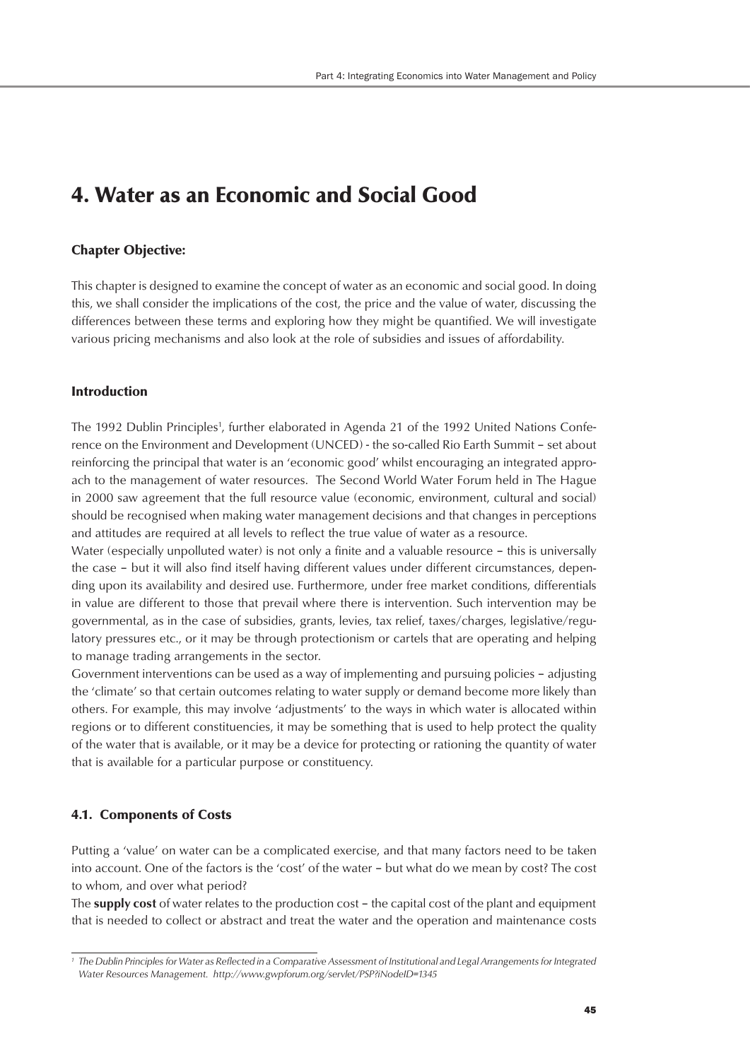# 4. Water as an Economic and Social Good

### Chapter Objective:

This chapter is designed to examine the concept of water as an economic and social good. In doing this, we shall consider the implications of the cost, the price and the value of water, discussing the differences between these terms and exploring how they might be quantified. We will investigate various pricing mechanisms and also look at the role of subsidies and issues of affordability.

### Introduction

The 1992 Dublin Principles[1], further elaborated in Agenda 21 of the 1992 United Nations Conference on the Environment and Development (UNCED) - the so-called Rio Earth Summit – set about reinforcing the principal that water is an 'economic good' whilst encouraging an integrated approach to the management of water resources. The Second World Water Forum held in The Hague in 2000 saw agreement that the full resource value (economic, environment, cultural and social) should be recognised when making water management decisions and that changes in perceptions and attitudes are required at all levels to reflect the true value of water as a resource.

Water (especially unpolluted water) is not only a finite and a valuable resource – this is universally the case – but it will also find itself having different values under different circumstances, depending upon its availability and desired use. Furthermore, under free market conditions, differentials in value are different to those that prevail where there is intervention. Such intervention may be governmental, as in the case of subsidies, grants, levies, tax relief, taxes/charges, legislative/regulatory pressures etc., or it may be through protectionism or cartels that are operating and helping to manage trading arrangements in the sector.

Government interventions can be used as a way of implementing and pursuing policies – adjusting the 'climate' so that certain outcomes relating to water supply or demand become more likely than others. For example, this may involve 'adjustments' to the ways in which water is allocated within regions or to different constituencies, it may be something that is used to help protect the quality of the water that is available, or it may be a device for protecting or rationing the quantity of water that is available for a particular purpose or constituency.

### 4.1. Components of Costs

Putting a 'value' on water can be a complicated exercise, and that many factors need to be taken into account. One of the factors is the 'cost' of the water – but what do we mean by cost? The cost to whom, and over what period?

The **supply cost** of water relates to the production cost – the capital cost of the plant and equipment that is needed to collect or abstract and treat the water and the operation and maintenance costs

---

[1] *The Dublin Principles for Water as Reflected in a Comparative Assessment of Institutional and Legal Arrangements for Integrated Water Resources Management. http://www.gwpforum.org/servlet/PSP?iNodeID=1345*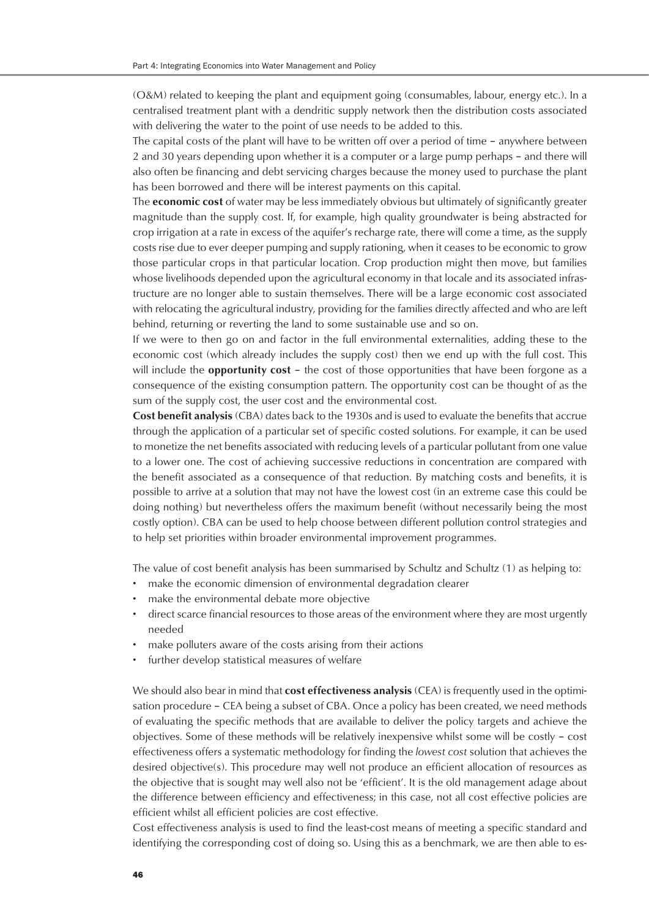(O&M) related to keeping the plant and equipment going (consumables, labour, energy etc.). In a centralised treatment plant with a dendritic supply network then the distribution costs associated with delivering the water to the point of use needs to be added to this.

The capital costs of the plant will have to be written off over a period of time – anywhere between 2 and 30 years depending upon whether it is a computer or a large pump perhaps – and there will also often be financing and debt servicing charges because the money used to purchase the plant has been borrowed and there will be interest payments on this capital.

The **economic cost** of water may be less immediately obvious but ultimately of significantly greater magnitude than the supply cost. If, for example, high quality groundwater is being abstracted for crop irrigation at a rate in excess of the aquifer's recharge rate, there will come a time, as the supply costs rise due to ever deeper pumping and supply rationing, when it ceases to be economic to grow those particular crops in that particular location. Crop production might then move, but families whose livelihoods depended upon the agricultural economy in that locale and its associated infrastructure are no longer able to sustain themselves. There will be a large economic cost associated with relocating the agricultural industry, providing for the families directly affected and who are left behind, returning or reverting the land to some sustainable use and so on.

If we were to then go on and factor in the full environmental externalities, adding these to the economic cost (which already includes the supply cost) then we end up with the full cost. This will include the **opportunity cost** – the cost of those opportunities that have been forgone as a consequence of the existing consumption pattern. The opportunity cost can be thought of as the sum of the supply cost, the user cost and the environmental cost.

**Cost benefit analysis** (CBA) dates back to the 1930s and is used to evaluate the benefits that accrue through the application of a particular set of specific costed solutions. For example, it can be used to monetize the net benefits associated with reducing levels of a particular pollutant from one value to a lower one. The cost of achieving successive reductions in concentration are compared with the benefit associated as a consequence of that reduction. By matching costs and benefits, it is possible to arrive at a solution that may not have the lowest cost (in an extreme case this could be doing nothing) but nevertheless offers the maximum benefit (without necessarily being the most costly option). CBA can be used to help choose between different pollution control strategies and to help set priorities within broader environmental improvement programmes.

The value of cost benefit analysis has been summarised by Schultz and Schultz (1) as helping to:

- make the economic dimension of environmental degradation clearer
- make the environmental debate more objective
- direct scarce financial resources to those areas of the environment where they are most urgently needed
- make polluters aware of the costs arising from their actions
- further develop statistical measures of welfare

We should also bear in mind that **cost effectiveness analysis** (CEA) is frequently used in the optimisation procedure – CEA being a subset of CBA. Once a policy has been created, we need methods of evaluating the specific methods that are available to deliver the policy targets and achieve the objectives. Some of these methods will be relatively inexpensive whilst some will be costly – cost effectiveness offers a systematic methodology for finding the *lowest cost* solution that achieves the desired objective(s). This procedure may well not produce an efficient allocation of resources as the objective that is sought may well also not be 'efficient'. It is the old management adage about the difference between efficiency and effectiveness; in this case, not all cost effective policies are efficient whilst all efficient policies are cost effective.

Cost effectiveness analysis is used to find the least-cost means of meeting a specific standard and identifying the corresponding cost of doing so. Using this as a benchmark, we are then able to es-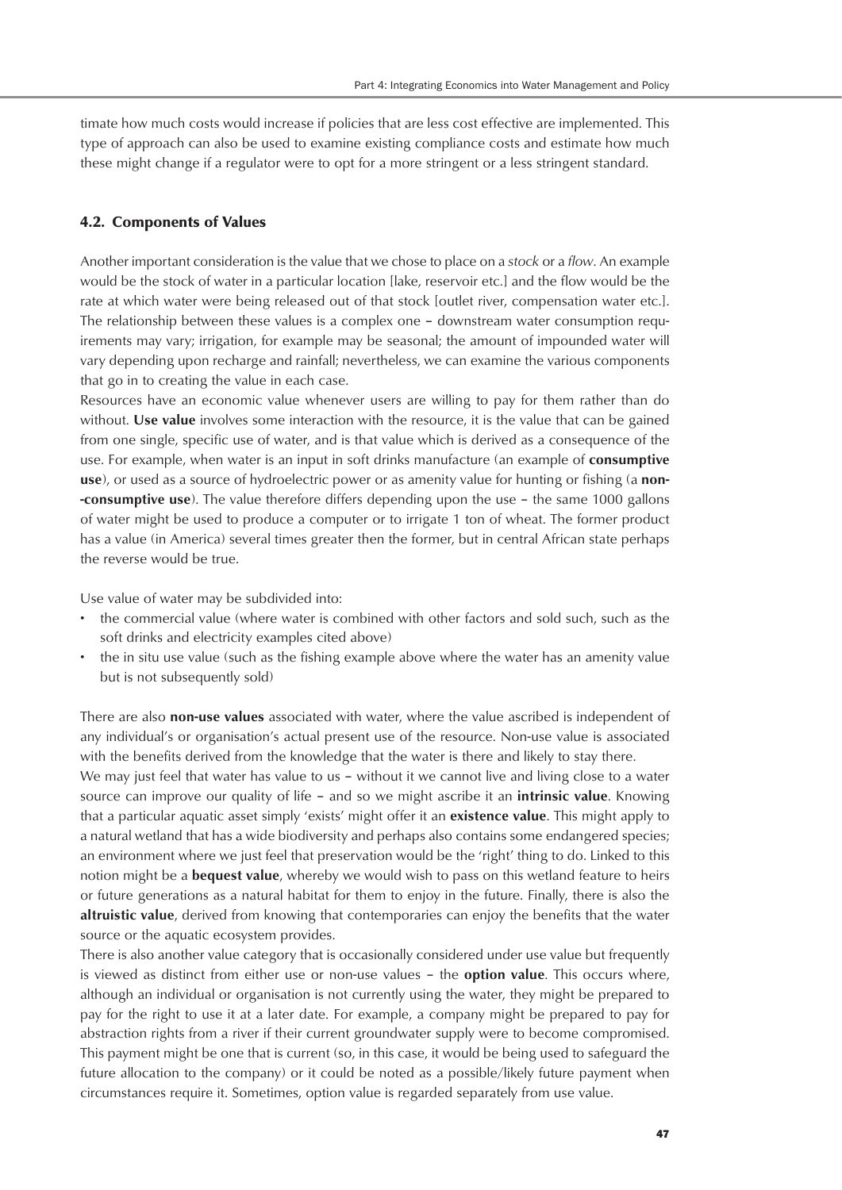timate how much costs would increase if policies that are less cost effective are implemented. This type of approach can also be used to examine existing compliance costs and estimate how much these might change if a regulator were to opt for a more stringent or a less stringent standard.

### 4.2. Components of Values

Another important consideration is the value that we chose to place on a *stock* or a *flow*. An example would be the stock of water in a particular location [lake, reservoir etc.] and the flow would be the rate at which water were being released out of that stock [outlet river, compensation water etc.]. The relationship between these values is a complex one – downstream water consumption requirements may vary; irrigation, for example may be seasonal; the amount of impounded water will vary depending upon recharge and rainfall; nevertheless, we can examine the various components that go in to creating the value in each case.

Resources have an economic value whenever users are willing to pay for them rather than do without. **Use value** involves some interaction with the resource, it is the value that can be gained from one single, specific use of water, and is that value which is derived as a consequence of the use. For example, when water is an input in soft drinks manufacture (an example of **consumptive use**), or used as a source of hydroelectric power or as amenity value for hunting or fishing (a **non--consumptive use**). The value therefore differs depending upon the use – the same 1000 gallons of water might be used to produce a computer or to irrigate 1 ton of wheat. The former product has a value (in America) several times greater then the former, but in central African state perhaps the reverse would be true.

Use value of water may be subdivided into:

- the commercial value (where water is combined with other factors and sold such, such as the soft drinks and electricity examples cited above)
- the in situ use value (such as the fishing example above where the water has an amenity value but is not subsequently sold)

There are also **non-use values** associated with water, where the value ascribed is independent of any individual's or organisation's actual present use of the resource. Non-use value is associated with the benefits derived from the knowledge that the water is there and likely to stay there.

We may just feel that water has value to us – without it we cannot live and living close to a water source can improve our quality of life – and so we might ascribe it an **intrinsic value**. Knowing that a particular aquatic asset simply 'exists' might offer it an **existence value**. This might apply to a natural wetland that has a wide biodiversity and perhaps also contains some endangered species; an environment where we just feel that preservation would be the 'right' thing to do. Linked to this notion might be a **bequest value**, whereby we would wish to pass on this wetland feature to heirs or future generations as a natural habitat for them to enjoy in the future. Finally, there is also the **altruistic value**, derived from knowing that contemporaries can enjoy the benefits that the water source or the aquatic ecosystem provides.

There is also another value category that is occasionally considered under use value but frequently is viewed as distinct from either use or non-use values – the **option value**. This occurs where, although an individual or organisation is not currently using the water, they might be prepared to pay for the right to use it at a later date. For example, a company might be prepared to pay for abstraction rights from a river if their current groundwater supply were to become compromised. This payment might be one that is current (so, in this case, it would be being used to safeguard the future allocation to the company) or it could be noted as a possible/likely future payment when circumstances require it. Sometimes, option value is regarded separately from use value.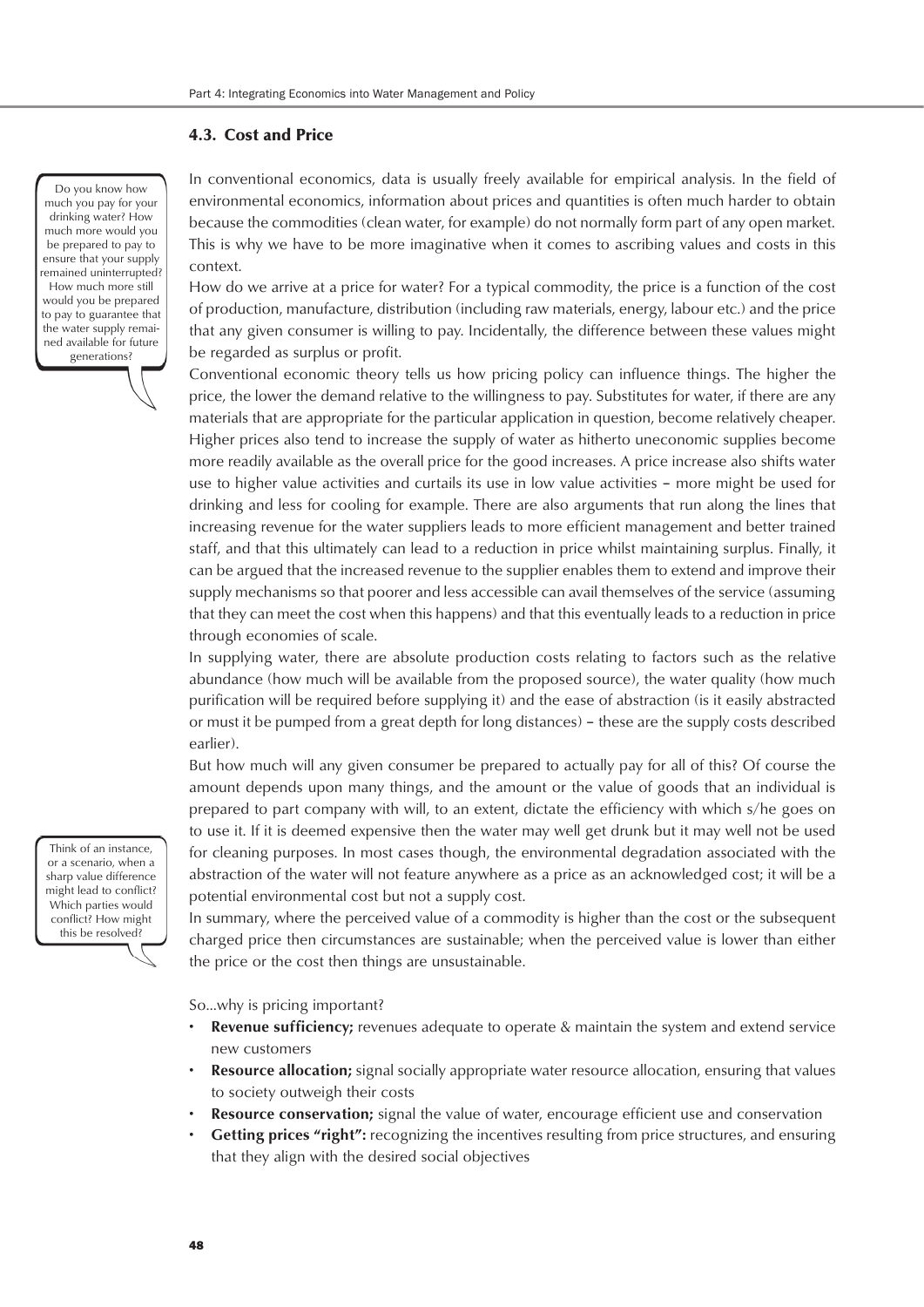## 4.3. Cost and Price

> Do you know how much you pay for your drinking water? How much more would you be prepared to pay to ensure that your supply remained uninterrupted? How much more still would you be prepared to pay to guarantee that the water supply remained available for future generations?

In conventional economics, data is usually freely available for empirical analysis. In the field of environmental economics, information about prices and quantities is often much harder to obtain because the commodities (clean water, for example) do not normally form part of any open market. This is why we have to be more imaginative when it comes to ascribing values and costs in this context.

How do we arrive at a price for water? For a typical commodity, the price is a function of the cost of production, manufacture, distribution (including raw materials, energy, labour etc.) and the price that any given consumer is willing to pay. Incidentally, the difference between these values might be regarded as surplus or profit.

Conventional economic theory tells us how pricing policy can influence things. The higher the price, the lower the demand relative to the willingness to pay. Substitutes for water, if there are any materials that are appropriate for the particular application in question, become relatively cheaper. Higher prices also tend to increase the supply of water as hitherto uneconomic supplies become more readily available as the overall price for the good increases. A price increase also shifts water use to higher value activities and curtails its use in low value activities – more might be used for drinking and less for cooling for example. There are also arguments that run along the lines that increasing revenue for the water suppliers leads to more efficient management and better trained staff, and that this ultimately can lead to a reduction in price whilst maintaining surplus. Finally, it can be argued that the increased revenue to the supplier enables them to extend and improve their supply mechanisms so that poorer and less accessible can avail themselves of the service (assuming that they can meet the cost when this happens) and that this eventually leads to a reduction in price through economies of scale.

In supplying water, there are absolute production costs relating to factors such as the relative abundance (how much will be available from the proposed source), the water quality (how much purification will be required before supplying it) and the ease of abstraction (is it easily abstracted or must it be pumped from a great depth for long distances) – these are the supply costs described earlier).

But how much will any given consumer be prepared to actually pay for all of this? Of course the amount depends upon many things, and the amount or the value of goods that an individual is prepared to part company with will, to an extent, dictate the efficiency with which s/he goes on to use it. If it is deemed expensive then the water may well get drunk but it may well not be used for cleaning purposes. In most cases though, the environmental degradation associated with the abstraction of the water will not feature anywhere as a price as an acknowledged cost; it will be a potential environmental cost but not a supply cost.

> Think of an instance, or a scenario, when a sharp value difference might lead to conflict? Which parties would conflict? How might this be resolved?

In summary, where the perceived value of a commodity is higher than the cost or the subsequent charged price then circumstances are sustainable; when the perceived value is lower than either the price or the cost then things are unsustainable.

So...why is pricing important?

- **Revenue sufficiency;** revenues adequate to operate & maintain the system and extend service new customers
- **Resource allocation;** signal socially appropriate water resource allocation, ensuring that values to society outweigh their costs
- **Resource conservation;** signal the value of water, encourage efficient use and conservation
- **Getting prices "right":** recognizing the incentives resulting from price structures, and ensuring that they align with the desired social objectives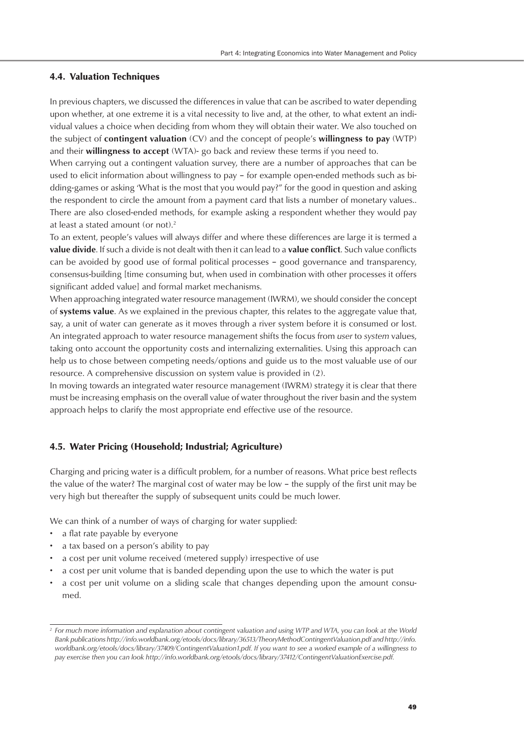## 4.4. Valuation Techniques

In previous chapters, we discussed the differences in value that can be ascribed to water depending upon whether, at one extreme it is a vital necessity to live and, at the other, to what extent an individual values a choice when deciding from whom they will obtain their water. We also touched on the subject of **contingent valuation** (CV) and the concept of people's **willingness to pay** (WTP) and their **willingness to accept** (WTA)- go back and review these terms if you need to.

When carrying out a contingent valuation survey, there are a number of approaches that can be used to elicit information about willingness to pay – for example open-ended methods such as bidding-games or asking 'What is the most that you would pay?" for the good in question and asking the respondent to circle the amount from a payment card that lists a number of monetary values.. There are also closed-ended methods, for example asking a respondent whether they would pay at least a stated amount (or not).[2]

To an extent, people's values will always differ and where these differences are large it is termed a **value divide**. If such a divide is not dealt with then it can lead to a **value conflict**. Such value conflicts can be avoided by good use of formal political processes – good governance and transparency, consensus-building [time consuming but, when used in combination with other processes it offers significant added value] and formal market mechanisms.

When approaching integrated water resource management (IWRM), we should consider the concept of **systems value**. As we explained in the previous chapter, this relates to the aggregate value that, say, a unit of water can generate as it moves through a river system before it is consumed or lost. An integrated approach to water resource management shifts the focus from *user* to *system* values, taking onto account the opportunity costs and internalizing externalities. Using this approach can help us to chose between competing needs/options and guide us to the most valuable use of our resource. A comprehensive discussion on system value is provided in (2).

In moving towards an integrated water resource management (IWRM) strategy it is clear that there must be increasing emphasis on the overall value of water throughout the river basin and the system approach helps to clarify the most appropriate end effective use of the resource.

## 4.5. Water Pricing (Household; Industrial; Agriculture)

Charging and pricing water is a difficult problem, for a number of reasons. What price best reflects the value of the water? The marginal cost of water may be low – the supply of the first unit may be very high but thereafter the supply of subsequent units could be much lower.

We can think of a number of ways of charging for water supplied:

- a flat rate payable by everyone
- a tax based on a person's ability to pay
- a cost per unit volume received (metered supply) irrespective of use
- a cost per unit volume that is banded depending upon the use to which the water is put
- a cost per unit volume on a sliding scale that changes depending upon the amount consumed.

---

[2] *For much more information and explanation about contingent valuation and using WTP and WTA, you can look at the World Bank publications http://info.worldbank.org/etools/docs/library/36513/TheoryMethodContingentValuation.pdf and http://info.worldbank.org/etools/docs/library/37409/ContingentValuation1.pdf. If you want to see a worked example of a willingness to pay exercise then you can look http://info.worldbank.org/etools/docs/library/37412/ContingentValuationExercise.pdf.*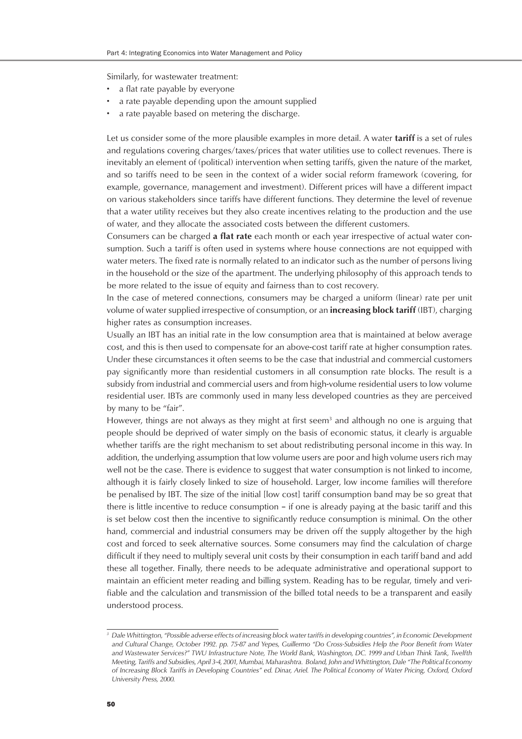Similarly, for wastewater treatment:

- a flat rate payable by everyone
- a rate payable depending upon the amount supplied
- a rate payable based on metering the discharge.

Let us consider some of the more plausible examples in more detail. A water **tariff** is a set of rules and regulations covering charges/taxes/prices that water utilities use to collect revenues. There is inevitably an element of (political) intervention when setting tariffs, given the nature of the market, and so tariffs need to be seen in the context of a wider social reform framework (covering, for example, governance, management and investment). Different prices will have a different impact on various stakeholders since tariffs have different functions. They determine the level of revenue that a water utility receives but they also create incentives relating to the production and the use of water, and they allocate the associated costs between the different customers.

Consumers can be charged **a flat rate** each month or each year irrespective of actual water consumption. Such a tariff is often used in systems where house connections are not equipped with water meters. The fixed rate is normally related to an indicator such as the number of persons living in the household or the size of the apartment. The underlying philosophy of this approach tends to be more related to the issue of equity and fairness than to cost recovery.

In the case of metered connections, consumers may be charged a uniform (linear) rate per unit volume of water supplied irrespective of consumption, or an **increasing block tariff** (IBT), charging higher rates as consumption increases.

Usually an IBT has an initial rate in the low consumption area that is maintained at below average cost, and this is then used to compensate for an above-cost tariff rate at higher consumption rates. Under these circumstances it often seems to be the case that industrial and commercial customers pay significantly more than residential customers in all consumption rate blocks. The result is a subsidy from industrial and commercial users and from high-volume residential users to low volume residential user. IBTs are commonly used in many less developed countries as they are perceived by many to be "fair".

However, things are not always as they might at first seem[3] and although no one is arguing that people should be deprived of water simply on the basis of economic status, it clearly is arguable whether tariffs are the right mechanism to set about redistributing personal income in this way. In addition, the underlying assumption that low volume users are poor and high volume users rich may well not be the case. There is evidence to suggest that water consumption is not linked to income, although it is fairly closely linked to size of household. Larger, low income families will therefore be penalised by IBT. The size of the initial [low cost] tariff consumption band may be so great that there is little incentive to reduce consumption – if one is already paying at the basic tariff and this is set below cost then the incentive to significantly reduce consumption is minimal. On the other hand, commercial and industrial consumers may be driven off the supply altogether by the high cost and forced to seek alternative sources. Some consumers may find the calculation of charge difficult if they need to multiply several unit costs by their consumption in each tariff band and add these all together. Finally, there needs to be adequate administrative and operational support to maintain an efficient meter reading and billing system. Reading has to be regular, timely and verifiable and the calculation and transmission of the billed total needs to be a transparent and easily understood process.

---

[3] *Dale Whittington, "Possible adverse effects of increasing block water tariffs in developing countries", in Economic Development and Cultural Change, October 1992. pp. 75-87 and Yepes, Guillermo "Do Cross-Subsidies Help the Poor Benefit from Water and Wastewater Services?" TWU Infrastructure Note, The World Bank, Washington, DC. 1999 and Urban Think Tank, Twelfth Meeting, Tariffs and Subsidies, April 3-4, 2001, Mumbai, Maharashtra. Boland, John and Whittington, Dale "The Political Economy of Increasing Block Tariffs in Developing Countries" ed. Dinar, Ariel. The Political Economy of Water Pricing, Oxford, Oxford University Press, 2000.*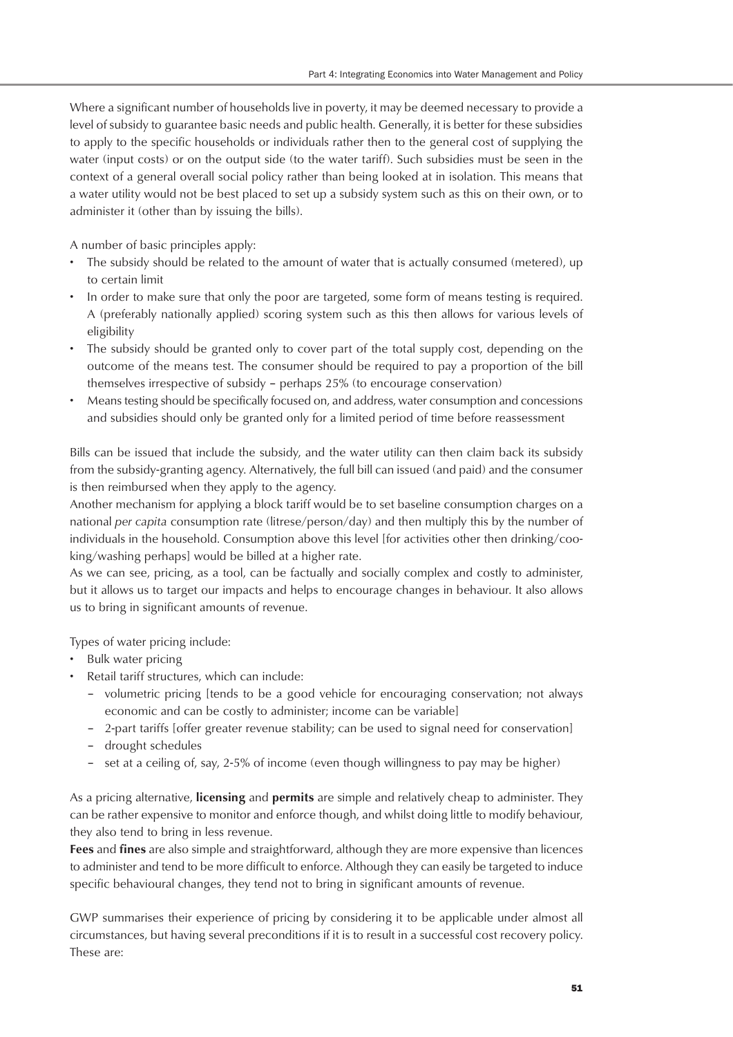Where a significant number of households live in poverty, it may be deemed necessary to provide a level of subsidy to guarantee basic needs and public health. Generally, it is better for these subsidies to apply to the specific households or individuals rather then to the general cost of supplying the water (input costs) or on the output side (to the water tariff). Such subsidies must be seen in the context of a general overall social policy rather than being looked at in isolation. This means that a water utility would not be best placed to set up a subsidy system such as this on their own, or to administer it (other than by issuing the bills).

A number of basic principles apply:

- The subsidy should be related to the amount of water that is actually consumed (metered), up to certain limit
- In order to make sure that only the poor are targeted, some form of means testing is required. A (preferably nationally applied) scoring system such as this then allows for various levels of eligibility
- The subsidy should be granted only to cover part of the total supply cost, depending on the outcome of the means test. The consumer should be required to pay a proportion of the bill themselves irrespective of subsidy – perhaps 25% (to encourage conservation)
- Means testing should be specifically focused on, and address, water consumption and concessions and subsidies should only be granted only for a limited period of time before reassessment

Bills can be issued that include the subsidy, and the water utility can then claim back its subsidy from the subsidy-granting agency. Alternatively, the full bill can issued (and paid) and the consumer is then reimbursed when they apply to the agency.
Another mechanism for applying a block tariff would be to set baseline consumption charges on a national *per capita* consumption rate (litrese/person/day) and then multiply this by the number of individuals in the household. Consumption above this level [for activities other then drinking/cooking/washing perhaps] would be billed at a higher rate.
As we can see, pricing, as a tool, can be factually and socially complex and costly to administer, but it allows us to target our impacts and helps to encourage changes in behaviour. It also allows us to bring in significant amounts of revenue.

Types of water pricing include:

- Bulk water pricing
- Retail tariff structures, which can include:
  - volumetric pricing [tends to be a good vehicle for encouraging conservation; not always economic and can be costly to administer; income can be variable]
  - 2-part tariffs [offer greater revenue stability; can be used to signal need for conservation]
  - drought schedules
  - set at a ceiling of, say, 2-5% of income (even though willingness to pay may be higher)

As a pricing alternative, **licensing** and **permits** are simple and relatively cheap to administer. They can be rather expensive to monitor and enforce though, and whilst doing little to modify behaviour, they also tend to bring in less revenue.
**Fees** and **fines** are also simple and straightforward, although they are more expensive than licences to administer and tend to be more difficult to enforce. Although they can easily be targeted to induce specific behavioural changes, they tend not to bring in significant amounts of revenue.

GWP summarises their experience of pricing by considering it to be applicable under almost all circumstances, but having several preconditions if it is to result in a successful cost recovery policy. These are: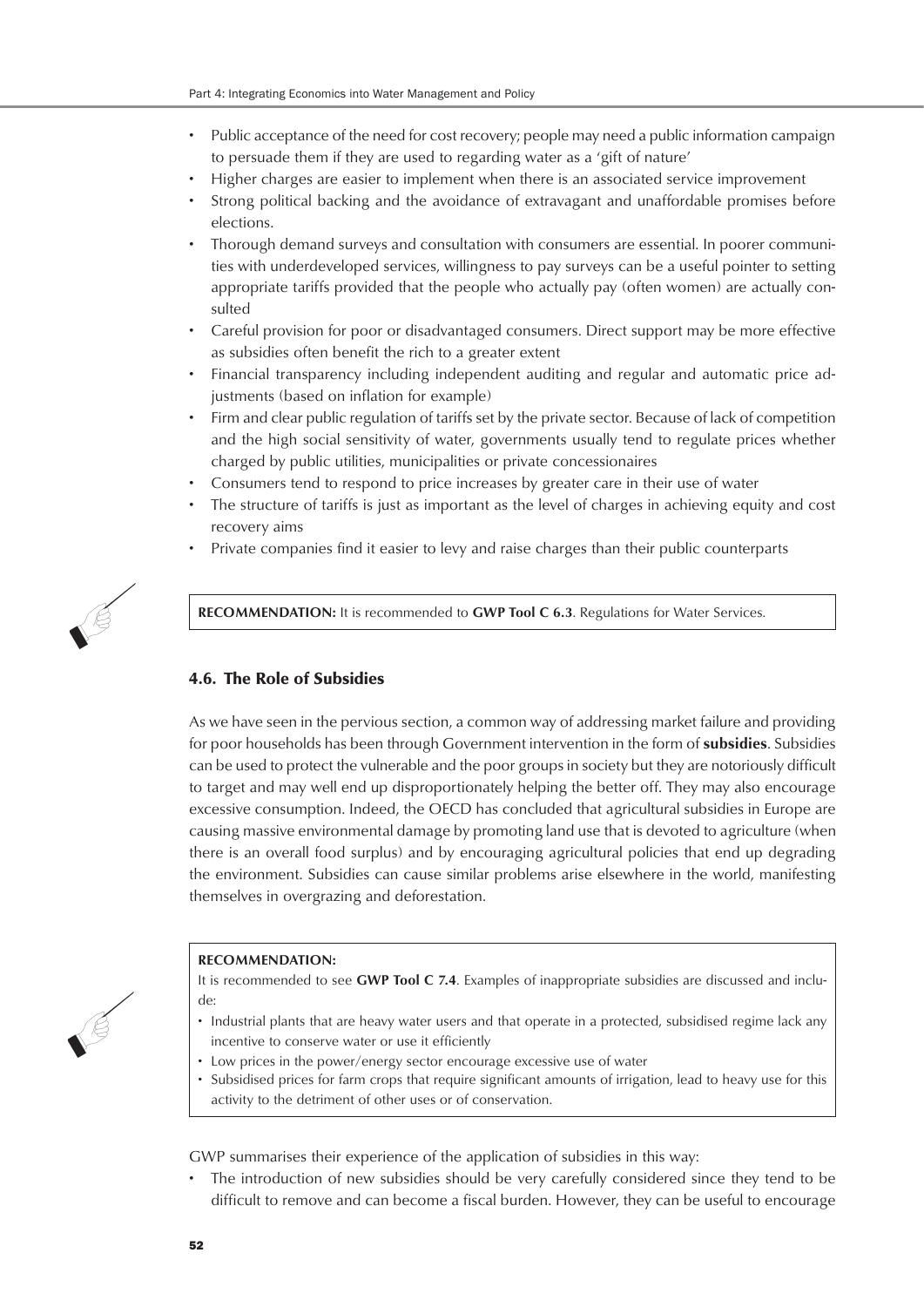- Public acceptance of the need for cost recovery; people may need a public information campaign to persuade them if they are used to regarding water as a 'gift of nature'
- Higher charges are easier to implement when there is an associated service improvement
- Strong political backing and the avoidance of extravagant and unaffordable promises before elections.
- Thorough demand surveys and consultation with consumers are essential. In poorer communities with underdeveloped services, willingness to pay surveys can be a useful pointer to setting appropriate tariffs provided that the people who actually pay (often women) are actually consulted
- Careful provision for poor or disadvantaged consumers. Direct support may be more effective as subsidies often benefit the rich to a greater extent
- Financial transparency including independent auditing and regular and automatic price adjustments (based on inflation for example)
- Firm and clear public regulation of tariffs set by the private sector. Because of lack of competition and the high social sensitivity of water, governments usually tend to regulate prices whether charged by public utilities, municipalities or private concessionaires
- Consumers tend to respond to price increases by greater care in their use of water
- The structure of tariffs is just as important as the level of charges in achieving equity and cost recovery aims
- Private companies find it easier to levy and raise charges than their public counterparts

> **RECOMMENDATION:** It is recommended to **GWP Tool C 6.3**. Regulations for Water Services.

### 4.6. The Role of Subsidies

As we have seen in the pervious section, a common way of addressing market failure and providing for poor households has been through Government intervention in the form of **subsidies**. Subsidies can be used to protect the vulnerable and the poor groups in society but they are notoriously difficult to target and may well end up disproportionately helping the better off. They may also encourage excessive consumption. Indeed, the OECD has concluded that agricultural subsidies in Europe are causing massive environmental damage by promoting land use that is devoted to agriculture (when there is an overall food surplus) and by encouraging agricultural policies that end up degrading the environment. Subsidies can cause similar problems arise elsewhere in the world, manifesting themselves in overgrazing and deforestation.

> **RECOMMENDATION:**
>
> It is recommended to see **GWP Tool C 7.4**. Examples of inappropriate subsidies are discussed and include:
>
> - Industrial plants that are heavy water users and that operate in a protected, subsidised regime lack any incentive to conserve water or use it efficiently
> - Low prices in the power/energy sector encourage excessive use of water
> - Subsidised prices for farm crops that require significant amounts of irrigation, lead to heavy use for this activity to the detriment of other uses or of conservation.

GWP summarises their experience of the application of subsidies in this way:

- The introduction of new subsidies should be very carefully considered since they tend to be difficult to remove and can become a fiscal burden. However, they can be useful to encourage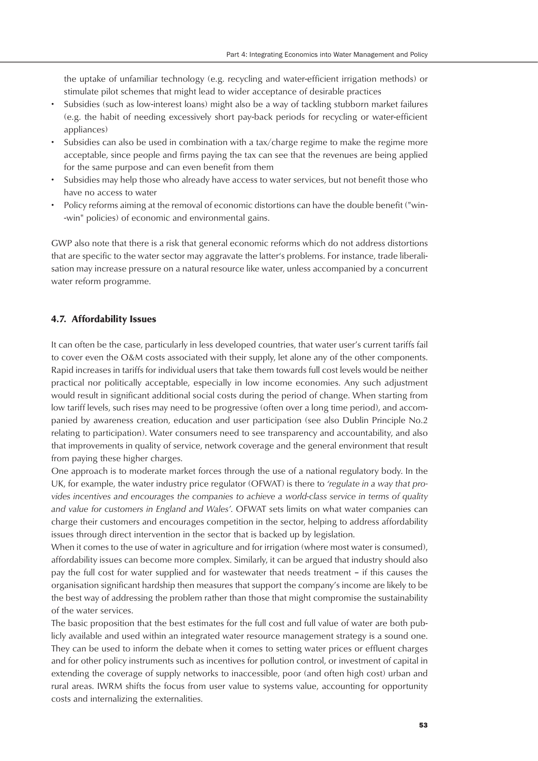the uptake of unfamiliar technology (e.g. recycling and water-efficient irrigation methods) or stimulate pilot schemes that might lead to wider acceptance of desirable practices

- Subsidies (such as low-interest loans) might also be a way of tackling stubborn market failures (e.g. the habit of needing excessively short pay-back periods for recycling or water-efficient appliances)
- Subsidies can also be used in combination with a tax/charge regime to make the regime more acceptable, since people and firms paying the tax can see that the revenues are being applied for the same purpose and can even benefit from them
- Subsidies may help those who already have access to water services, but not benefit those who have no access to water
- Policy reforms aiming at the removal of economic distortions can have the double benefit ("win--win" policies) of economic and environmental gains.

GWP also note that there is a risk that general economic reforms which do not address distortions that are specific to the water sector may aggravate the latter's problems. For instance, trade liberalisation may increase pressure on a natural resource like water, unless accompanied by a concurrent water reform programme.

## 4.7. Affordability Issues

It can often be the case, particularly in less developed countries, that water user's current tariffs fail to cover even the O&M costs associated with their supply, let alone any of the other components. Rapid increases in tariffs for individual users that take them towards full cost levels would be neither practical nor politically acceptable, especially in low income economies. Any such adjustment would result in significant additional social costs during the period of change. When starting from low tariff levels, such rises may need to be progressive (often over a long time period), and accompanied by awareness creation, education and user participation (see also Dublin Principle No.2 relating to participation). Water consumers need to see transparency and accountability, and also that improvements in quality of service, network coverage and the general environment that result from paying these higher charges.

One approach is to moderate market forces through the use of a national regulatory body. In the UK, for example, the water industry price regulator (OFWAT) is there to *'regulate in a way that provides incentives and encourages the companies to achieve a world-class service in terms of quality and value for customers in England and Wales'*. OFWAT sets limits on what water companies can charge their customers and encourages competition in the sector, helping to address affordability issues through direct intervention in the sector that is backed up by legislation.

When it comes to the use of water in agriculture and for irrigation (where most water is consumed), affordability issues can become more complex. Similarly, it can be argued that industry should also pay the full cost for water supplied and for wastewater that needs treatment – if this causes the organisation significant hardship then measures that support the company's income are likely to be the best way of addressing the problem rather than those that might compromise the sustainability of the water services.

The basic proposition that the best estimates for the full cost and full value of water are both publicly available and used within an integrated water resource management strategy is a sound one. They can be used to inform the debate when it comes to setting water prices or effluent charges and for other policy instruments such as incentives for pollution control, or investment of capital in extending the coverage of supply networks to inaccessible, poor (and often high cost) urban and rural areas. IWRM shifts the focus from user value to systems value, accounting for opportunity costs and internalizing the externalities.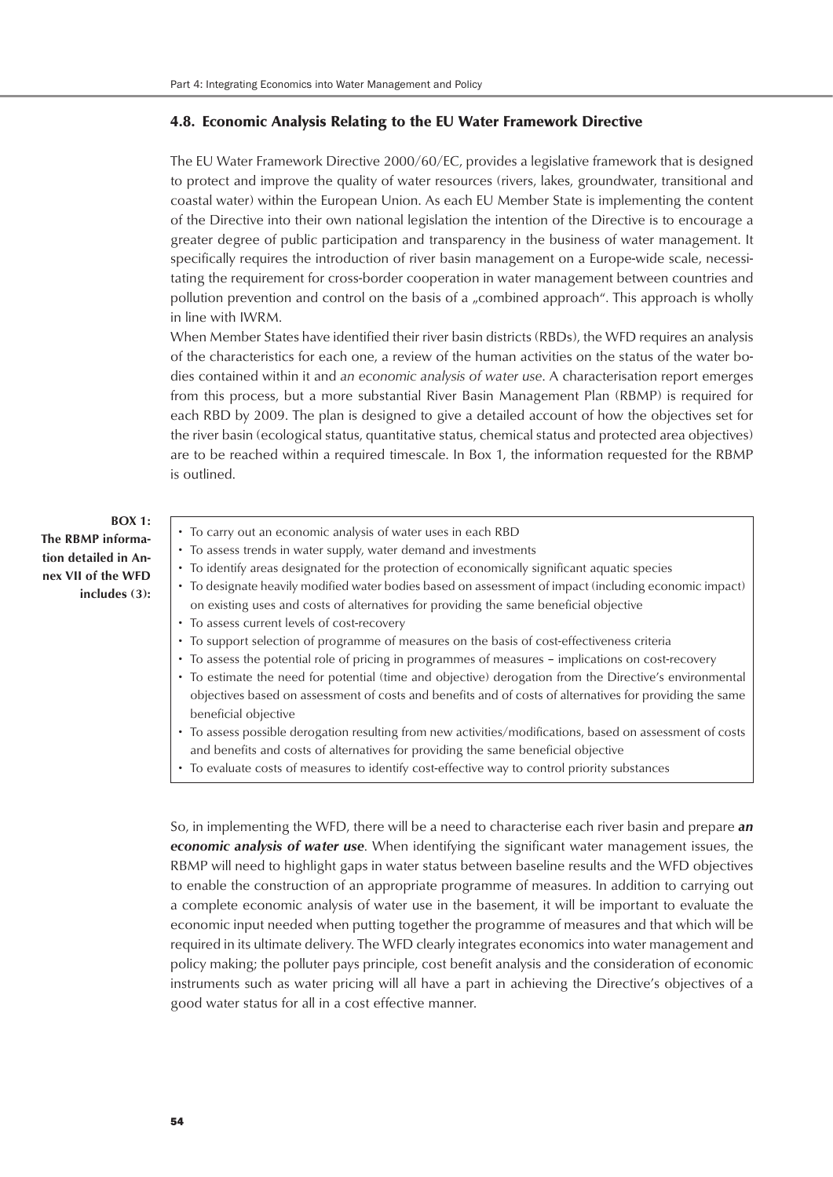## 4.8. Economic Analysis Relating to the EU Water Framework Directive

The EU Water Framework Directive 2000/60/EC, provides a legislative framework that is designed to protect and improve the quality of water resources (rivers, lakes, groundwater, transitional and coastal water) within the European Union. As each EU Member State is implementing the content of the Directive into their own national legislation the intention of the Directive is to encourage a greater degree of public participation and transparency in the business of water management. It specifically requires the introduction of river basin management on a Europe-wide scale, necessitating the requirement for cross-border cooperation in water management between countries and pollution prevention and control on the basis of a „combined approach". This approach is wholly in line with IWRM.

When Member States have identified their river basin districts (RBDs), the WFD requires an analysis of the characteristics for each one, a review of the human activities on the status of the water bodies contained within it and *an economic analysis of water use*. A characterisation report emerges from this process, but a more substantial River Basin Management Plan (RBMP) is required for each RBD by 2009. The plan is designed to give a detailed account of how the objectives set for the river basin (ecological status, quantitative status, chemical status and protected area objectives) are to be reached within a required timescale. In Box 1, the information requested for the RBMP is outlined.

**BOX 1: The RBMP information detailed in Annex VII of the WFD includes (3):**

- To carry out an economic analysis of water uses in each RBD
- To assess trends in water supply, water demand and investments
- To identify areas designated for the protection of economically significant aquatic species
- To designate heavily modified water bodies based on assessment of impact (including economic impact) on existing uses and costs of alternatives for providing the same beneficial objective
- To assess current levels of cost-recovery
- To support selection of programme of measures on the basis of cost-effectiveness criteria
- To assess the potential role of pricing in programmes of measures – implications on cost-recovery
- To estimate the need for potential (time and objective) derogation from the Directive's environmental objectives based on assessment of costs and benefits and of costs of alternatives for providing the same beneficial objective
- To assess possible derogation resulting from new activities/modifications, based on assessment of costs and benefits and costs of alternatives for providing the same beneficial objective
- To evaluate costs of measures to identify cost-effective way to control priority substances

So, in implementing the WFD, there will be a need to characterise each river basin and prepare ***an economic analysis of water use***. When identifying the significant water management issues, the RBMP will need to highlight gaps in water status between baseline results and the WFD objectives to enable the construction of an appropriate programme of measures. In addition to carrying out a complete economic analysis of water use in the basement, it will be important to evaluate the economic input needed when putting together the programme of measures and that which will be required in its ultimate delivery. The WFD clearly integrates economics into water management and policy making; the polluter pays principle, cost benefit analysis and the consideration of economic instruments such as water pricing will all have a part in achieving the Directive's objectives of a good water status for all in a cost effective manner.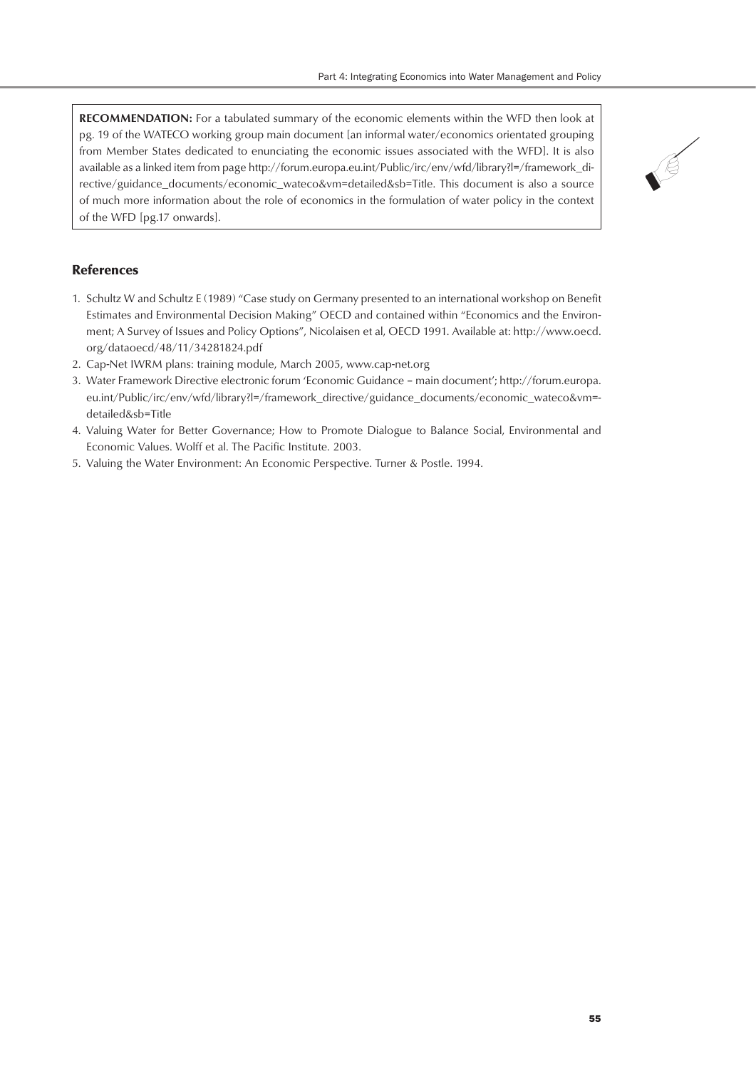**RECOMMENDATION:** For a tabulated summary of the economic elements within the WFD then look at pg. 19 of the WATECO working group main document [an informal water/economics orientated grouping from Member States dedicated to enunciating the economic issues associated with the WFD]. It is also available as a linked item from page http://forum.europa.eu.int/Public/irc/env/wfd/library?l=/framework_directive/guidance_documents/economic_wateco&vm=detailed&sb=Title. This document is also a source of much more information about the role of economics in the formulation of water policy in the context of the WFD [pg.17 onwards].

## References

1. Schultz W and Schultz E (1989) "Case study on Germany presented to an international workshop on Benefit Estimates and Environmental Decision Making" OECD and contained within "Economics and the Environment; A Survey of Issues and Policy Options", Nicolaisen et al, OECD 1991. Available at: http://www.oecd.org/dataoecd/48/11/34281824.pdf
2. Cap-Net IWRM plans: training module, March 2005, www.cap-net.org
3. Water Framework Directive electronic forum 'Economic Guidance – main document'; http://forum.europa.eu.int/Public/irc/env/wfd/library?l=/framework_directive/guidance_documents/economic_wateco&vm=detailed&sb=Title
4. Valuing Water for Better Governance; How to Promote Dialogue to Balance Social, Environmental and Economic Values. Wolff et al. The Pacific Institute. 2003.
5. Valuing the Water Environment: An Economic Perspective. Turner & Postle. 1994.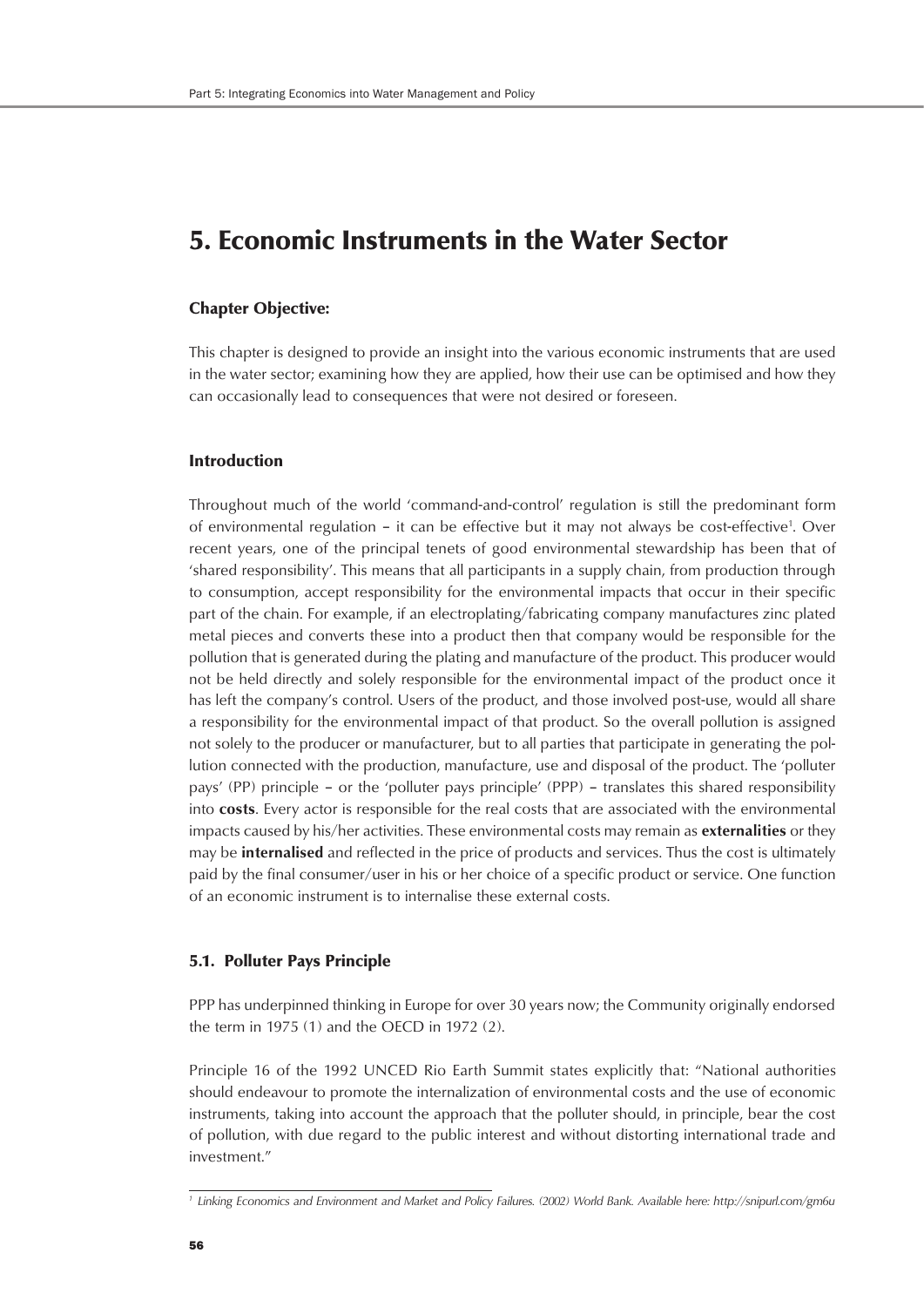# 5. Economic Instruments in the Water Sector

### Chapter Objective:

This chapter is designed to provide an insight into the various economic instruments that are used in the water sector; examining how they are applied, how their use can be optimised and how they can occasionally lead to consequences that were not desired or foreseen.

### Introduction

Throughout much of the world 'command-and-control' regulation is still the predominant form of environmental regulation – it can be effective but it may not always be cost-effective[1]. Over recent years, one of the principal tenets of good environmental stewardship has been that of 'shared responsibility'. This means that all participants in a supply chain, from production through to consumption, accept responsibility for the environmental impacts that occur in their specific part of the chain. For example, if an electroplating/fabricating company manufactures zinc plated metal pieces and converts these into a product then that company would be responsible for the pollution that is generated during the plating and manufacture of the product. This producer would not be held directly and solely responsible for the environmental impact of the product once it has left the company's control. Users of the product, and those involved post-use, would all share a responsibility for the environmental impact of that product. So the overall pollution is assigned not solely to the producer or manufacturer, but to all parties that participate in generating the pollution connected with the production, manufacture, use and disposal of the product. The 'polluter pays' (PP) principle – or the 'polluter pays principle' (PPP) – translates this shared responsibility into **costs**. Every actor is responsible for the real costs that are associated with the environmental impacts caused by his/her activities. These environmental costs may remain as **externalities** or they may be **internalised** and reflected in the price of products and services. Thus the cost is ultimately paid by the final consumer/user in his or her choice of a specific product or service. One function of an economic instrument is to internalise these external costs.

### 5.1. Polluter Pays Principle

PPP has underpinned thinking in Europe for over 30 years now; the Community originally endorsed the term in 1975 (1) and the OECD in 1972 (2).

Principle 16 of the 1992 UNCED Rio Earth Summit states explicitly that: "National authorities should endeavour to promote the internalization of environmental costs and the use of economic instruments, taking into account the approach that the polluter should, in principle, bear the cost of pollution, with due regard to the public interest and without distorting international trade and investment."

---

[1] *Linking Economics and Environment and Market and Policy Failures. (2002) World Bank. Available here: http://snipurl.com/gm6u*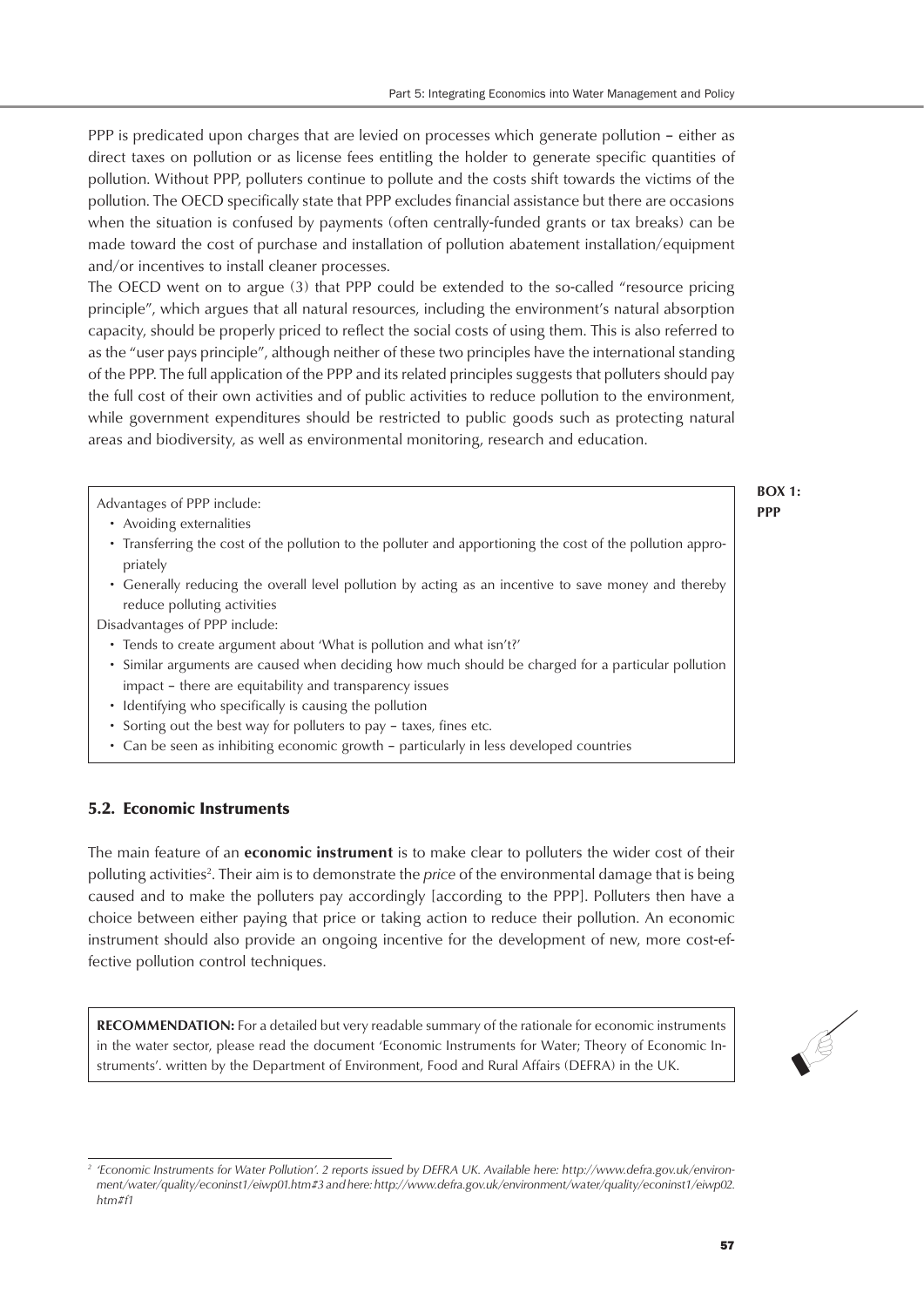PPP is predicated upon charges that are levied on processes which generate pollution – either as direct taxes on pollution or as license fees entitling the holder to generate specific quantities of pollution. Without PPP, polluters continue to pollute and the costs shift towards the victims of the pollution. The OECD specifically state that PPP excludes financial assistance but there are occasions when the situation is confused by payments (often centrally-funded grants or tax breaks) can be made toward the cost of purchase and installation of pollution abatement installation/equipment and/or incentives to install cleaner processes.

The OECD went on to argue (3) that PPP could be extended to the so-called "resource pricing principle", which argues that all natural resources, including the environment's natural absorption capacity, should be properly priced to reflect the social costs of using them. This is also referred to as the "user pays principle", although neither of these two principles have the international standing of the PPP. The full application of the PPP and its related principles suggests that polluters should pay the full cost of their own activities and of public activities to reduce pollution to the environment, while government expenditures should be restricted to public goods such as protecting natural areas and biodiversity, as well as environmental monitoring, research and education.

**BOX 1: PPP**

Advantages of PPP include:

- Avoiding externalities
- Transferring the cost of the pollution to the polluter and apportioning the cost of the pollution appropriately
- Generally reducing the overall level pollution by acting as an incentive to save money and thereby reduce polluting activities

Disadvantages of PPP include:

- Tends to create argument about 'What is pollution and what isn't?'
- Similar arguments are caused when deciding how much should be charged for a particular pollution impact – there are equitability and transparency issues
- Identifying who specifically is causing the pollution
- Sorting out the best way for polluters to pay – taxes, fines etc.
- Can be seen as inhibiting economic growth – particularly in less developed countries

## 5.2. Economic Instruments

The main feature of an **economic instrument** is to make clear to polluters the wider cost of their polluting activities[2]. Their aim is to demonstrate the *price* of the environmental damage that is being caused and to make the polluters pay accordingly [according to the PPP]. Polluters then have a choice between either paying that price or taking action to reduce their pollution. An economic instrument should also provide an ongoing incentive for the development of new, more cost-effective pollution control techniques.

**RECOMMENDATION:** For a detailed but very readable summary of the rationale for economic instruments in the water sector, please read the document 'Economic Instruments for Water; Theory of Economic Instruments'. written by the Department of Environment, Food and Rural Affairs (DEFRA) in the UK.

[2] *'Economic Instruments for Water Pollution'. 2 reports issued by DEFRA UK. Available here: http://www.defra.gov.uk/environment/water/quality/econinst1/eiwp01.htm#3 and here: http://www.defra.gov.uk/environment/water/quality/econinst1/eiwp02.htm#f1*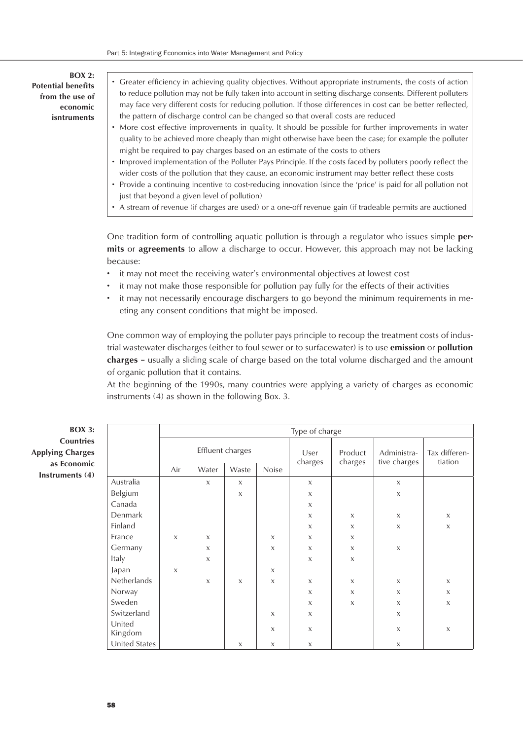**BOX 2: Potential benefits from the use of economic isntruments**

- Greater efficiency in achieving quality objectives. Without appropriate instruments, the costs of action to reduce pollution may not be fully taken into account in setting discharge consents. Different polluters may face very different costs for reducing pollution. If those differences in cost can be better reflected, the pattern of discharge control can be changed so that overall costs are reduced
- More cost effective improvements in quality. It should be possible for further improvements in water quality to be achieved more cheaply than might otherwise have been the case; for example the polluter might be required to pay charges based on an estimate of the costs to others
- Improved implementation of the Polluter Pays Principle. If the costs faced by polluters poorly reflect the wider costs of the pollution that they cause, an economic instrument may better reflect these costs
- Provide a continuing incentive to cost-reducing innovation (since the 'price' is paid for all pollution not just that beyond a given level of pollution)
- A stream of revenue (if charges are used) or a one-off revenue gain (if tradeable permits are auctioned

One tradition form of controlling aquatic pollution is through a regulator who issues simple **permits** or **agreements** to allow a discharge to occur. However, this approach may not be lacking because:

- it may not meet the receiving water's environmental objectives at lowest cost
- it may not make those responsible for pollution pay fully for the effects of their activities
- it may not necessarily encourage dischargers to go beyond the minimum requirements in meeting any consent conditions that might be imposed.

One common way of employing the polluter pays principle to recoup the treatment costs of industrial wastewater discharges (either to foul sewer or to surfacewater) is to use **emission** or **pollution charges** – usually a sliding scale of charge based on the total volume discharged and the amount of organic pollution that it contains.
At the beginning of the 1990s, many countries were applying a variety of charges as economic instruments (4) as shown in the following Box. 3.

**BOX 3: Countries Applying Charges as Economic Instruments (4)**

| | Type of charge | | | | | | | |
|---|---|---|---|---|---|---|---|---|
| | Effluent charges | | | | User charges | Product charges | Administrative charges | Tax differentiation |
| | Air | Water | Waste | Noise | | | | |
| Australia | | x | x | | x | | x | |
| Belgium | | | x | | x | | x | |
| Canada | | | | | x | | | |
| Denmark | | | | | x | x | x | x |
| Finland | | | | | x | x | x | x |
| France | x | x | | x | x | x | | |
| Germany | | x | | x | x | x | x | |
| Italy | | x | | | x | x | | |
| Japan | x | | | x | | | | |
| Netherlands | | x | x | x | x | x | x | x |
| Norway | | | | | x | x | x | x |
| Sweden | | | | | x | x | x | x |
| Switzerland | | | | x | x | | x | |
| United Kingdom | | | | x | x | | x | x |
| United States | | | x | x | x | | x | |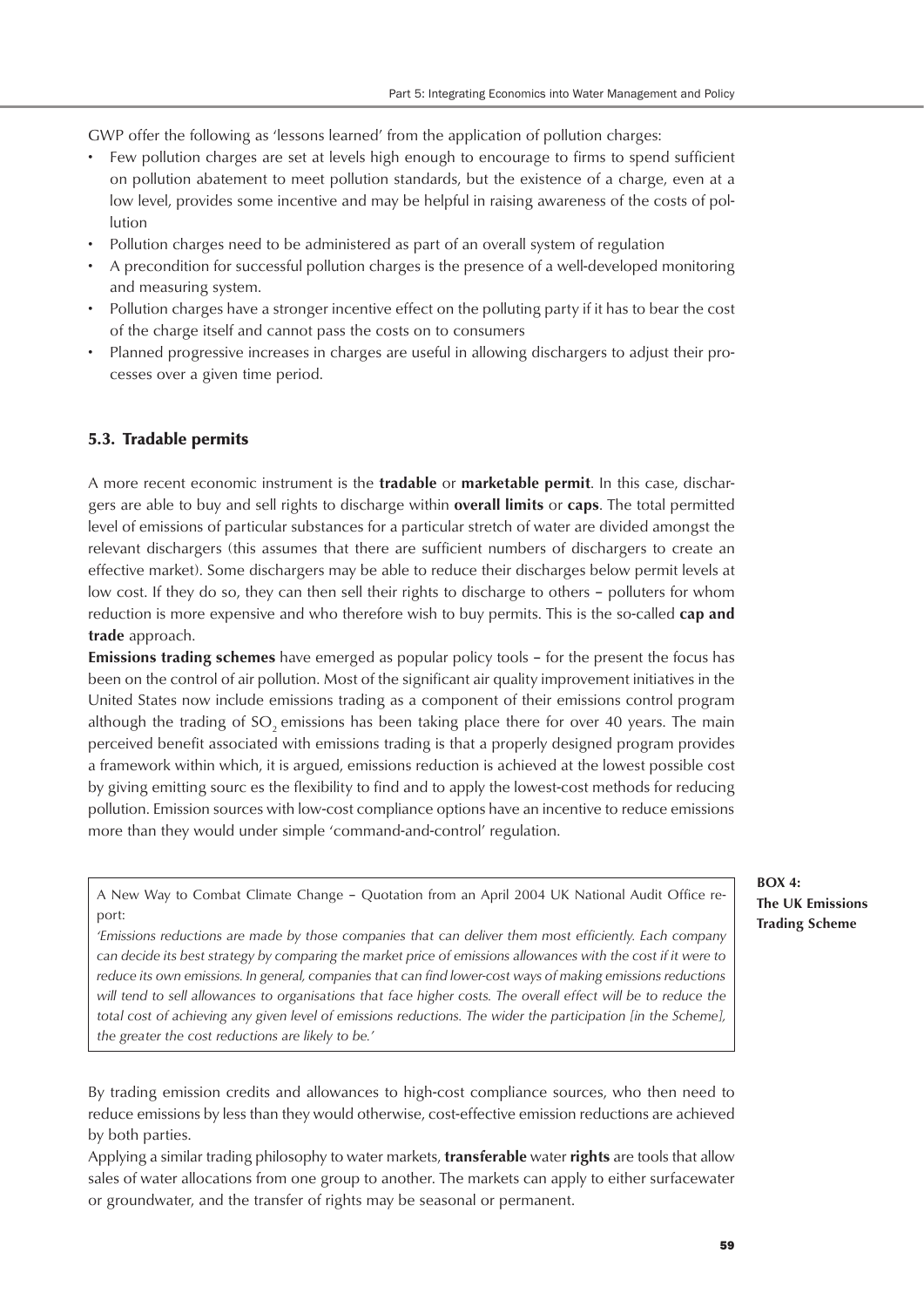GWP offer the following as 'lessons learned' from the application of pollution charges:

- Few pollution charges are set at levels high enough to encourage to firms to spend sufficient on pollution abatement to meet pollution standards, but the existence of a charge, even at a low level, provides some incentive and may be helpful in raising awareness of the costs of pollution
- Pollution charges need to be administered as part of an overall system of regulation
- A precondition for successful pollution charges is the presence of a well-developed monitoring and measuring system.
- Pollution charges have a stronger incentive effect on the polluting party if it has to bear the cost of the charge itself and cannot pass the costs on to consumers
- Planned progressive increases in charges are useful in allowing dischargers to adjust their processes over a given time period.

### 5.3. Tradable permits

A more recent economic instrument is the **tradable** or **marketable permit**. In this case, dischargers are able to buy and sell rights to discharge within **overall limits** or **caps**. The total permitted level of emissions of particular substances for a particular stretch of water are divided amongst the relevant dischargers (this assumes that there are sufficient numbers of dischargers to create an effective market). Some dischargers may be able to reduce their discharges below permit levels at low cost. If they do so, they can then sell their rights to discharge to others – polluters for whom reduction is more expensive and who therefore wish to buy permits. This is the so-called **cap and trade** approach.

**Emissions trading schemes** have emerged as popular policy tools – for the present the focus has been on the control of air pollution. Most of the significant air quality improvement initiatives in the United States now include emissions trading as a component of their emissions control program although the trading of $SO_2$ emissions has been taking place there for over 40 years. The main perceived benefit associated with emissions trading is that a properly designed program provides a framework within which, it is argued, emissions reduction is achieved at the lowest possible cost by giving emitting sourc es the flexibility to find and to apply the lowest-cost methods for reducing pollution. Emission sources with low-cost compliance options have an incentive to reduce emissions more than they would under simple 'command-and-control' regulation.

**BOX 4: The UK Emissions Trading Scheme**

> A New Way to Combat Climate Change – Quotation from an April 2004 UK National Audit Office report:
>
> *'Emissions reductions are made by those companies that can deliver them most efficiently. Each company can decide its best strategy by comparing the market price of emissions allowances with the cost if it were to reduce its own emissions. In general, companies that can find lower-cost ways of making emissions reductions will tend to sell allowances to organisations that face higher costs. The overall effect will be to reduce the total cost of achieving any given level of emissions reductions. The wider the participation [in the Scheme], the greater the cost reductions are likely to be.'*

By trading emission credits and allowances to high-cost compliance sources, who then need to reduce emissions by less than they would otherwise, cost-effective emission reductions are achieved by both parties.

Applying a similar trading philosophy to water markets, **transferable** water **rights** are tools that allow sales of water allocations from one group to another. The markets can apply to either surfacewater or groundwater, and the transfer of rights may be seasonal or permanent.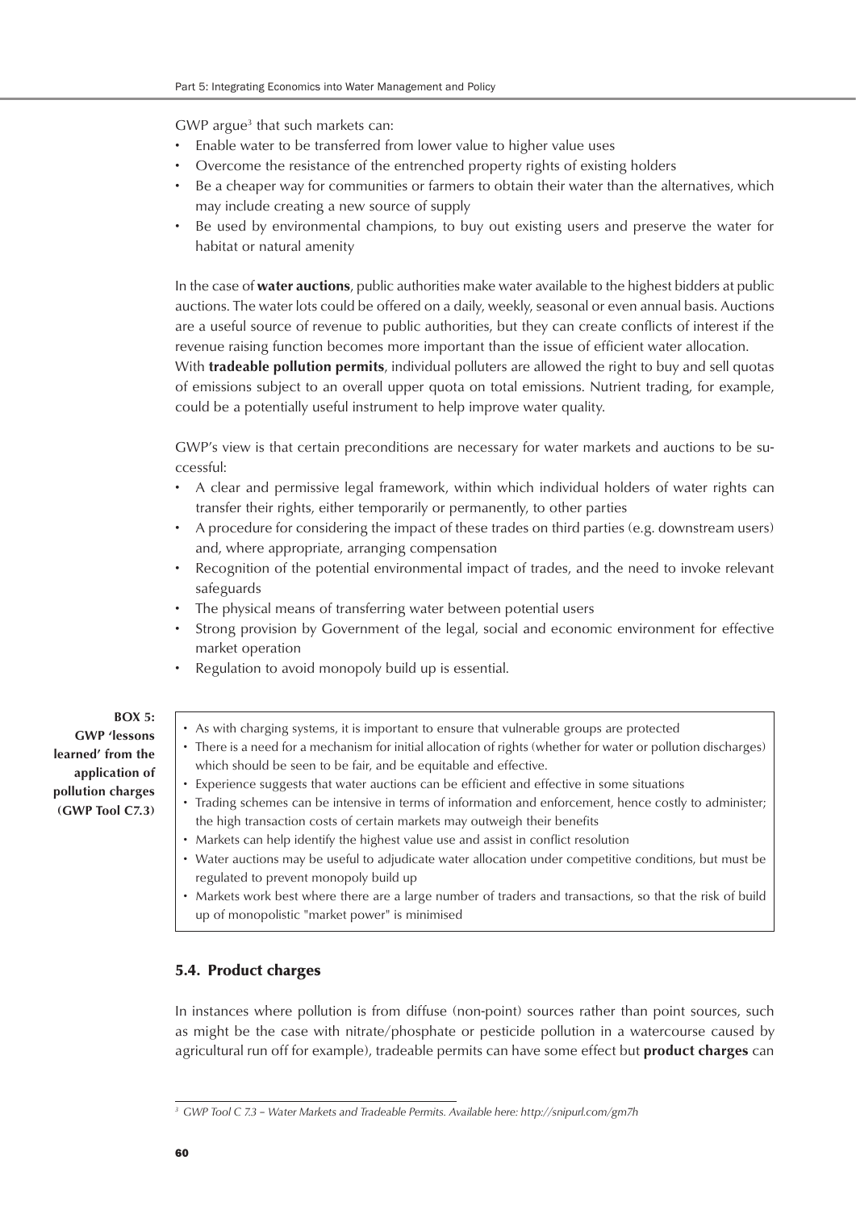GWP argue[3] that such markets can:

- Enable water to be transferred from lower value to higher value uses
- Overcome the resistance of the entrenched property rights of existing holders
- Be a cheaper way for communities or farmers to obtain their water than the alternatives, which may include creating a new source of supply
- Be used by environmental champions, to buy out existing users and preserve the water for habitat or natural amenity

In the case of **water auctions**, public authorities make water available to the highest bidders at public auctions. The water lots could be offered on a daily, weekly, seasonal or even annual basis. Auctions are a useful source of revenue to public authorities, but they can create conflicts of interest if the revenue raising function becomes more important than the issue of efficient water allocation.
With **tradeable pollution permits**, individual polluters are allowed the right to buy and sell quotas of emissions subject to an overall upper quota on total emissions. Nutrient trading, for example, could be a potentially useful instrument to help improve water quality.

GWP's view is that certain preconditions are necessary for water markets and auctions to be successful:

- A clear and permissive legal framework, within which individual holders of water rights can transfer their rights, either temporarily or permanently, to other parties
- A procedure for considering the impact of these trades on third parties (e.g. downstream users) and, where appropriate, arranging compensation
- Recognition of the potential environmental impact of trades, and the need to invoke relevant safeguards
- The physical means of transferring water between potential users
- Strong provision by Government of the legal, social and economic environment for effective market operation
- Regulation to avoid monopoly build up is essential.

**BOX 5: GWP 'lessons learned' from the application of pollution charges (GWP Tool C7.3)**

- As with charging systems, it is important to ensure that vulnerable groups are protected
- There is a need for a mechanism for initial allocation of rights (whether for water or pollution discharges) which should be seen to be fair, and be equitable and effective.
- Experience suggests that water auctions can be efficient and effective in some situations
- Trading schemes can be intensive in terms of information and enforcement, hence costly to administer; the high transaction costs of certain markets may outweigh their benefits
- Markets can help identify the highest value use and assist in conflict resolution
- Water auctions may be useful to adjudicate water allocation under competitive conditions, but must be regulated to prevent monopoly build up
- Markets work best where there are a large number of traders and transactions, so that the risk of build up of monopolistic "market power" is minimised

## 5.4. Product charges

In instances where pollution is from diffuse (non-point) sources rather than point sources, such as might be the case with nitrate/phosphate or pesticide pollution in a watercourse caused by agricultural run off for example), tradeable permits can have some effect but **product charges** can

[3] *GWP Tool C 7.3 – Water Markets and Tradeable Permits. Available here: http://snipurl.com/gm7h*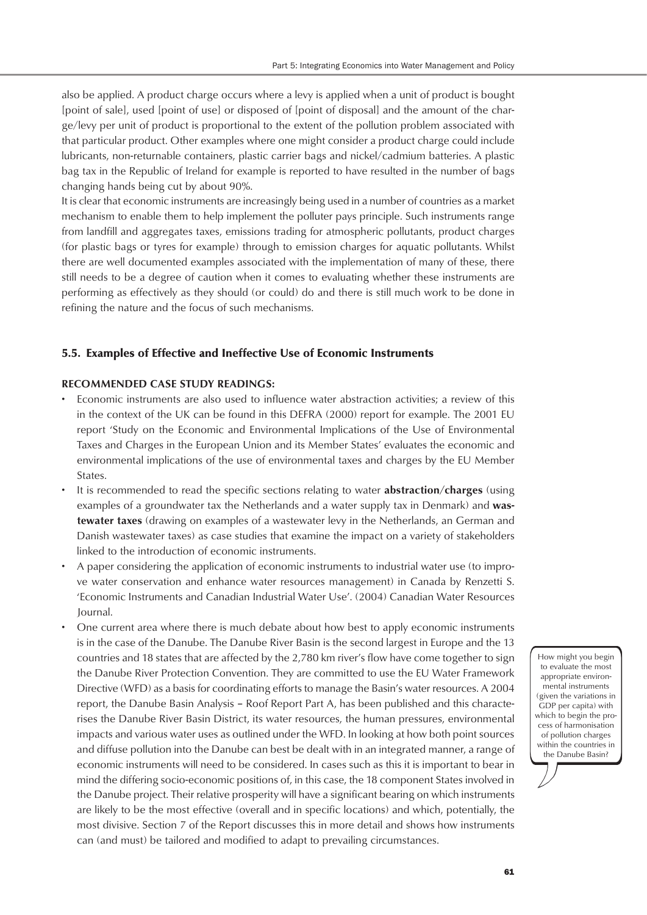also be applied. A product charge occurs where a levy is applied when a unit of product is bought [point of sale], used [point of use] or disposed of [point of disposal] and the amount of the charge/levy per unit of product is proportional to the extent of the pollution problem associated with that particular product. Other examples where one might consider a product charge could include lubricants, non-returnable containers, plastic carrier bags and nickel/cadmium batteries. A plastic bag tax in the Republic of Ireland for example is reported to have resulted in the number of bags changing hands being cut by about 90%.

It is clear that economic instruments are increasingly being used in a number of countries as a market mechanism to enable them to help implement the polluter pays principle. Such instruments range from landfill and aggregates taxes, emissions trading for atmospheric pollutants, product charges (for plastic bags or tyres for example) through to emission charges for aquatic pollutants. Whilst there are well documented examples associated with the implementation of many of these, there still needs to be a degree of caution when it comes to evaluating whether these instruments are performing as effectively as they should (or could) do and there is still much work to be done in refining the nature and the focus of such mechanisms.

## 5.5. Examples of Effective and Ineffective Use of Economic Instruments

**RECOMMENDED CASE STUDY READINGS:**

- Economic instruments are also used to influence water abstraction activities; a review of this in the context of the UK can be found in this DEFRA (2000) report for example. The 2001 EU report 'Study on the Economic and Environmental Implications of the Use of Environmental Taxes and Charges in the European Union and its Member States' evaluates the economic and environmental implications of the use of environmental taxes and charges by the EU Member States.
- It is recommended to read the specific sections relating to water **abstraction/charges** (using examples of a groundwater tax the Netherlands and a water supply tax in Denmark) and **wastewater taxes** (drawing on examples of a wastewater levy in the Netherlands, an German and Danish wastewater taxes) as case studies that examine the impact on a variety of stakeholders linked to the introduction of economic instruments.
- A paper considering the application of economic instruments to industrial water use (to improve water conservation and enhance water resources management) in Canada by Renzetti S. 'Economic Instruments and Canadian Industrial Water Use'. (2004) Canadian Water Resources Journal.
- One current area where there is much debate about how best to apply economic instruments is in the case of the Danube. The Danube River Basin is the second largest in Europe and the 13 countries and 18 states that are affected by the 2,780 km river's flow have come together to sign the Danube River Protection Convention. They are committed to use the EU Water Framework Directive (WFD) as a basis for coordinating efforts to manage the Basin's water resources. A 2004 report, the Danube Basin Analysis – Roof Report Part A, has been published and this characterises the Danube River Basin District, its water resources, the human pressures, environmental impacts and various water uses as outlined under the WFD. In looking at how both point sources and diffuse pollution into the Danube can best be dealt with in an integrated manner, a range of economic instruments will need to be considered. In cases such as this it is important to bear in mind the differing socio-economic positions of, in this case, the 18 component States involved in the Danube project. Their relative prosperity will have a significant bearing on which instruments are likely to be the most effective (overall and in specific locations) and which, potentially, the most divisive. Section 7 of the Report discusses this in more detail and shows how instruments can (and must) be tailored and modified to adapt to prevailing circumstances.

> How might you begin to evaluate the most appropriate environmental instruments (given the variations in GDP per capita) with which to begin the process of harmonisation of pollution charges within the countries in the Danube Basin?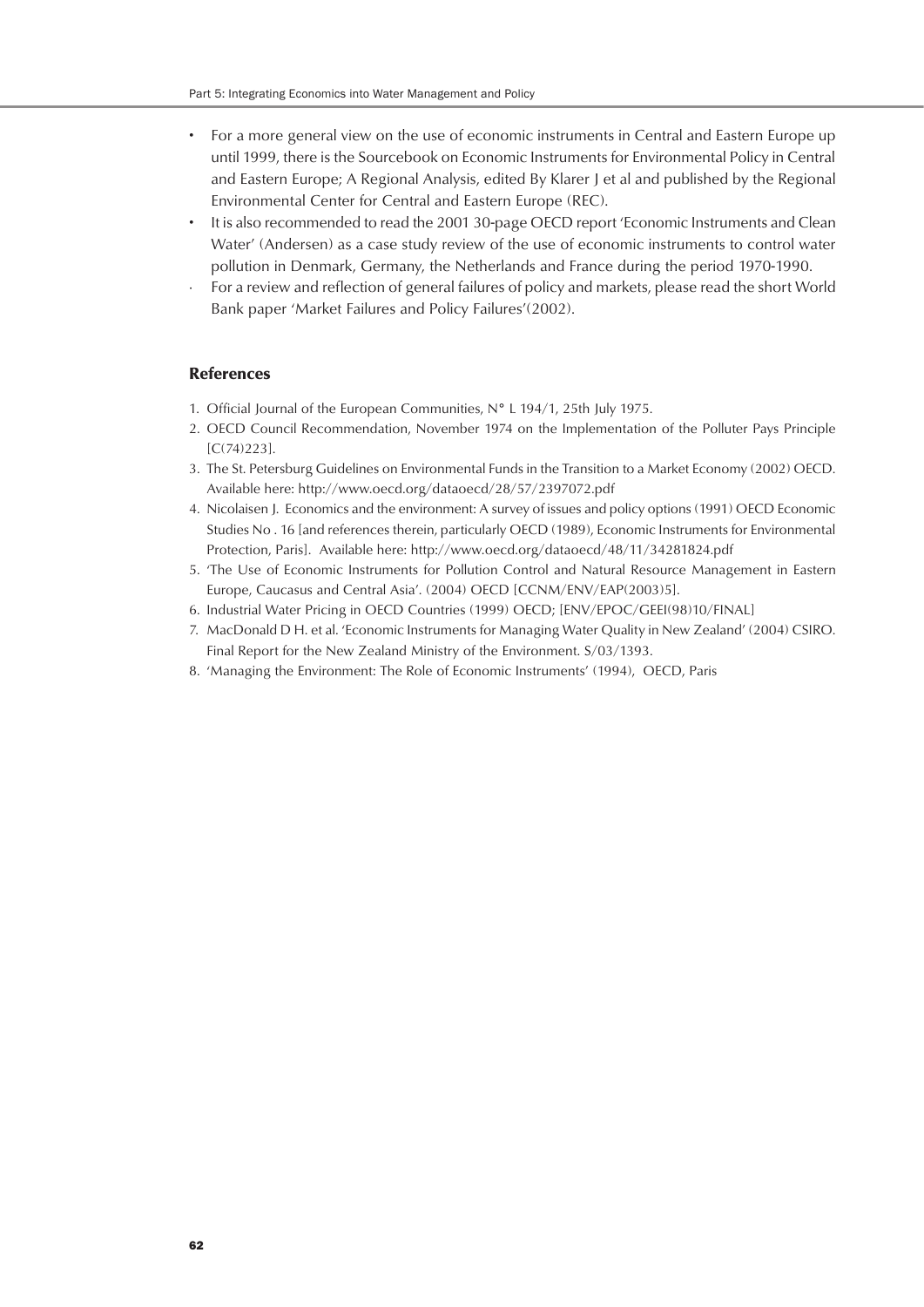- For a more general view on the use of economic instruments in Central and Eastern Europe up until 1999, there is the Sourcebook on Economic Instruments for Environmental Policy in Central and Eastern Europe; A Regional Analysis, edited By Klarer J et al and published by the Regional Environmental Center for Central and Eastern Europe (REC).
- It is also recommended to read the 2001 30-page OECD report 'Economic Instruments and Clean Water' (Andersen) as a case study review of the use of economic instruments to control water pollution in Denmark, Germany, the Netherlands and France during the period 1970-1990.
- For a review and reflection of general failures of policy and markets, please read the short World Bank paper 'Market Failures and Policy Failures'(2002).

### References

1. Official Journal of the European Communities, N° L 194/1, 25th July 1975.
2. OECD Council Recommendation, November 1974 on the Implementation of the Polluter Pays Principle [C(74)223].
3. The St. Petersburg Guidelines on Environmental Funds in the Transition to a Market Economy (2002) OECD. Available here: http://www.oecd.org/dataoecd/28/57/2397072.pdf
4. Nicolaisen J. Economics and the environment: A survey of issues and policy options (1991) OECD Economic Studies No . 16 [and references therein, particularly OECD (1989), Economic Instruments for Environmental Protection, Paris]. Available here: http://www.oecd.org/dataoecd/48/11/34281824.pdf
5. 'The Use of Economic Instruments for Pollution Control and Natural Resource Management in Eastern Europe, Caucasus and Central Asia'. (2004) OECD [CCNM/ENV/EAP(2003)5].
6. Industrial Water Pricing in OECD Countries (1999) OECD; [ENV/EPOC/GEEI(98)10/FINAL]
7. MacDonald D H. et al. 'Economic Instruments for Managing Water Quality in New Zealand' (2004) CSIRO. Final Report for the New Zealand Ministry of the Environment. S/03/1393.
8. 'Managing the Environment: The Role of Economic Instruments' (1994), OECD, Paris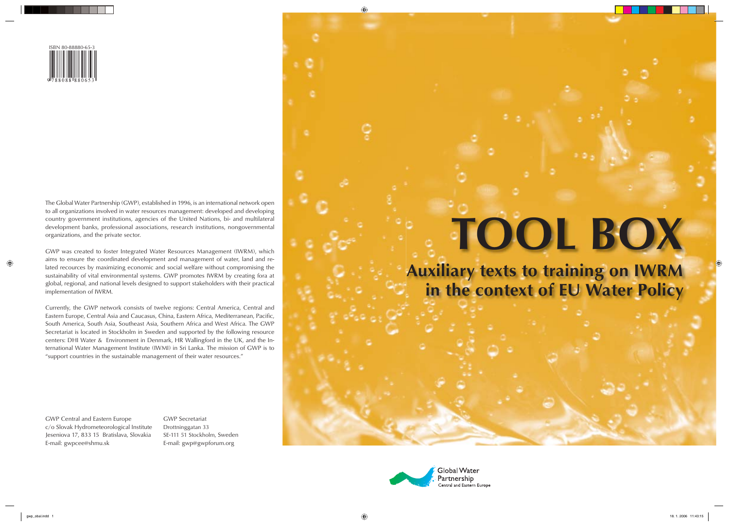ISBN 80-88880-65-3

The Global Water Partnership (GWP), established in 1996, is an international network open to all organizations involved in water resources management: developed and developing country government institutions, agencies of the United Nations, bi- and multilateral development banks, professional associations, research institutions, nongovernmental organizations, and the private sector.

GWP was created to foster Integrated Water Resources Management (IWRM), which aims to ensure the coordinated development and management of water, land and related recources by maximizing economic and social welfare without compromising the sustainability of vital environmental systems. GWP promotes IWRM by creating fora at global, regional, and national levels designed to support stakeholders with their practical implementation of IWRM.

Currently, the GWP network consists of twelve regions: Central America, Central and Eastern Europe, Central Asia and Caucasus, China, Eastern Africa, Mediterranean, Pacific, South America, South Asia, Southeast Asia, Southern Africa and West Africa. The GWP Secretariat is located in Stockholm in Sweden and supported by the following resource centers: DHI Water & Environment in Denmark, HR Wallingford in the UK, and the International Water Management Institute (IWMI) in Sri Lanka. The mission of GWP is to "support countries in the sustainable management of their water resources."

GWP Central and Eastern Europe
c/o Slovak Hydrometeorological Institute
Jeseniova 17, 833 15 Bratislava, Slovakia
E-mail: gwpcee@shmu.sk

GWP Secretariat
Drottninggatan 33
SE-111 51 Stockholm, Sweden
E-mail: gwp@gwpforum.org

# TOOL BOX

## Auxiliary texts to training on IWRM in the context of EU Water Policy

Global Water Partnership
Central and Eastern Europe